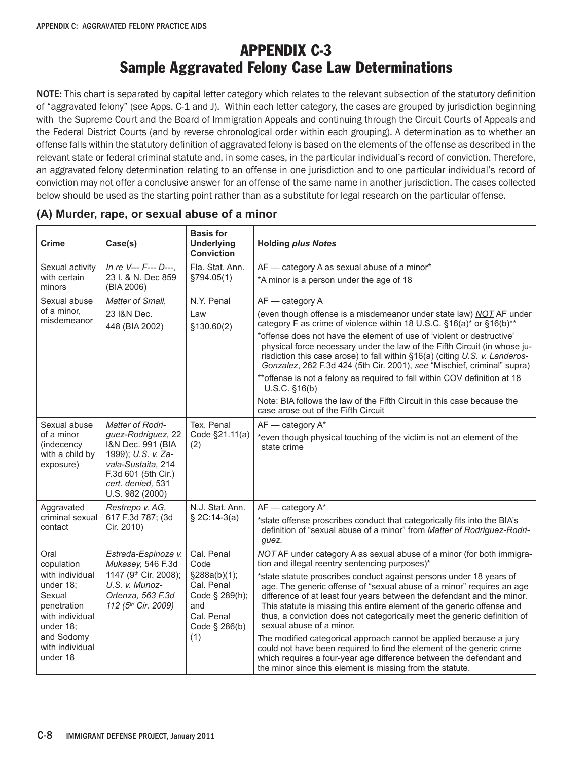# APPENDIX C-3
# Sample Aggravated Felony Case Law Determinations

**NOTE:** This chart is separated by capital letter category which relates to the relevant subsection of the statutory definition of "aggravated felony" (see Apps. C-1 and J). Within each letter category, the cases are grouped by jurisdiction beginning with the Supreme Court and the Board of Immigration Appeals and continuing through the Circuit Courts of Appeals and the Federal District Courts (and by reverse chronological order within each grouping). A determination as to whether an offense falls within the statutory definition of aggravated felony is based on the elements of the offense as described in the relevant state or federal criminal statute and, in some cases, in the particular individual's record of conviction. Therefore, an aggravated felony determination relating to an offense in one jurisdiction and to one particular individual's record of conviction may not offer a conclusive answer for an offense of the same name in another jurisdiction. The cases collected below should be used as the starting point rather than as a substitute for legal research on the particular offense.

## (A) Murder, rape, or sexual abuse of a minor

| Crime | Case(s) | Basis for Underlying Conviction | Holding *plus Notes* |
|---|---|---|---|
| Sexual activity with certain minors | *In re V--- F--- D---*, 23 I. & N. Dec 859 (BIA 2006) | Fla. Stat. Ann. §794.05(1) | AF — category A as sexual abuse of a minor* <br> *A minor is a person under the age of 18 |
| Sexual abuse of a minor, misdemeanor | *Matter of Small,* 23 I&N Dec. 448 (BIA 2002) | N.Y. Penal Law §130.60(2) | AF — category A <br> (even though offense is a misdemeanor under state law) ***NOT*** AF under category F as crime of violence within 18 U.S.C. §16(a)* or §16(b)** <br> *offense does not have the element of use of 'violent or destructive' physical force necessary under the law of the Fifth Circuit (in whose jurisdiction this case arose) to fall within §16(a) (citing *U.S. v. Landeros-Gonzalez*, 262 F.3d 424 (5th Cir. 2001), *see* "Mischief, criminal" supra) <br> **offense is not a felony as required to fall within COV definition at 18 U.S.C. §16(b) <br> Note: BIA follows the law of the Fifth Circuit in this case because the case arose out of the Fifth Circuit |
| Sexual abuse of a minor (indecency with a child by exposure) | *Matter of Rodriguez-Rodriguez,* 22 I&N Dec. 991 (BIA 1999); *U.S. v. Zavala-Sustaita,* 214 F.3d 601 (5th Cir.) *cert. denied,* 531 U.S. 982 (2000) | Tex. Penal Code §21.11(a)(2) | AF — category A* <br> *even though physical touching of the victim is not an element of the state crime |
| Aggravated criminal sexual contact | *Restrepo v. AG,* 617 F.3d 787; (3d Cir. 2010) | N.J. Stat. Ann. § 2C:14-3(a) | AF — category A* <br> *state offense proscribes conduct that categorically fits into the BIA's definition of "sexual abuse of a minor" from *Matter of Rodriguez-Rodriguez.* |
| Oral copulation with individual under 18; Sexual penetration with individual under 18; and Sodomy with individual under 18 | *Estrada-Espinoza v. Mukasey,* 546 F.3d 1147 (9th Cir. 2008); *U.S. v. Munoz-Ortenza, 563 F.3d 112 (5th Cir. 2009)* | Cal. Penal Code §288a(b)(1); Cal. Penal Code § 289(h); and Cal. Penal Code § 286(b)(1) | ***NOT*** AF under category A as sexual abuse of a minor (for both immigration and illegal reentry sentencing purposes)* <br> *state statute proscribes conduct against persons under 18 years of age. The generic offense of "sexual abuse of a minor" requires an age difference of at least four years between the defendant and the minor. This statute is missing this entire element of the generic offense and thus, a conviction does not categorically meet the generic definition of sexual abuse of a minor. <br> The modified categorical approach cannot be applied because a jury could not have been required to find the element of the generic crime which requires a four-year age difference between the defendant and the minor since this element is missing from the statute. |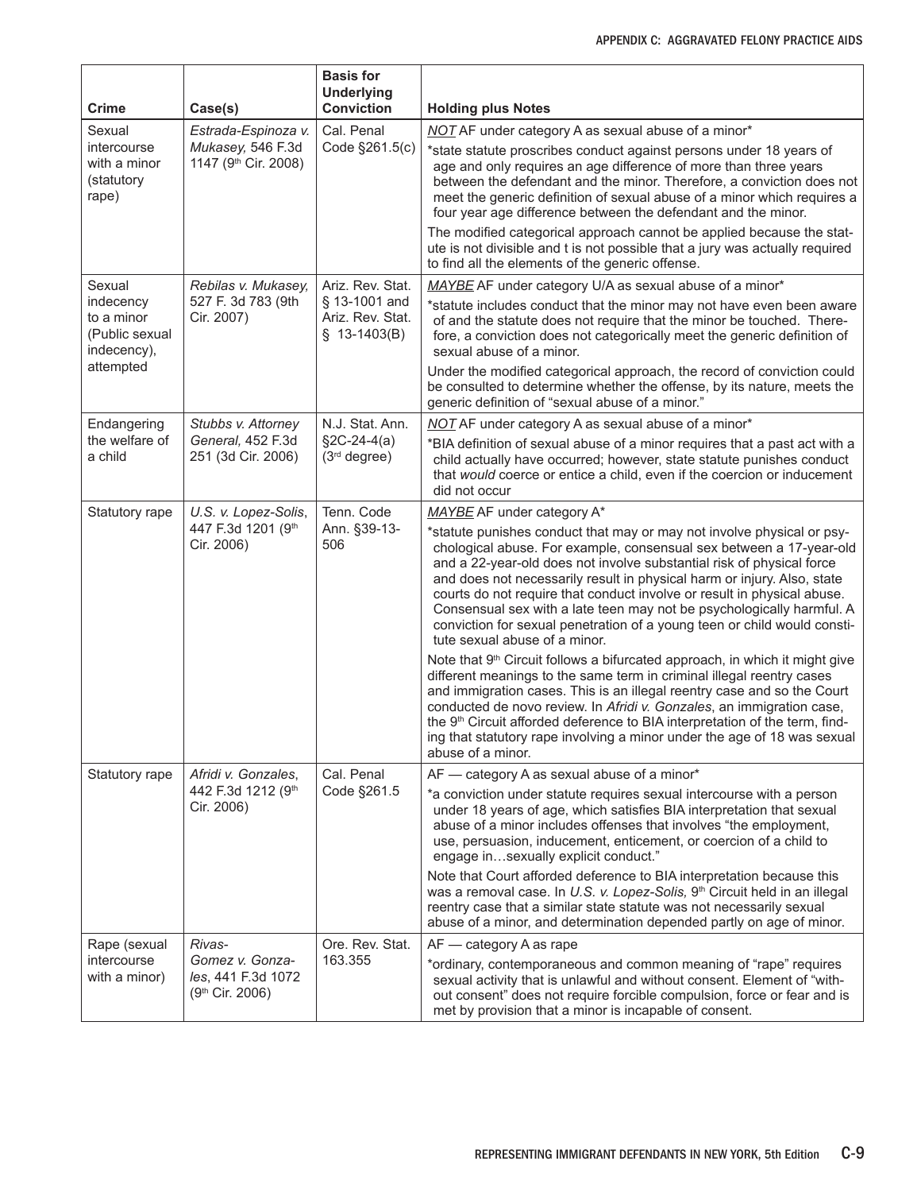| Crime | Case(s) | Basis for Underlying Conviction | Holding plus Notes |
|---|---|---|---|
| Sexual intercourse with a minor (statutory rape) | *Estrada-Espinoza v. Mukasey,* 546 F.3d 1147 (9th Cir. 2008) | Cal. Penal Code §261.5(c) | *NOT* AF under category A as sexual abuse of a minor*<br>*state statute proscribes conduct against persons under 18 years of age and only requires an age difference of more than three years between the defendant and the minor. Therefore, a conviction does not meet the generic definition of sexual abuse of a minor which requires a four year age difference between the defendant and the minor.<br>The modified categorical approach cannot be applied because the statute is not divisible and t is not possible that a jury was actually required to find all the elements of the generic offense. |
| Sexual indecency to a minor (Public sexual indecency), attempted | *Rebilas v. Mukasey,* 527 F. 3d 783 (9th Cir. 2007) | Ariz. Rev. Stat. § 13-1001 and Ariz. Rev. Stat. § 13-1403(B) | *MAYBE* AF under category U/A as sexual abuse of a minor*<br>*statute includes conduct that the minor may not have even been aware of and the statute does not require that the minor be touched. Therefore, a conviction does not categorically meet the generic definition of sexual abuse of a minor.<br>Under the modified categorical approach, the record of conviction could be consulted to determine whether the offense, by its nature, meets the generic definition of "sexual abuse of a minor." |
| Endangering the welfare of a child | *Stubbs v. Attorney General,* 452 F.3d 251 (3d Cir. 2006) | N.J. Stat. Ann. §2C-24-4(a) (3rd degree) | *NOT* AF under category A as sexual abuse of a minor*<br>*BIA definition of sexual abuse of a minor requires that a past act with a child actually have occurred; however, state statute punishes conduct that *would* coerce or entice a child, even if the coercion or inducement did not occur |
| Statutory rape | *U.S. v. Lopez-Solis*, 447 F.3d 1201 (9th Cir. 2006) | Tenn. Code Ann. §39-13-506 | *MAYBE* AF under category A*<br>*statute punishes conduct that may or may not involve physical or psychological abuse. For example, consensual sex between a 17-year-old and a 22-year-old does not involve substantial risk of physical force and does not necessarily result in physical harm or injury. Also, state courts do not require that conduct involve or result in physical abuse. Consensual sex with a late teen may not be psychologically harmful. A conviction for sexual penetration of a young teen or child would constitute sexual abuse of a minor.<br>Note that 9th Circuit follows a bifurcated approach, in which it might give different meanings to the same term in criminal illegal reentry cases and immigration cases. This is an illegal reentry case and so the Court conducted de novo review. In *Afridi v. Gonzales*, an immigration case, the 9th Circuit afforded deference to BIA interpretation of the term, finding that statutory rape involving a minor under the age of 18 was sexual abuse of a minor. |
| Statutory rape | *Afridi v. Gonzales,* 442 F.3d 1212 (9th Cir. 2006) | Cal. Penal Code §261.5 | AF — category A as sexual abuse of a minor*<br>*a conviction under statute requires sexual intercourse with a person under 18 years of age, which satisfies BIA interpretation that sexual abuse of a minor includes offenses that involves "the employment, use, persuasion, inducement, enticement, or coercion of a child to engage in…sexually explicit conduct."<br>Note that Court afforded deference to BIA interpretation because this was a removal case. In *U.S. v. Lopez-Solis,* 9th Circuit held in an illegal reentry case that a similar state statute was not necessarily sexual abuse of a minor, and determination depended partly on age of minor. |
| Rape (sexual intercourse with a minor) | *Rivas-Gomez v. Gonzales*, 441 F.3d 1072 (9th Cir. 2006) | Ore. Rev. Stat. 163.355 | AF — category A as rape<br>*ordinary, contemporaneous and common meaning of "rape" requires sexual activity that is unlawful and without consent. Element of "without consent" does not require forcible compulsion, force or fear and is met by provision that a minor is incapable of consent. |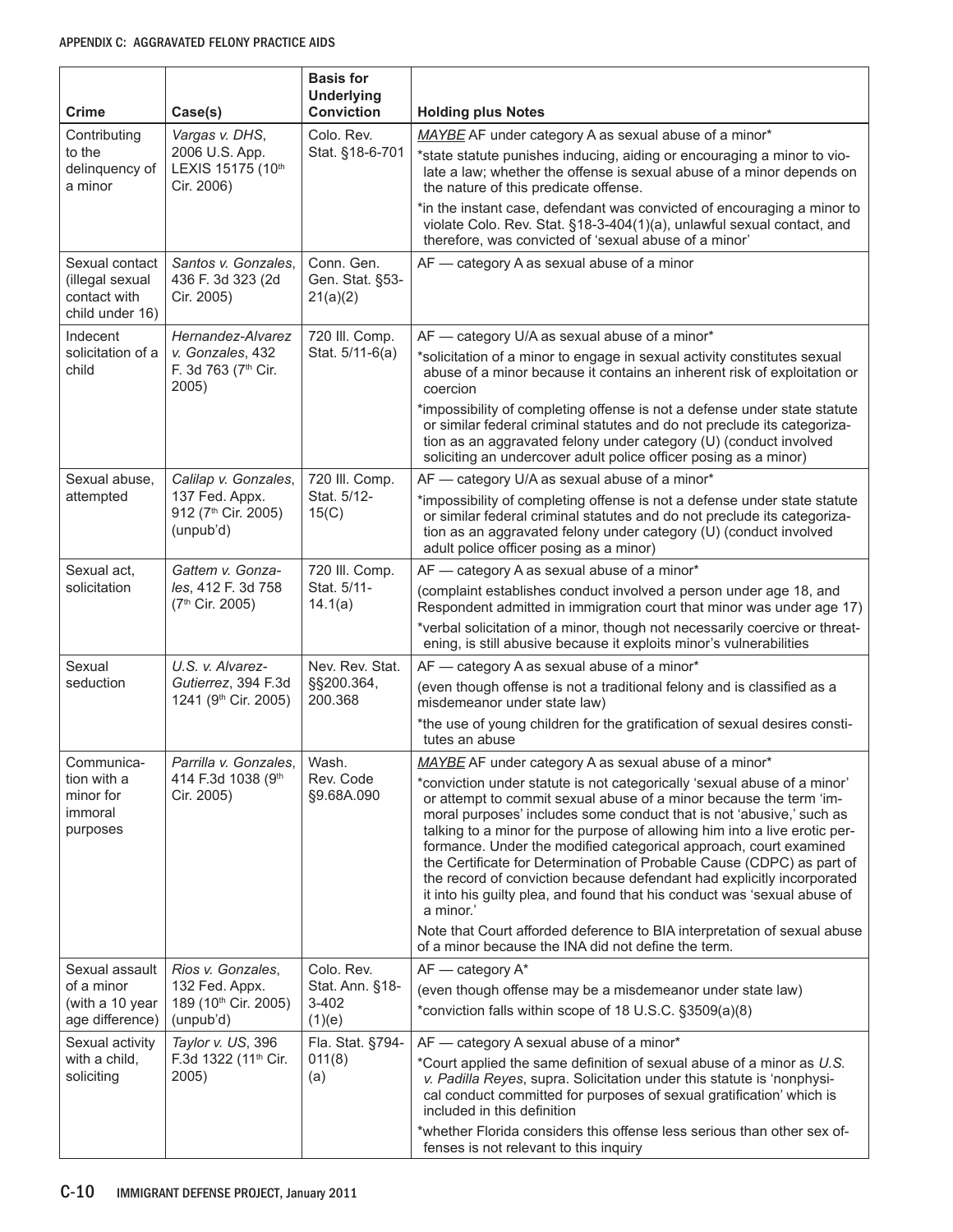| Crime | Case(s) | Basis for Underlying Conviction | Holding plus Notes |
|---|---|---|---|
| Contributing to the delinquency of a minor | *Vargas v. DHS*, 2006 U.S. App. LEXIS 15175 (10th Cir. 2006) | Colo. Rev. Stat. §18-6-701 | *MAYBE* AF under category A as sexual abuse of a minor* <br> *state statute punishes inducing, aiding or encouraging a minor to violate a law; whether the offense is sexual abuse of a minor depends on the nature of this predicate offense. <br> *in the instant case, defendant was convicted of encouraging a minor to violate Colo. Rev. Stat. §18-3-404(1)(a), unlawful sexual contact, and therefore, was convicted of 'sexual abuse of a minor' |
| Sexual contact (illegal sexual contact with child under 16) | *Santos v. Gonzales*, 436 F. 3d 323 (2d Cir. 2005) | Conn. Gen. Gen. Stat. §53-21(a)(2) | AF — category A as sexual abuse of a minor |
| Indecent solicitation of a child | *Hernandez-Alvarez v. Gonzales*, 432 F. 3d 763 (7th Cir. 2005) | 720 Ill. Comp. Stat. 5/11-6(a) | AF — category U/A as sexual abuse of a minor* <br> *solicitation of a minor to engage in sexual activity constitutes sexual abuse of a minor because it contains an inherent risk of exploitation or coercion <br> *impossibility of completing offense is not a defense under state statute or similar federal criminal statutes and do not preclude its categorization as an aggravated felony under category (U) (conduct involved soliciting an undercover adult police officer posing as a minor) |
| Sexual abuse, attempted | *Calilap v. Gonzales*, 137 Fed. Appx. 912 (7th Cir. 2005) (unpub'd) | 720 Ill. Comp. Stat. 5/12-15(C) | AF — category U/A as sexual abuse of a minor* <br> *impossibility of completing offense is not a defense under state statute or similar federal criminal statutes and do not preclude its categorization as an aggravated felony under category (U) (conduct involved adult police officer posing as a minor) |
| Sexual act, solicitation | *Gattem v. Gonzales*, 412 F. 3d 758 (7th Cir. 2005) | 720 Ill. Comp. Stat. 5/11-14.1(a) | AF — category A as sexual abuse of a minor* <br> (complaint establishes conduct involved a person under age 18, and Respondent admitted in immigration court that minor was under age 17) <br> *verbal solicitation of a minor, though not necessarily coercive or threatening, is still abusive because it exploits minor's vulnerabilities |
| Sexual seduction | *U.S. v. Alvarez-Gutierrez*, 394 F.3d 1241 (9th Cir. 2005) | Nev. Rev. Stat. §§200.364, 200.368 | AF — category A as sexual abuse of a minor* <br> (even though offense is not a traditional felony and is classified as a misdemeanor under state law) <br> *the use of young children for the gratification of sexual desires constitutes an abuse |
| Communication with a minor for immoral purposes | *Parrilla v. Gonzales*, 414 F.3d 1038 (9th Cir. 2005) | Wash. Rev. Code §9.68A.090 | *MAYBE* AF under category A as sexual abuse of a minor* <br> *conviction under statute is not categorically 'sexual abuse of a minor' or attempt to commit sexual abuse of a minor because the term 'immoral purposes' includes some conduct that is not 'abusive,' such as talking to a minor for the purpose of allowing him into a live erotic performance. Under the modified categorical approach, court examined the Certificate for Determination of Probable Cause (CDPC) as part of the record of conviction because defendant had explicitly incorporated it into his guilty plea, and found that his conduct was 'sexual abuse of a minor.' <br> Note that Court afforded deference to BIA interpretation of sexual abuse of a minor because the INA did not define the term. |
| Sexual assault of a minor (with a 10 year age difference) | *Rios v. Gonzales*, 132 Fed. Appx. 189 (10th Cir. 2005) (unpub'd) | Colo. Rev. Stat. Ann. §18-3-402 (1)(e) | AF — category A* <br> (even though offense may be a misdemeanor under state law) <br> *conviction falls within scope of 18 U.S.C. §3509(a)(8) |
| Sexual activity with a child, soliciting | *Taylor v. US*, 396 F.3d 1322 (11th Cir. 2005) | Fla. Stat. §794-011(8) (a) | AF — category A sexual abuse of a minor* <br> *Court applied the same definition of sexual abuse of a minor as *U.S. v. Padilla Reyes*, supra. Solicitation under this statute is 'nonphysical conduct committed for purposes of sexual gratification' which is included in this definition <br> *whether Florida considers this offense less serious than other sex offenses is not relevant to this inquiry |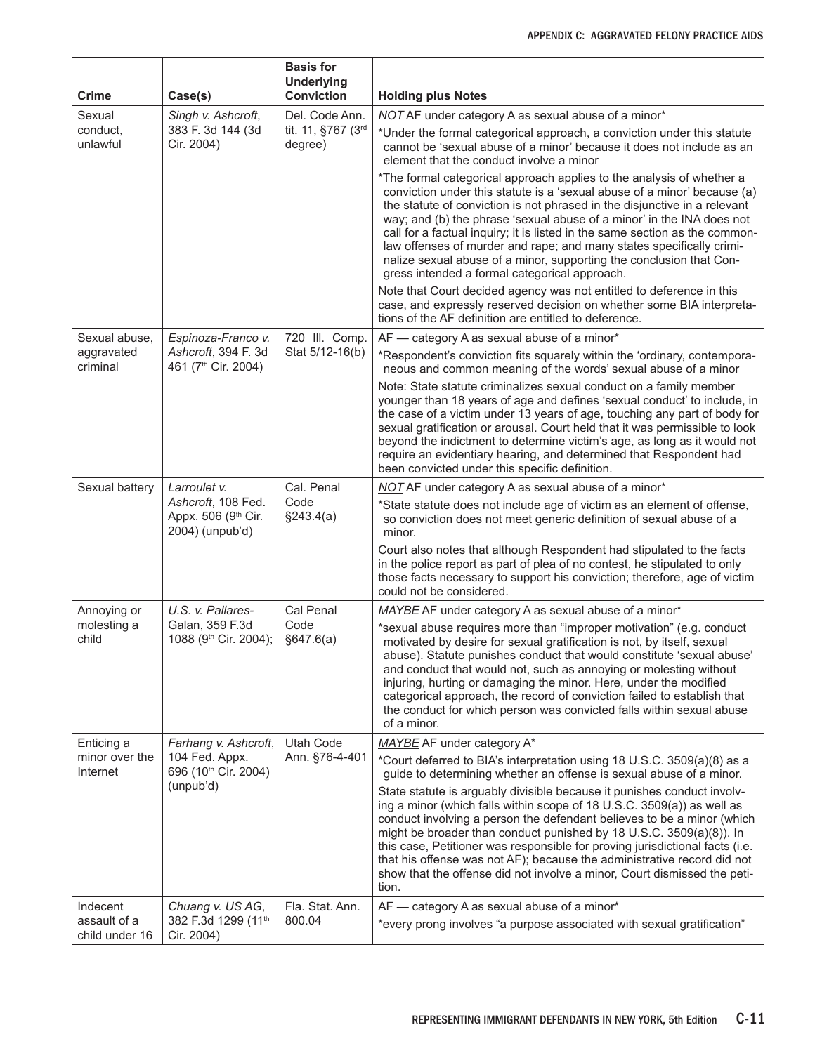| Crime | Case(s) | Basis for Underlying Conviction | Holding plus Notes |
|---|---|---|---|
| Sexual conduct, unlawful | *Singh v. Ashcroft*, 383 F. 3d 144 (3d Cir. 2004) | Del. Code Ann. tit. 11, §767 (3rd degree) | *NOT* AF under category A as sexual abuse of a minor*<br><br>*Under the formal categorical approach, a conviction under this statute cannot be 'sexual abuse of a minor' because it does not include as an element that the conduct involve a minor<br><br>*The formal categorical approach applies to the analysis of whether a conviction under this statute is a 'sexual abuse of a minor' because (a) the statute of conviction is not phrased in the disjunctive in a relevant way; and (b) the phrase 'sexual abuse of a minor' in the INA does not call for a factual inquiry; it is listed in the same section as the common-law offenses of murder and rape; and many states specifically criminalize sexual abuse of a minor, supporting the conclusion that Congress intended a formal categorical approach.<br><br>Note that Court decided agency was not entitled to deference in this case, and expressly reserved decision on whether some BIA interpretations of the AF definition are entitled to deference. |
| Sexual abuse, aggravated criminal | *Espinoza-Franco v. Ashcroft*, 394 F. 3d 461 (7th Cir. 2004) | 720 Ill. Comp. Stat 5/12-16(b) | AF — category A as sexual abuse of a minor*<br><br>*Respondent's conviction fits squarely within the 'ordinary, contemporaneous and common meaning of the words' sexual abuse of a minor<br><br>Note: State statute criminalizes sexual conduct on a family member younger than 18 years of age and defines 'sexual conduct' to include, in the case of a victim under 13 years of age, touching any part of body for sexual gratification or arousal. Court held that it was permissible to look beyond the indictment to determine victim's age, as long as it would not require an evidentiary hearing, and determined that Respondent had been convicted under this specific definition. |
| Sexual battery | *Larroulet v. Ashcroft*, 108 Fed. Appx. 506 (9th Cir. 2004) (unpub'd) | Cal. Penal Code §243.4(a) | *NOT* AF under category A as sexual abuse of a minor*<br><br>*State statute does not include age of victim as an element of offense, so conviction does not meet generic definition of sexual abuse of a minor.<br><br>Court also notes that although Respondent had stipulated to the facts in the police report as part of plea of no contest, he stipulated to only those facts necessary to support his conviction; therefore, age of victim could not be considered. |
| Annoying or molesting a child | *U.S. v. Pallares-Galan*, 359 F.3d 1088 (9th Cir. 2004); | Cal Penal Code §647.6(a) | *MAYBE* AF under category A as sexual abuse of a minor*<br><br>*sexual abuse requires more than "improper motivation" (e.g. conduct motivated by desire for sexual gratification is not, by itself, sexual abuse). Statute punishes conduct that would constitute 'sexual abuse' and conduct that would not, such as annoying or molesting without injuring, hurting or damaging the minor. Here, under the modified categorical approach, the record of conviction failed to establish that the conduct for which person was convicted falls within sexual abuse of a minor. |
| Enticing a minor over the Internet | *Farhang v. Ashcroft*, 104 Fed. Appx. 696 (10th Cir. 2004) (unpub'd) | Utah Code Ann. §76-4-401 | *MAYBE* AF under category A*<br><br>*Court deferred to BIA's interpretation using 18 U.S.C. 3509(a)(8) as a guide to determining whether an offense is sexual abuse of a minor.<br><br>State statute is arguably divisible because it punishes conduct involving a minor (which falls within scope of 18 U.S.C. 3509(a)) as well as conduct involving a person the defendant believes to be a minor (which might be broader than conduct punished by 18 U.S.C. 3509(a)(8)). In this case, Petitioner was responsible for proving jurisdictional facts (i.e. that his offense was not AF); because the administrative record did not show that the offense did not involve a minor, Court dismissed the petition. |
| Indecent assault of a child under 16 | *Chuang v. US AG*, 382 F.3d 1299 (11th Cir. 2004) | Fla. Stat. Ann. 800.04 | AF — category A as sexual abuse of a minor*<br><br>*every prong involves "a purpose associated with sexual gratification" |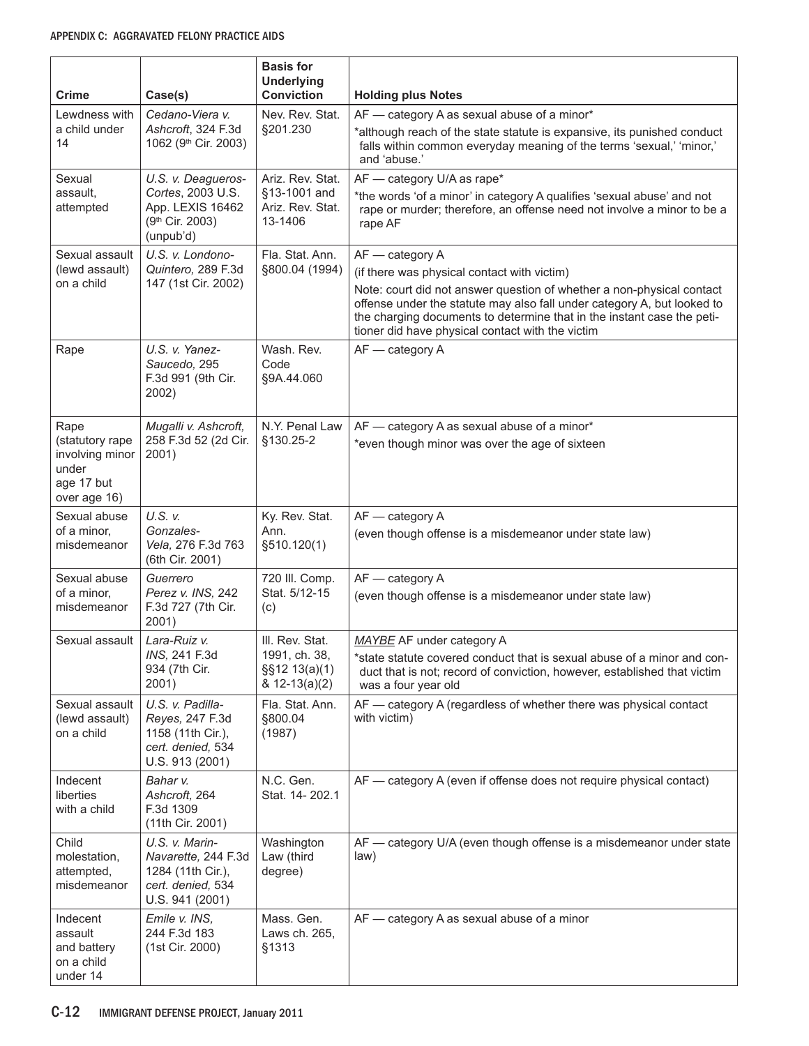| Crime | Case(s) | Basis for Underlying Conviction | Holding plus Notes |
|---|---|---|---|
| Lewdness with a child under 14 | *Cedano-Viera v. Ashcroft*, 324 F.3d 1062 (9th Cir. 2003) | Nev. Rev. Stat. §201.230 | AF — category A as sexual abuse of a minor* <br> *although reach of the state statute is expansive, its punished conduct falls within common everyday meaning of the terms 'sexual,' 'minor,' and 'abuse.' |
| Sexual assault, attempted | *U.S. v. Deagueros-Cortes*, 2003 U.S. App. LEXIS 16462 (9th Cir. 2003) (unpub'd) | Ariz. Rev. Stat. §13-1001 and Ariz. Rev. Stat. 13-1406 | AF — category U/A as rape* <br> *the words 'of a minor' in category A qualifies 'sexual abuse' and not rape or murder; therefore, an offense need not involve a minor to be a rape AF |
| Sexual assault (lewd assault) on a child | *U.S. v. Londono-Quintero,* 289 F.3d 147 (1st Cir. 2002) | Fla. Stat. Ann. §800.04 (1994) | AF — category A <br> (if there was physical contact with victim) <br> Note: court did not answer question of whether a non-physical contact offense under the statute may also fall under category A, but looked to the charging documents to determine that in the instant case the petitioner did have physical contact with the victim |
| Rape | *U.S. v. Yanez-Saucedo,* 295 F.3d 991 (9th Cir. 2002) | Wash. Rev. Code §9A.44.060 | AF — category A |
| Rape (statutory rape involving minor under age 17 but over age 16) | *Mugalli v. Ashcroft,* 258 F.3d 52 (2d Cir. 2001) | N.Y. Penal Law §130.25-2 | AF — category A as sexual abuse of a minor* <br> *even though minor was over the age of sixteen |
| Sexual abuse of a minor, misdemeanor | *U.S. v. Gonzales-Vela,* 276 F.3d 763 (6th Cir. 2001) | Ky. Rev. Stat. Ann. §510.120(1) | AF — category A <br> (even though offense is a misdemeanor under state law) |
| Sexual abuse of a minor, misdemeanor | *Guerrero Perez v. INS,* 242 F.3d 727 (7th Cir. 2001) | 720 Ill. Comp. Stat. 5/12-15 (c) | AF — category A <br> (even though offense is a misdemeanor under state law) |
| Sexual assault | *Lara-Ruiz v. INS,* 241 F.3d 934 (7th Cir. 2001) | Ill. Rev. Stat. 1991, ch. 38, §§12 13(a)(1) & 12-13(a)(2) | *MAYBE* AF under category A <br> *state statute covered conduct that is sexual abuse of a minor and conduct that is not; record of conviction, however, established that victim was a four year old |
| Sexual assault (lewd assault) on a child | *U.S. v. Padilla-Reyes,* 247 F.3d 1158 (11th Cir.), *cert. denied,* 534 U.S. 913 (2001) | Fla. Stat. Ann. §800.04 (1987) | AF — category A (regardless of whether there was physical contact with victim) |
| Indecent liberties with a child | *Bahar v. Ashcroft,* 264 F.3d 1309 (11th Cir. 2001) | N.C. Gen. Stat. 14- 202.1 | AF — category A (even if offense does not require physical contact) |
| Child molestation, attempted, misdemeanor | *U.S. v. Marin-Navarette,* 244 F.3d 1284 (11th Cir.), *cert. denied,* 534 U.S. 941 (2001) | Washington Law (third degree) | AF — category U/A (even though offense is a misdemeanor under state law) |
| Indecent assault and battery on a child under 14 | *Emile v. INS,* 244 F.3d 183 (1st Cir. 2000) | Mass. Gen. Laws ch. 265, §1313 | AF — category A as sexual abuse of a minor |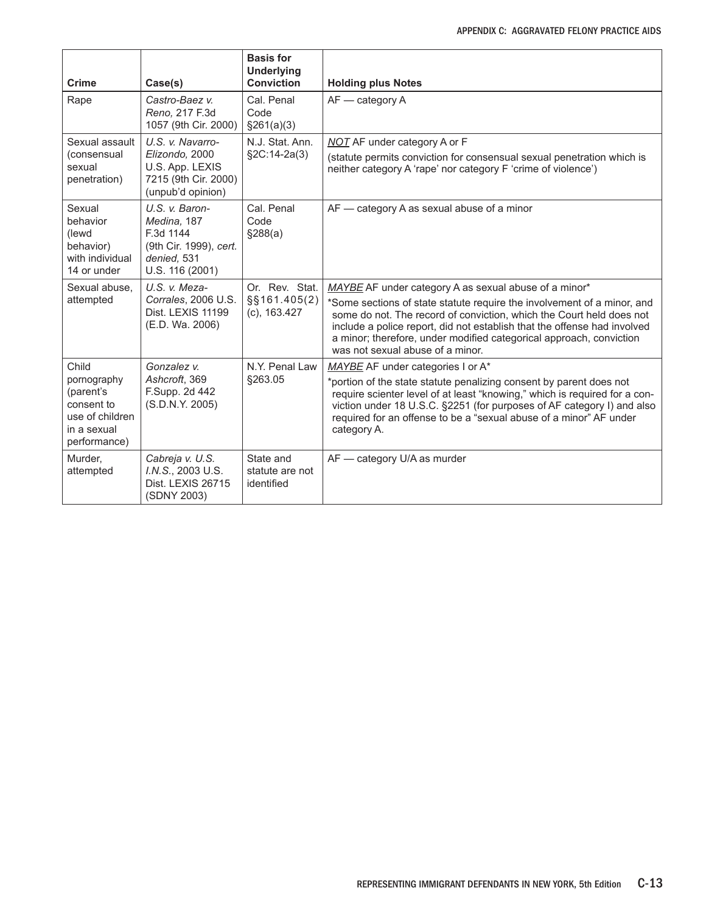| Crime | Case(s) | Basis for Underlying Conviction | Holding plus Notes |
|---|---|---|---|
| Rape | *Castro-Baez v. Reno,* 217 F.3d 1057 (9th Cir. 2000) | Cal. Penal Code §261(a)(3) | AF — category A |
| Sexual assault (consensual sexual penetration) | *U.S. v. Navarro-Elizondo,* 2000 U.S. App. LEXIS 7215 (9th Cir. 2000) (unpub'd opinion) | N.J. Stat. Ann. §2C:14-2a(3) | ***NOT*** AF under category A or F<br>(statute permits conviction for consensual sexual penetration which is neither category A 'rape' nor category F 'crime of violence') |
| Sexual behavior (lewd behavior) with individual 14 or under | *U.S. v. Baron-Medina,* 187 F.3d 1144 (9th Cir. 1999), *cert. denied,* 531 U.S. 116 (2001) | Cal. Penal Code §288(a) | AF — category A as sexual abuse of a minor |
| Sexual abuse, attempted | *U.S. v. Meza-Corrales*, 2006 U.S. Dist. LEXIS 11199 (E.D. Wa. 2006) | Or. Rev. Stat. §§161.405(2)(c), 163.427 | ***MAYBE*** AF under category A as sexual abuse of a minor*<br>*Some sections of state statute require the involvement of a minor, and some do not. The record of conviction, which the Court held does not include a police report, did not establish that the offense had involved a minor; therefore, under modified categorical approach, conviction was not sexual abuse of a minor. |
| Child pornography (parent's consent to use of children in a sexual performance) | *Gonzalez v. Ashcroft*, 369 F.Supp. 2d 442 (S.D.N.Y. 2005) | N.Y. Penal Law §263.05 | ***MAYBE*** AF under categories I or A*<br>*portion of the state statute penalizing consent by parent does not require scienter level of at least "knowing," which is required for a conviction under 18 U.S.C. §2251 (for purposes of AF category I) and also required for an offense to be a "sexual abuse of a minor" AF under category A. |
| Murder, attempted | *Cabreja v. U.S. I.N.S.*, 2003 U.S. Dist. LEXIS 26715 (SDNY 2003) | State and statute are not identified | AF — category U/A as murder |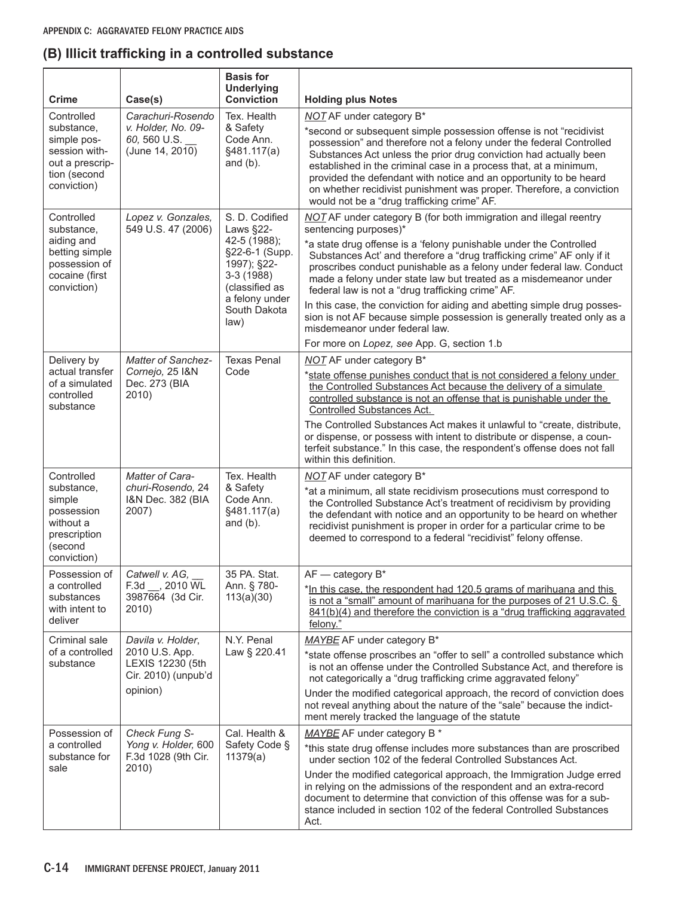## (B) Illicit trafficking in a controlled substance

| Crime | Case(s) | Basis for Underlying Conviction | Holding plus Notes |
|---|---|---|---|
| Controlled substance, simple possession without a prescription (second conviction) | *Carachuri-Rosendo v. Holder, No. 09-60,* 560 U.S. __ (June 14, 2010) | Tex. Health & Safety Code Ann. §481.117(a) and (b). | *NOT* AF under category B* <br> *second or subsequent simple possession offense is not "recidivist possession" and therefore not a felony under the federal Controlled Substances Act unless the prior drug conviction had actually been established in the criminal case in a process that, at a minimum, provided the defendant with notice and an opportunity to be heard on whether recidivist punishment was proper. Therefore, a conviction would not be a "drug trafficking crime" AF. |
| Controlled substance, aiding and betting simple possession of cocaine (first conviction) | *Lopez v. Gonzales,* 549 U.S. 47 (2006) | S. D. Codified Laws §22-42-5 (1988); §22-6-1 (Supp. 1997); §22-3-3 (1988) (classified as a felony under South Dakota law) | *NOT* AF under category B (for both immigration and illegal reentry sentencing purposes)* <br> *a state drug offense is a 'felony punishable under the Controlled Substances Act' and therefore a "drug trafficking crime" AF only if it proscribes conduct punishable as a felony under federal law. Conduct made a felony under state law but treated as a misdemeanor under federal law is not a "drug trafficking crime" AF. <br> In this case, the conviction for aiding and abetting simple drug possession is not AF because simple possession is generally treated only as a misdemeanor under federal law. <br> For more on *Lopez, see* App. G, section 1.b |
| Delivery by actual transfer of a simulated controlled substance | *Matter of Sanchez-Cornejo,* 25 I&N Dec. 273 (BIA 2010) | Texas Penal Code | *NOT* AF under category B* <br> *state offense punishes conduct that is not considered a felony under the Controlled Substances Act because the delivery of a simulate controlled substance is not an offense that is punishable under the Controlled Substances Act. <br> The Controlled Substances Act makes it unlawful to "create, distribute, or dispense, or possess with intent to distribute or dispense, a counterfeit substance." In this case, the respondent's offense does not fall within this definition. |
| Controlled substance, simple possession without a prescription (second conviction) | *Matter of Carachuri-Rosendo,* 24 I&N Dec. 382 (BIA 2007) | Tex. Health & Safety Code Ann. §481.117(a) and (b). | *NOT* AF under category B* <br> *at a minimum, all state recidivism prosecutions must correspond to the Controlled Substance Act's treatment of recidivism by providing the defendant with notice and an opportunity to be heard on whether recidivist punishment is proper in order for a particular crime to be deemed to correspond to a federal "recidivist" felony offense. |
| Possession of a controlled substances with intent to deliver | *Catwell v. AG,* __ F.3d __, 2010 WL 3987664 (3d Cir. 2010) | 35 PA. Stat. Ann. § 780-113(a)(30) | AF — category B* <br> *In this case, the respondent had 120.5 grams of marihuana and this is not a "small" amount of marihuana for the purposes of 21 U.S.C. § 841(b)(4) and therefore the conviction is a "drug trafficking aggravated felony." |
| Criminal sale of a controlled substance | *Davila v. Holder*, 2010 U.S. App. LEXIS 12230 (5th Cir. 2010) (unpub'd opinion) | N.Y. Penal Law § 220.41 | *MAYBE* AF under category B* <br> *state offense proscribes an "offer to sell" a controlled substance which is not an offense under the Controlled Substance Act, and therefore is not categorically a "drug trafficking crime aggravated felony" <br> Under the modified categorical approach, the record of conviction does not reveal anything about the nature of the "sale" because the indictment merely tracked the language of the statute |
| Possession of a controlled substance for sale | *Check Fung S-Yong v. Holder,* 600 F.3d 1028 (9th Cir. 2010) | Cal. Health & Safety Code § 11379(a) | *MAYBE* AF under category B * <br> *this state drug offense includes more substances than are proscribed under section 102 of the federal Controlled Substances Act. <br> Under the modified categorical approach, the Immigration Judge erred in relying on the admissions of the respondent and an extra-record document to determine that conviction of this offense was for a substance included in section 102 of the federal Controlled Substances Act. |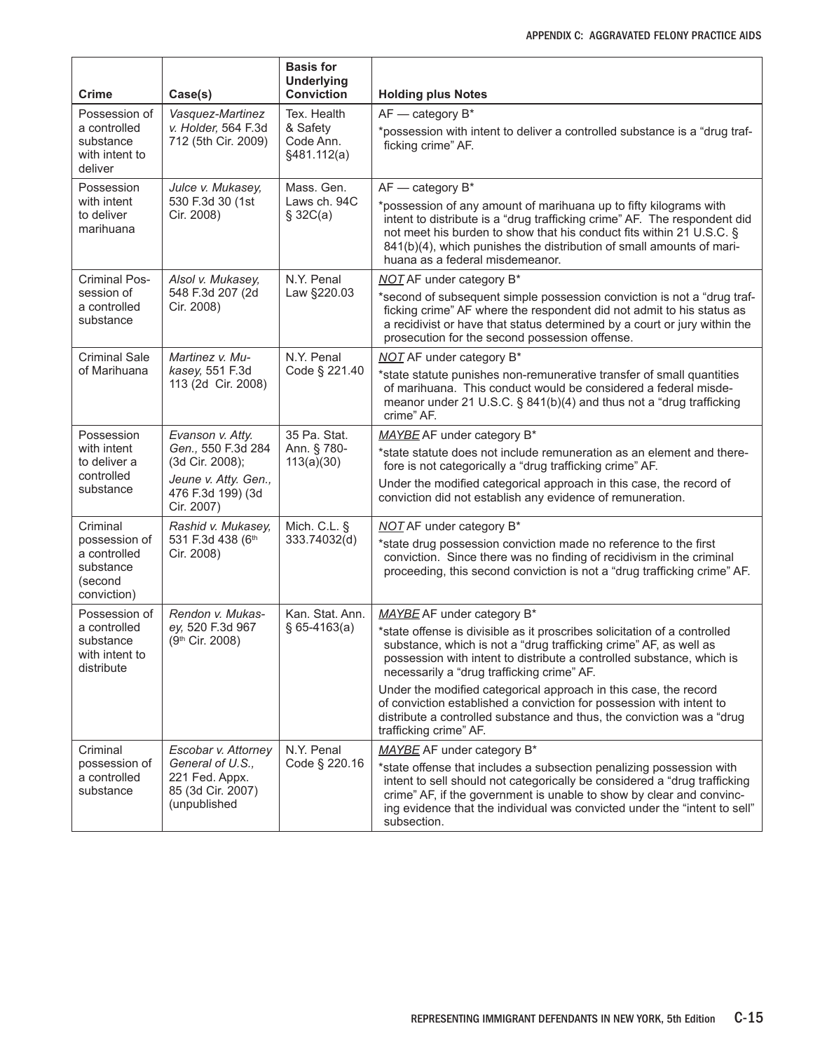| Crime | Case(s) | Basis for Underlying Conviction | Holding plus Notes |
|---|---|---|---|
| Possession of a controlled substance with intent to deliver | *Vasquez-Martinez v. Holder,* 564 F.3d 712 (5th Cir. 2009) | Tex. Health & Safety Code Ann. §481.112(a) | AF — category B*<br>*possession with intent to deliver a controlled substance is a "drug trafficking crime" AF. |
| Possession with intent to deliver marihuana | *Julce v. Mukasey,* 530 F.3d 30 (1st Cir. 2008) | Mass. Gen. Laws ch. 94C § 32C(a) | AF — category B*<br>*possession of any amount of marihuana up to fifty kilograms with intent to distribute is a "drug trafficking crime" AF. The respondent did not meet his burden to show that his conduct fits within 21 U.S.C. § 841(b)(4), which punishes the distribution of small amounts of marihuana as a federal misdemeanor. |
| Criminal Possession of a controlled substance | *Alsol v. Mukasey,* 548 F.3d 207 (2d Cir. 2008) | N.Y. Penal Law §220.03 | *NOT* AF under category B*<br>*second of subsequent simple possession conviction is not a "drug trafficking crime" AF where the respondent did not admit to his status as a recidivist or have that status determined by a court or jury within the prosecution for the second possession offense. |
| Criminal Sale of Marihuana | *Martinez v. Mukasey,* 551 F.3d 113 (2d Cir. 2008) | N.Y. Penal Code § 221.40 | *NOT* AF under category B*<br>*state statute punishes non-remunerative transfer of small quantities of marihuana. This conduct would be considered a federal misdemeanor under 21 U.S.C. § 841(b)(4) and thus not a "drug trafficking crime" AF. |
| Possession with intent to deliver a controlled substance | *Evanson v. Atty. Gen.,* 550 F.3d 284 (3d Cir. 2008);<br>*Jeune v. Atty. Gen.,* 476 F.3d 199) (3d Cir. 2007) | 35 Pa. Stat. Ann. § 780-113(a)(30) | *MAYBE* AF under category B*<br>*state statute does not include remuneration as an element and therefore is not categorically a "drug trafficking crime" AF.<br>Under the modified categorical approach in this case, the record of conviction did not establish any evidence of remuneration. |
| Criminal possession of a controlled substance (second conviction) | *Rashid v. Mukasey,* 531 F.3d 438 (6th Cir. 2008) | Mich. C.L. § 333.74032(d) | *NOT* AF under category B*<br>*state drug possession conviction made no reference to the first conviction. Since there was no finding of recidivism in the criminal proceeding, this second conviction is not a "drug trafficking crime" AF. |
| Possession of a controlled substance with intent to distribute | *Rendon v. Mukasey,* 520 F.3d 967 (9th Cir. 2008) | Kan. Stat. Ann. § 65-4163(a) | *MAYBE* AF under category B*<br>*state offense is divisible as it proscribes solicitation of a controlled substance, which is not a "drug trafficking crime" AF, as well as possession with intent to distribute a controlled substance, which is necessarily a "drug trafficking crime" AF.<br>Under the modified categorical approach in this case, the record of conviction established a conviction for possession with intent to distribute a controlled substance and thus, the conviction was a "drug trafficking crime" AF. |
| Criminal possession of a controlled substance | *Escobar v. Attorney General of U.S.,* 221 Fed. Appx. 85 (3d Cir. 2007) (unpublished | N.Y. Penal Code § 220.16 | *MAYBE* AF under category B*<br>*state offense that includes a subsection penalizing possession with intent to sell should not categorically be considered a "drug trafficking crime" AF, if the government is unable to show by clear and convincing evidence that the individual was convicted under the "intent to sell" subsection. |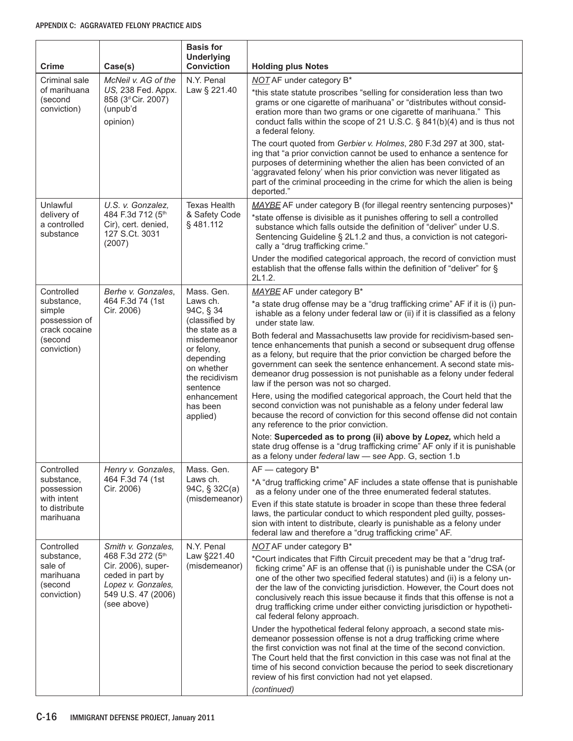| Crime | Case(s) | Basis for Underlying Conviction | Holding plus Notes |
|---|---|---|---|
| Criminal sale of marihuana (second conviction) | *McNeil v. AG of the US,* 238 Fed. Appx. 858 (3[d] Cir. 2007) (unpub'd opinion) | N.Y. Penal Law § 221.40 | <u>*NOT*</u> AF under category B* <br><br> *this state statute proscribes "selling for consideration less than two grams or one cigarette of marihuana" or "distributes without consideration more than two grams or one cigarette of marihuana." This conduct falls within the scope of 21 U.S.C. § 841(b)(4) and is thus not a federal felony. <br><br> The court quoted from *Gerbier v. Holmes*, 280 F.3d 297 at 300, stating that "a prior conviction cannot be used to enhance a sentence for purposes of determining whether the alien has been convicted of an 'aggravated felony' when his prior conviction was never litigated as part of the criminal proceeding in the crime for which the alien is being deported." |
| Unlawful delivery of a controlled substance | *U.S. v. Gonzalez,* 484 F.3d 712 (5[th] Cir), cert. denied, 127 S.Ct. 3031 (2007) | Texas Health & Safety Code § 481.112 | <u>*MAYBE*</u> AF under category B (for illegal reentry sentencing purposes)* <br><br> *state offense is divisible as it punishes offering to sell a controlled substance which falls outside the definition of "deliver" under U.S. Sentencing Guideline § 2L1.2 and thus, a conviction is not categorically a "drug trafficking crime." <br><br> Under the modified categorical approach, the record of conviction must establish that the offense falls within the definition of "deliver" for § 2L1.2. |
| Controlled substance, simple possession of crack cocaine (second conviction) | *Berhe v. Gonzales*, 464 F.3d 74 (1st Cir. 2006) | Mass. Gen. Laws ch. 94C, § 34 (classified by the state as a misdemeanor or felony, depending on whether the recidivism sentence enhancement has been applied) | <u>*MAYBE*</u> AF under category B* <br><br> *a state drug offense may be a "drug trafficking crime" AF if it is (i) punishable as a felony under federal law or (ii) if it is classified as a felony under state law. <br><br> Both federal and Massachusetts law provide for recidivism-based sentence enhancements that punish a second or subsequent drug offense as a felony, but require that the prior conviction be charged before the government can seek the sentence enhancement. A second state misdemeanor drug possession is not punishable as a felony under federal law if the person was not so charged. <br><br> Here, using the modified categorical approach, the Court held that the second conviction was not punishable as a felony under federal law because the record of conviction for this second offense did not contain any reference to the prior conviction. <br><br> Note: **Superceded as to prong (ii) above by *Lopez,*** which held a state drug offense is a "drug trafficking crime" AF only if it is punishable as a felony under *federal* law — *see* App. G, section 1.b |
| Controlled substance, possession with intent to distribute marihuana | *Henry v. Gonzales*, 464 F.3d 74 (1st Cir. 2006) | Mass. Gen. Laws ch. 94C, § 32C(a) (misdemeanor) | AF — category B* <br><br> *A "drug trafficking crime" AF includes a state offense that is punishable as a felony under one of the three enumerated federal statutes. <br><br> Even if this state statute is broader in scope than these three federal laws, the particular conduct to which respondent pled guilty, possession with intent to distribute, clearly is punishable as a felony under federal law and therefore a "drug trafficking crime" AF. |
| Controlled substance, sale of marihuana (second conviction) | *Smith v. Gonzales,* 468 F.3d 272 (5[th] Cir. 2006), superceded in part by *Lopez v. Gonzales,* 549 U.S. 47 (2006) (see above) | N.Y. Penal Law §221.40 (misdemeanor) | <u>*NOT*</u> AF under category B* <br><br> *Court indicates that Fifth Circuit precedent may be that a "drug trafficking crime" AF is an offense that (i) is punishable under the CSA (or one of the other two specified federal statutes) and (ii) is a felony under the law of the convicting jurisdiction. However, the Court does not conclusively reach this issue because it finds that this offense is not a drug trafficking crime under either convicting jurisdiction or hypothetical federal felony approach. <br><br> Under the hypothetical federal felony approach, a second state misdemeanor possession offense is not a drug trafficking crime where the first conviction was not final at the time of the second conviction. The Court held that the first conviction in this case was not final at the time of his second conviction because the period to seek discretionary review of his first conviction had not yet elapsed. <br><br> *(continued)* |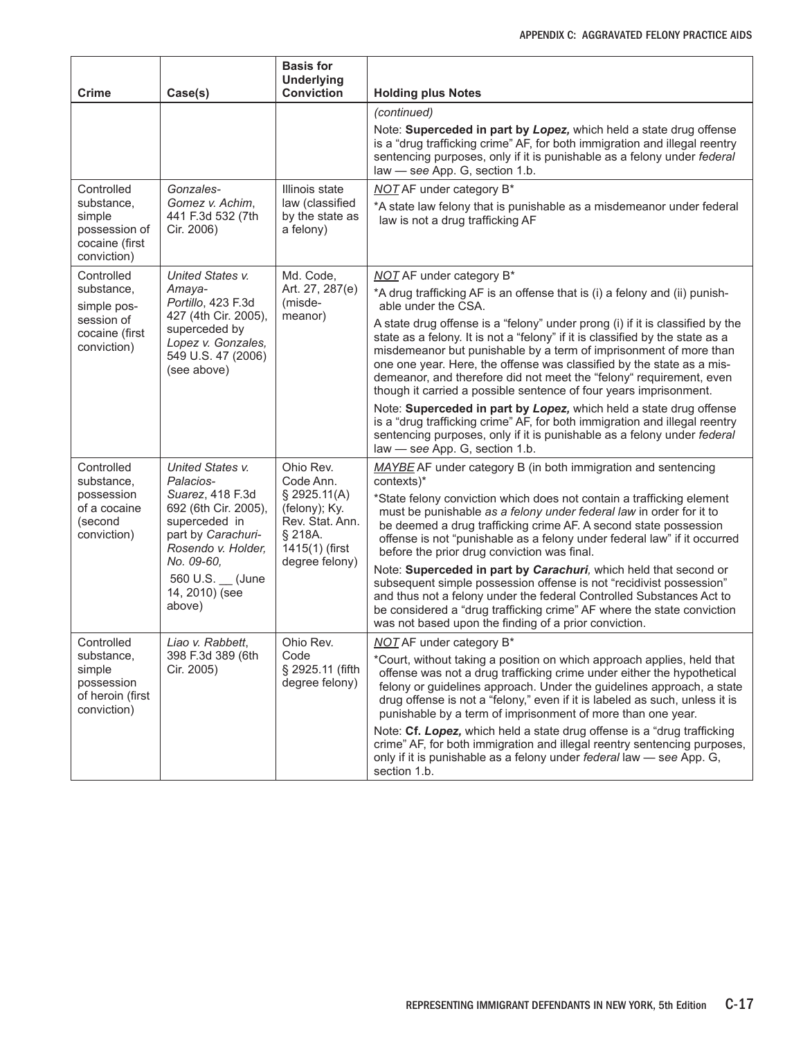| Crime | Case(s) | Basis for Underlying Conviction | Holding plus Notes |
|---|---|---|---|
| | | | *(continued)*<br><br>Note: **Superceded in part by *Lopez,*** which held a state drug offense is a "drug trafficking crime" AF, for both immigration and illegal reentry sentencing purposes, only if it is punishable as a felony under *federal* law — *see* App. G, section 1.b. |
| Controlled substance, simple possession of cocaine (first conviction) | *Gonzales-Gomez v. Achim*, 441 F.3d 532 (7th Cir. 2006) | Illinois state law (classified by the state as a felony) | *NOT* AF under category B*<br><br>*A state law felony that is punishable as a misdemeanor under federal law is not a drug trafficking AF |
| Controlled substance, simple possession of cocaine (first conviction) | *United States v. Amaya-Portillo*, 423 F.3d 427 (4th Cir. 2005), superceded by *Lopez v. Gonzales,* 549 U.S. 47 (2006) (see above) | Md. Code, Art. 27, 287(e) (misdemeanor) | *NOT* AF under category B*<br><br>*A drug trafficking AF is an offense that is (i) a felony and (ii) punishable under the CSA.<br><br>A state drug offense is a "felony" under prong (i) if it is classified by the state as a felony. It is not a "felony" if it is classified by the state as a misdemeanor but punishable by a term of imprisonment of more than one one year. Here, the offense was classified by the state as a misdemeanor, and therefore did not meet the "felony" requirement, even though it carried a possible sentence of four years imprisonment.<br><br>Note: **Superceded in part by *Lopez,*** which held a state drug offense is a "drug trafficking crime" AF, for both immigration and illegal reentry sentencing purposes, only if it is punishable as a felony under *federal* law — *see* App. G, section 1.b. |
| Controlled substance, possession of a cocaine (second conviction) | *United States v. Palacios-Suarez*, 418 F.3d 692 (6th Cir. 2005), superceded in part by *Carachuri-Rosendo v. Holder, No. 09-60,* 560 U.S. __ (June 14, 2010) (see above) | Ohio Rev. Code Ann. § 2925.11(A) (felony); Ky. Rev. Stat. Ann. § 218A. 1415(1) (first degree felony) | *MAYBE* AF under category B (in both immigration and sentencing contexts)*<br><br>*State felony conviction which does not contain a trafficking element must be punishable *as a felony under federal law* in order for it to be deemed a drug trafficking crime AF. A second state possession offense is not "punishable as a felony under federal law" if it occurred before the prior drug conviction was final.<br><br>Note: **Superceded in part by *Carachuri,*** which held that second or subsequent simple possession offense is not "recidivist possession" and thus not a felony under the federal Controlled Substances Act to be considered a "drug trafficking crime" AF where the state conviction was not based upon the finding of a prior conviction. |
| Controlled substance, simple possession of heroin (first conviction) | *Liao v. Rabbett*, 398 F.3d 389 (6th Cir. 2005) | Ohio Rev. Code § 2925.11 (fifth degree felony) | *NOT* AF under category B*<br><br>*Court, without taking a position on which approach applies, held that offense was not a drug trafficking crime under either the hypothetical felony or guidelines approach. Under the guidelines approach, a state drug offense is not a "felony," even if it is labeled as such, unless it is punishable by a term of imprisonment of more than one year.<br><br>Note: **Cf. *Lopez,*** which held a state drug offense is a "drug trafficking crime" AF, for both immigration and illegal reentry sentencing purposes, only if it is punishable as a felony under *federal* law — *see* App. G, section 1.b. |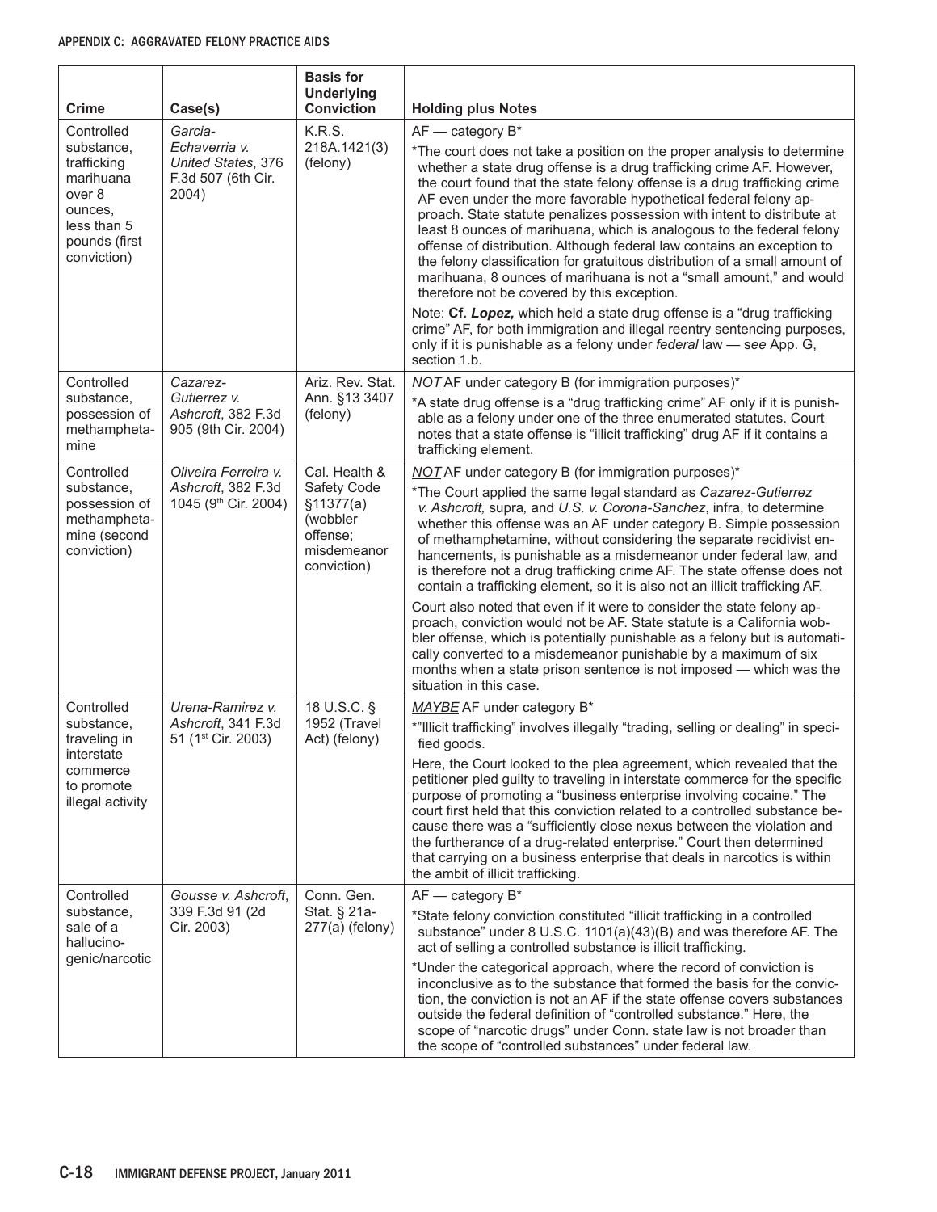| Crime | Case(s) | Basis for Underlying Conviction | Holding plus Notes |
|---|---|---|---|
| Controlled substance, trafficking marihuana over 8 ounces, less than 5 pounds (first conviction) | *Garcia-Echaverria v. United States*, 376 F.3d 507 (6th Cir. 2004) | K.R.S. 218A.1421(3) (felony) | AF — category B*<br><br>*The court does not take a position on the proper analysis to determine whether a state drug offense is a drug trafficking crime AF. However, the court found that the state felony offense is a drug trafficking crime AF even under the more favorable hypothetical federal felony approach. State statute penalizes possession with intent to distribute at least 8 ounces of marihuana, which is analogous to the federal felony offense of distribution. Although federal law contains an exception to the felony classification for gratuitous distribution of a small amount of marihuana, 8 ounces of marihuana is not a "small amount," and would therefore not be covered by this exception.<br><br>Note: **Cf. *Lopez,*** which held a state drug offense is a "drug trafficking crime" AF, for both immigration and illegal reentry sentencing purposes, only if it is punishable as a felony under *federal* law — *see* App. G, section 1.b. |
| Controlled substance, possession of methamphetamine | *Cazarez-Gutierrez v. Ashcroft*, 382 F.3d 905 (9th Cir. 2004) | Ariz. Rev. Stat. Ann. §13 3407 (felony) | *NOT* AF under category B (for immigration purposes)*<br><br>*A state drug offense is a "drug trafficking crime" AF only if it is punishable as a felony under one of the three enumerated statutes. Court notes that a state offense is "illicit trafficking" drug AF if it contains a trafficking element. |
| Controlled substance, possession of methamphetamine (second conviction) | *Oliveira Ferreira v. Ashcroft*, 382 F.3d 1045 (9th Cir. 2004) | Cal. Health & Safety Code §11377(a) (wobbler offense; misdemeanor conviction) | *NOT* AF under category B (for immigration purposes)*<br><br>*The Court applied the same legal standard as *Cazarez-Gutierrez v. Ashcroft,* supra, and *U.S. v. Corona-Sanchez*, infra, to determine whether this offense was an AF under category B. Simple possession of methamphetamine, without considering the separate recidivist enhancements, is punishable as a misdemeanor under federal law, and is therefore not a drug trafficking crime AF. The state offense does not contain a trafficking element, so it is also not an illicit trafficking AF.<br><br>Court also noted that even if it were to consider the state felony approach, conviction would not be AF. State statute is a California wobbler offense, which is potentially punishable as a felony but is automatically converted to a misdemeanor punishable by a maximum of six months when a state prison sentence is not imposed — which was the situation in this case. |
| Controlled substance, traveling in interstate commerce to promote illegal activity | *Urena-Ramirez v. Ashcroft*, 341 F.3d 51 (1st Cir. 2003) | 18 U.S.C. § 1952 (Travel Act) (felony) | *MAYBE* AF under category B*<br><br>*"Illicit trafficking" involves illegally "trading, selling or dealing" in specified goods.<br><br>Here, the Court looked to the plea agreement, which revealed that the petitioner pled guilty to traveling in interstate commerce for the specific purpose of promoting a "business enterprise involving cocaine." The court first held that this conviction related to a controlled substance because there was a "sufficiently close nexus between the violation and the furtherance of a drug-related enterprise." Court then determined that carrying on a business enterprise that deals in narcotics is within the ambit of illicit trafficking. |
| Controlled substance, sale of a hallucinogenic/narcotic | *Gousse v. Ashcroft*, 339 F.3d 91 (2d Cir. 2003) | Conn. Gen. Stat. § 21a-277(a) (felony) | AF — category B*<br><br>*State felony conviction constituted "illicit trafficking in a controlled substance" under 8 U.S.C. 1101(a)(43)(B) and was therefore AF. The act of selling a controlled substance is illicit trafficking.<br><br>*Under the categorical approach, where the record of conviction is inconclusive as to the substance that formed the basis for the conviction, the conviction is not an AF if the state offense covers substances outside the federal definition of "controlled substance." Here, the scope of "narcotic drugs" under Conn. state law is not broader than the scope of "controlled substances" under federal law. |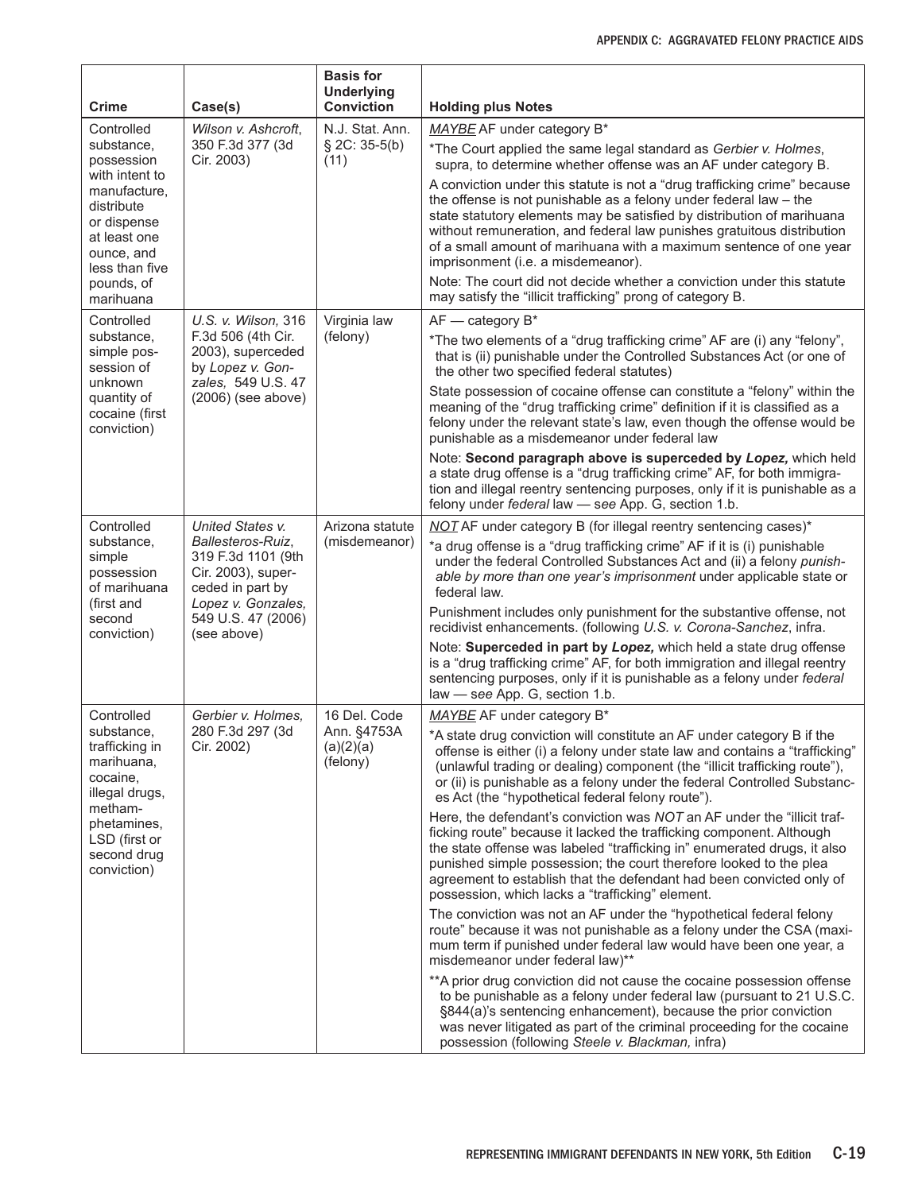| Crime | Case(s) | Basis for Underlying Conviction | Holding plus Notes |
|---|---|---|---|
| Controlled substance, possession with intent to manufacture, distribute or dispense at least one ounce, and less than five pounds, of marihuana | *Wilson v. Ashcroft*, 350 F.3d 377 (3d Cir. 2003) | N.J. Stat. Ann. § 2C: 35-5(b)(11) | *MAYBE* AF under category B*<br><br>*The Court applied the same legal standard as *Gerbier v. Holmes*, supra, to determine whether offense was an AF under category B.<br><br>A conviction under this statute is not a "drug trafficking crime" because the offense is not punishable as a felony under federal law – the state statutory elements may be satisfied by distribution of marihuana without remuneration, and federal law punishes gratuitous distribution of a small amount of marihuana with a maximum sentence of one year imprisonment (i.e. a misdemeanor).<br><br>Note: The court did not decide whether a conviction under this statute may satisfy the "illicit trafficking" prong of category B. |
| Controlled substance, simple possession of unknown quantity of cocaine (first conviction) | *U.S. v. Wilson,* 316 F.3d 506 (4th Cir. 2003), superceded by *Lopez v. Gonzales,* 549 U.S. 47 (2006) (see above) | Virginia law (felony) | AF — category B*<br><br>*The two elements of a "drug trafficking crime" AF are (i) any "felony", that is (ii) punishable under the Controlled Substances Act (or one of the other two specified federal statutes)<br><br>State possession of cocaine offense can constitute a "felony" within the meaning of the "drug trafficking crime" definition if it is classified as a felony under the relevant state's law, even though the offense would be punishable as a misdemeanor under federal law<br><br>Note: **Second paragraph above is superceded by *Lopez,*** which held a state drug offense is a "drug trafficking crime" AF, for both immigration and illegal reentry sentencing purposes, only if it is punishable as a felony under *federal* law — see App. G, section 1.b. |
| Controlled substance, simple possession of marihuana (first and second conviction) | *United States v. Ballesteros-Ruiz*, 319 F.3d 1101 (9th Cir. 2003), superceded in part by *Lopez v. Gonzales,* 549 U.S. 47 (2006) (see above) | Arizona statute (misdemeanor) | *NOT* AF under category B (for illegal reentry sentencing cases)*<br><br>*a drug offense is a "drug trafficking crime" AF if it is (i) punishable under the federal Controlled Substances Act and (ii) a felony *punishable by more than one year's imprisonment* under applicable state or federal law.<br><br>Punishment includes only punishment for the substantive offense, not recidivist enhancements. (following *U.S. v. Corona-Sanchez*, infra.<br><br>Note: **Superceded in part by *Lopez,*** which held a state drug offense is a "drug trafficking crime" AF, for both immigration and illegal reentry sentencing purposes, only if it is punishable as a felony under *federal* law — see App. G, section 1.b. |
| Controlled substance, trafficking in marihuana, cocaine, illegal drugs, methamphetamines, LSD (first or second drug conviction) | *Gerbier v. Holmes,* 280 F.3d 297 (3d Cir. 2002) | 16 Del. Code Ann. §4753A (a)(2)(a) (felony) | *MAYBE* AF under category B*<br><br>*A state drug conviction will constitute an AF under category B if the offense is either (i) a felony under state law and contains a "trafficking" (unlawful trading or dealing) component (the "illicit trafficking route"), or (ii) is punishable as a felony under the federal Controlled Substances Act (the "hypothetical federal felony route").<br><br>Here, the defendant's conviction was *NOT* an AF under the "illicit trafficking route" because it lacked the trafficking component. Although the state offense was labeled "trafficking in" enumerated drugs, it also punished simple possession; the court therefore looked to the plea agreement to establish that the defendant had been convicted only of possession, which lacks a "trafficking" element.<br><br>The conviction was not an AF under the "hypothetical federal felony route" because it was not punishable as a felony under the CSA (maximum term if punished under federal law would have been one year, a misdemeanor under federal law)**<br><br>**A prior drug conviction did not cause the cocaine possession offense to be punishable as a felony under federal law (pursuant to 21 U.S.C. §844(a)'s sentencing enhancement), because the prior conviction was never litigated as part of the criminal proceeding for the cocaine possession (following *Steele v. Blackman,* infra) |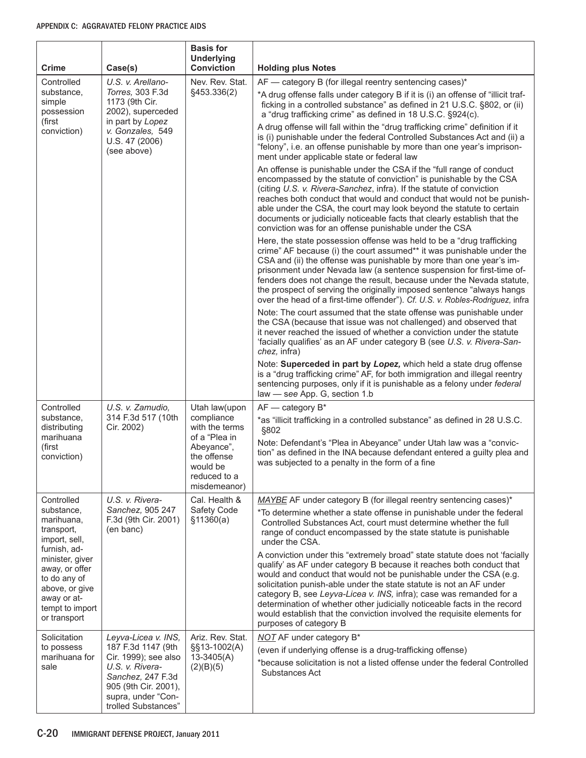| Crime | Case(s) | Basis for Underlying Conviction | Holding plus Notes |
|---|---|---|---|
| Controlled substance, simple possession (first conviction) | *U.S. v. Arellano-Torres,* 303 F.3d 1173 (9th Cir. 2002), superceded in part by *Lopez v. Gonzales,* 549 U.S. 47 (2006) (see above) | Nev. Rev. Stat. §453.336(2) | AF — category B (for illegal reentry sentencing cases)* <br><br> *A drug offense falls under category B if it is (i) an offense of "illicit trafficking in a controlled substance" as defined in 21 U.S.C. §802, or (ii) a "drug trafficking crime" as defined in 18 U.S.C. §924(c). <br><br> A drug offense will fall within the "drug trafficking crime" definition if it is (i) punishable under the federal Controlled Substances Act and (ii) a "felony", i.e. an offense punishable by more than one year's imprisonment under applicable state or federal law <br><br> An offense is punishable under the CSA if the "full range of conduct encompassed by the statute of conviction" is punishable by the CSA (citing *U.S. v. Rivera-Sanchez*, infra). If the statute of conviction reaches both conduct that would and conduct that would not be punishable under the CSA, the court may look beyond the statute to certain documents or judicially noticeable facts that clearly establish that the conviction was for an offense punishable under the CSA <br><br> Here, the state possession offense was held to be a "drug trafficking crime" AF because (i) the court assumed** it was punishable under the CSA and (ii) the offense was punishable by more than one year's imprisonment under Nevada law (a sentence suspension for first-time offenders does not change the result, because under the Nevada statute, the prospect of serving the originally imposed sentence "always hangs over the head of a first-time offender"). *Cf. U.S. v. Robles-Rodriguez,* infra <br><br> Note: The court assumed that the state offense was punishable under the CSA (because that issue was not challenged) and observed that it never reached the issued of whether a conviction under the statute 'facially qualifies' as an AF under category B (see *U.S. v. Rivera-Sanchez,* infra) <br><br> Note: **Superceded in part by *Lopez,*** which held a state drug offense is a "drug trafficking crime" AF, for both immigration and illegal reentry sentencing purposes, only if it is punishable as a felony under *federal* law — s*ee* App. G, section 1.b |
| Controlled substance, distributing marihuana (first conviction) | *U.S. v. Zamudio,* 314 F.3d 517 (10th Cir. 2002) | Utah law(upon compliance with the terms of a "Plea in Abeyance", the offense would be reduced to a misdemeanor) | AF — category B* <br><br> *as "illicit trafficking in a controlled substance" as defined in 28 U.S.C. §802 <br><br> Note: Defendant's "Plea in Abeyance" under Utah law was a "conviction" as defined in the INA because defendant entered a guilty plea and was subjected to a penalty in the form of a fine |
| Controlled substance, marihuana, transport, import, sell, furnish, administer, giver away, or offer to do any of above, or give away or attempt to import or transport | *U.S. v. Rivera-Sanchez,* 905 247 F.3d (9th Cir. 2001) (en banc) | Cal. Health & Safety Code §11360(a) | *MAYBE* AF under category B (for illegal reentry sentencing cases)* <br><br> *To determine whether a state offense in punishable under the federal Controlled Substances Act, court must determine whether the full range of conduct encompassed by the state statute is punishable under the CSA. <br><br> A conviction under this "extremely broad" state statute does not 'facially qualify' as AF under category B because it reaches both conduct that would and conduct that would not be punishable under the CSA (e.g. solicitation punish-able under the state statute is not an AF under category B, see *Leyva-Licea v. INS,* infra); case was remanded for a determination of whether other judicially noticeable facts in the record would establish that the conviction involved the requisite elements for purposes of category B |
| Solicitation to possess marihuana for sale | *Leyva-Licea v. INS,* 187 F.3d 1147 (9th Cir. 1999); see also *U.S. v. Rivera-Sanchez,* 247 F.3d 905 (9th Cir. 2001), supra, under "Controlled Substances" | Ariz. Rev. Stat. §§13-1002(A) 13-3405(A)(2)(B)(5) | *NOT* AF under category B* <br><br> (even if underlying offense is a drug-trafficking offense) <br><br> *because solicitation is not a listed offense under the federal Controlled Substances Act |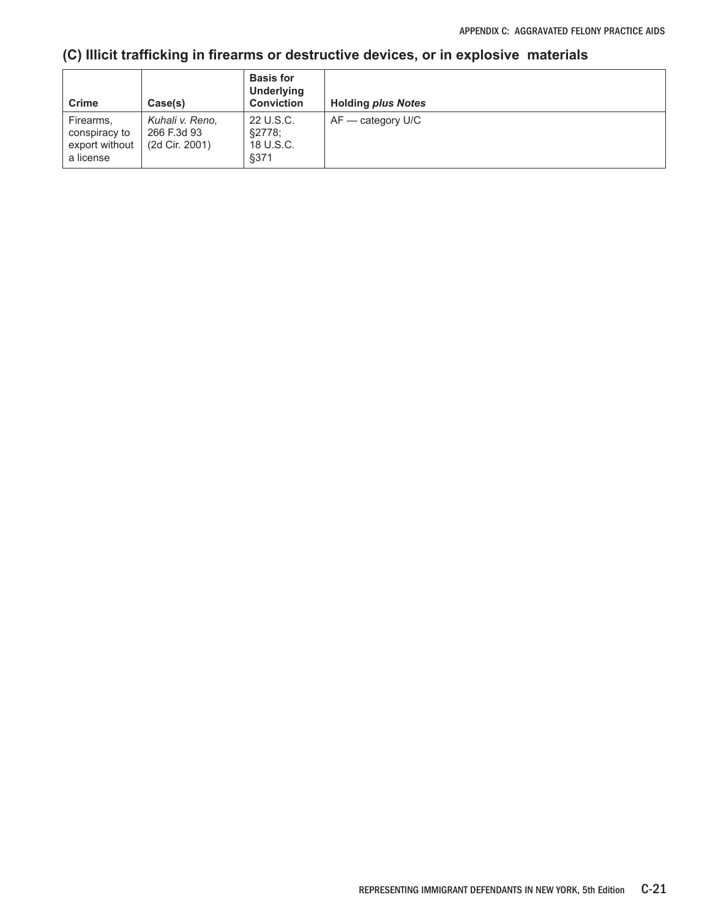## (C) Illicit trafficking in firearms or destructive devices, or in explosive materials

| Crime | Case(s) | Basis for Underlying Conviction | Holding *plus Notes* |
|---|---|---|---|
| Firearms, conspiracy to export without a license | *Kuhali v. Reno,* 266 F.3d 93 (2d Cir. 2001) | 22 U.S.C. §2778; 18 U.S.C. §371 | AF — category U/C |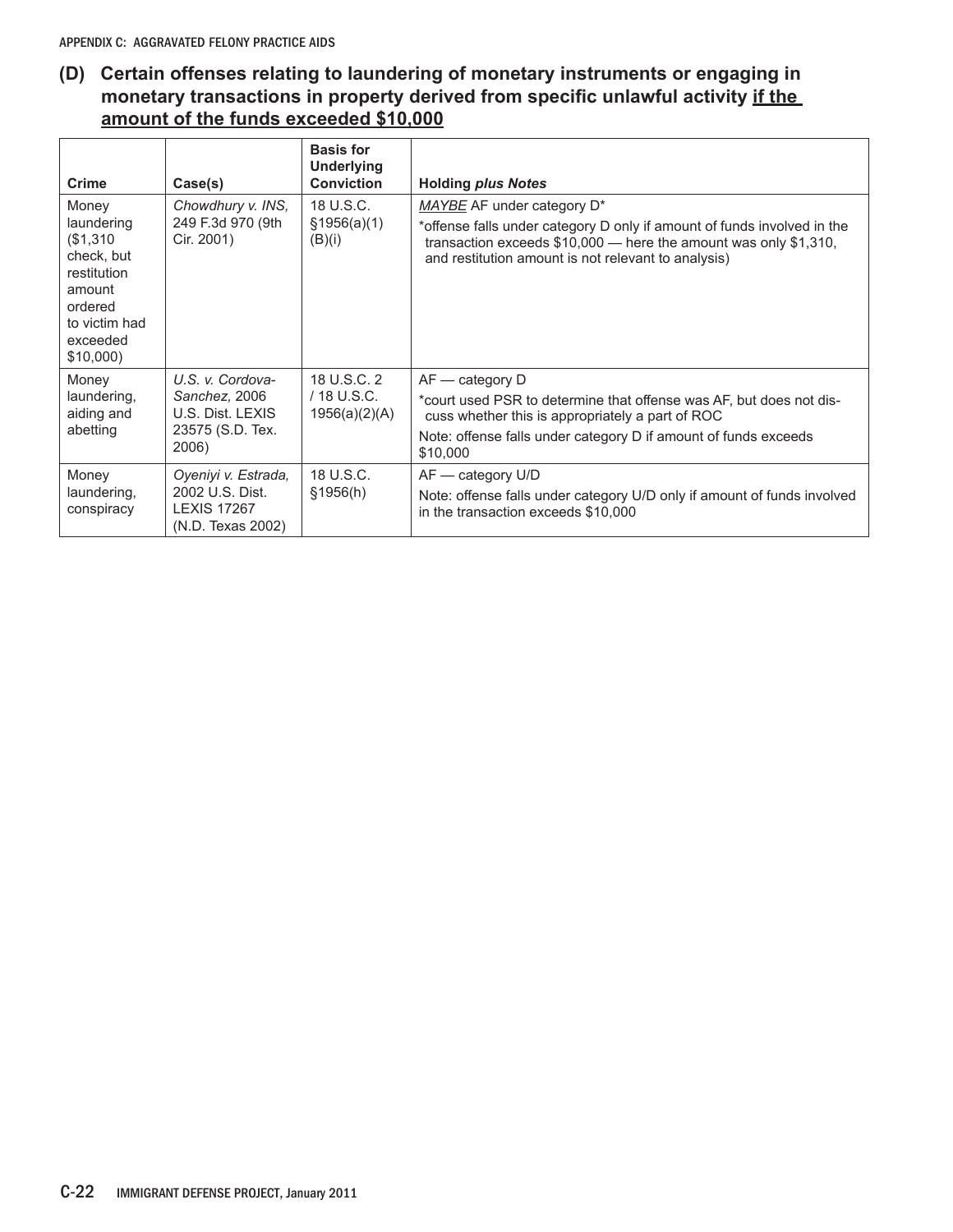## (D) Certain offenses relating to laundering of monetary instruments or engaging in monetary transactions in property derived from specific unlawful activity <u>if the amount of the funds exceeded $10,000</u>

| Crime | Case(s) | Basis for Underlying Conviction | Holding *plus Notes* |
|---|---|---|---|
| Money laundering ($1,310 check, but restitution amount ordered to victim had exceeded $10,000) | *Chowdhury v. INS,* 249 F.3d 970 (9th Cir. 2001) | 18 U.S.C. §1956(a)(1)(B)(i) | <u>*MAYBE*</u> AF under category D* <br> *offense falls under category D only if amount of funds involved in the transaction exceeds $10,000 — here the amount was only $1,310, and restitution amount is not relevant to analysis) |
| Money laundering, aiding and abetting | *U.S. v. Cordova-Sanchez,* 2006 U.S. Dist. LEXIS 23575 (S.D. Tex. 2006) | 18 U.S.C. 2 / 18 U.S.C. 1956(a)(2)(A) | AF — category D <br> *court used PSR to determine that offense was AF, but does not discuss whether this is appropriately a part of ROC <br> Note: offense falls under category D if amount of funds exceeds $10,000 |
| Money laundering, conspiracy | *Oyeniyi v. Estrada,* 2002 U.S. Dist. LEXIS 17267 (N.D. Texas 2002) | 18 U.S.C. §1956(h) | AF — category U/D <br> Note: offense falls under category U/D only if amount of funds involved in the transaction exceeds $10,000 |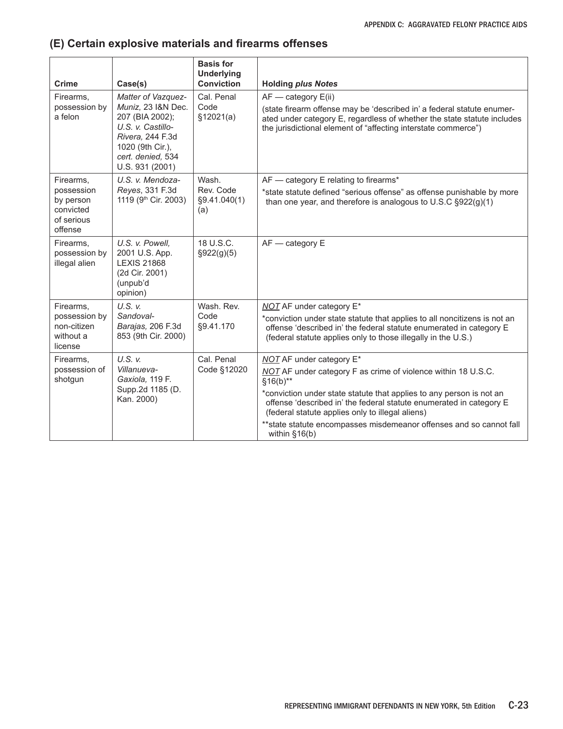## (E) Certain explosive materials and firearms offenses

| Crime | Case(s) | Basis for Underlying Conviction | Holding *plus Notes* |
|---|---|---|---|
| Firearms, possession by a felon | *Matter of Vazquez-Muniz,* 23 I&N Dec. 207 (BIA 2002); *U.S. v. Castillo-Rivera,* 244 F.3d 1020 (9th Cir.), *cert. denied,* 534 U.S. 931 (2001) | Cal. Penal Code §12021(a) | AF — category E(ii)<br>(state firearm offense may be 'described in' a federal statute enumerated under category E, regardless of whether the state statute includes the jurisdictional element of "affecting interstate commerce") |
| Firearms, possession by person convicted of serious offense | *U.S. v. Mendoza-Reyes*, 331 F.3d 1119 (9th Cir. 2003) | Wash. Rev. Code §9.41.040(1)(a) | AF — category E relating to firearms*<br>*state statute defined "serious offense" as offense punishable by more than one year, and therefore is analogous to U.S.C §922(g)(1) |
| Firearms, possession by illegal alien | *U.S. v. Powell,* 2001 U.S. App. LEXIS 21868 (2d Cir. 2001) (unpub'd opinion) | 18 U.S.C. §922(g)(5) | AF — category E |
| Firearms, possession by non-citizen without a license | *U.S. v. Sandoval-Barajas,* 206 F.3d 853 (9th Cir. 2000) | Wash. Rev. Code §9.41.170 | *NOT* AF under category E*<br>*conviction under state statute that applies to all noncitizens is not an offense 'described in' the federal statute enumerated in category E (federal statute applies only to those illegally in the U.S.) |
| Firearms, possession of shotgun | *U.S. v. Villanueva-Gaxiola,* 119 F. Supp.2d 1185 (D. Kan. 2000) | Cal. Penal Code §12020 | *NOT* AF under category E*<br>*NOT* AF under category F as crime of violence within 18 U.S.C. §16(b)**<br>*conviction under state statute that applies to any person is not an offense 'described in' the federal statute enumerated in category E (federal statute applies only to illegal aliens)<br>**state statute encompasses misdemeanor offenses and so cannot fall within §16(b) |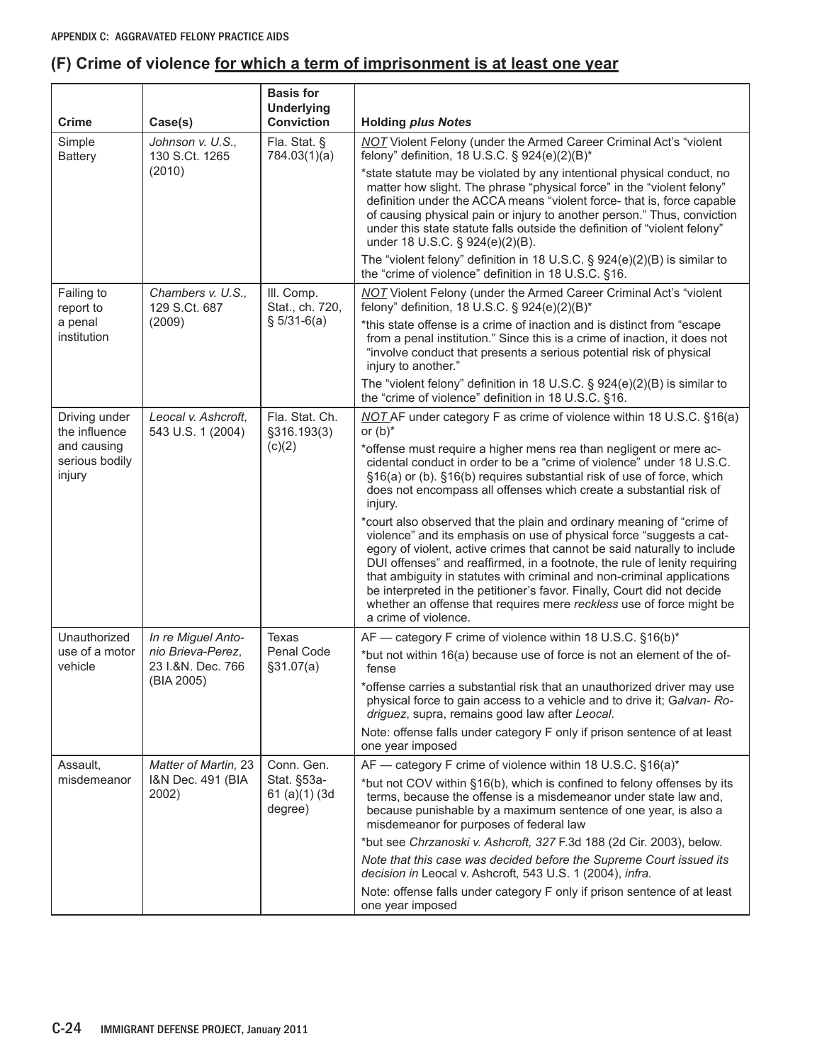## (F) Crime of violence <u>for which a term of imprisonment is at least one year</u>

| Crime | Case(s) | Basis for Underlying Conviction | Holding *plus Notes* |
|---|---|---|---|
| Simple Battery | *Johnson v. U.S.,* 130 S.Ct. 1265 (2010) | Fla. Stat. § 784.03(1)(a) | *<u>NOT</u>* Violent Felony (under the Armed Career Criminal Act's "violent felony" definition, 18 U.S.C. § 924(e)(2)(B)* <br> *state statute may be violated by any intentional physical conduct, no matter how slight. The phrase "physical force" in the "violent felony" definition under the ACCA means "violent force- that is, force capable of causing physical pain or injury to another person." Thus, conviction under this state statute falls outside the definition of "violent felony" under 18 U.S.C. § 924(e)(2)(B). <br> The "violent felony" definition in 18 U.S.C. § 924(e)(2)(B) is similar to the "crime of violence" definition in 18 U.S.C. §16. |
| Failing to report to a penal institution | *Chambers v. U.S.,* 129 S.Ct. 687 (2009) | Ill. Comp. Stat., ch. 720, § 5/31-6(a) | *<u>NOT</u>* Violent Felony (under the Armed Career Criminal Act's "violent felony" definition, 18 U.S.C. § 924(e)(2)(B)* <br> *this state offense is a crime of inaction and is distinct from "escape from a penal institution." Since this is a crime of inaction, it does not "involve conduct that presents a serious potential risk of physical injury to another." <br> The "violent felony" definition in 18 U.S.C. § 924(e)(2)(B) is similar to the "crime of violence" definition in 18 U.S.C. §16. |
| Driving under the influence and causing serious bodily injury | *Leocal v. Ashcroft,* 543 U.S. 1 (2004) | Fla. Stat. Ch. §316.193(3)(c)(2) | *<u>NOT</u>* AF under category F as crime of violence within 18 U.S.C. §16(a) or (b)* <br> *offense must require a higher mens rea than negligent or mere accidental conduct in order to be a "crime of violence" under 18 U.S.C. §16(a) or (b). §16(b) requires substantial risk of use of force, which does not encompass all offenses which create a substantial risk of injury. <br> *court also observed that the plain and ordinary meaning of "crime of violence" and its emphasis on use of physical force "suggests a category of violent, active crimes that cannot be said naturally to include DUI offenses" and reaffirmed, in a footnote, the rule of lenity requiring that ambiguity in statutes with criminal and non-criminal applications be interpreted in the petitioner's favor. Finally, Court did not decide whether an offense that requires mere *reckless* use of force might be a crime of violence. |
| Unauthorized use of a motor vehicle | *In re Miguel Antonio Brieva-Perez,* 23 I.&N. Dec. 766 (BIA 2005) | Texas Penal Code §31.07(a) | AF — category F crime of violence within 18 U.S.C. §16(b)* <br> *but not within 16(a) because use of force is not an element of the offense <br> *offense carries a substantial risk that an unauthorized driver may use physical force to gain access to a vehicle and to drive it; G*alvan- Rodriguez*, supra, remains good law after *Leocal*. <br> Note: offense falls under category F only if prison sentence of at least one year imposed |
| Assault, misdemeanor | *Matter of Martin,* 23 I&N Dec. 491 (BIA 2002) | Conn. Gen. Stat. §53a-61 (a)(1) (3d degree) | AF — category F crime of violence within 18 U.S.C. §16(a)* <br> *but not COV within §16(b), which is confined to felony offenses by its terms, because the offense is a misdemeanor under state law and, because punishable by a maximum sentence of one year, is also a misdemeanor for purposes of federal law <br> *but see *Chrzanoski v. Ashcroft, 327* F.3d 188 (2d Cir. 2003), below. <br> *Note that this case was decided before the Supreme Court issued its decision in* Leocal v. Ashcroft*,* 543 U.S. 1 (2004), *infra.* <br> Note: offense falls under category F only if prison sentence of at least one year imposed |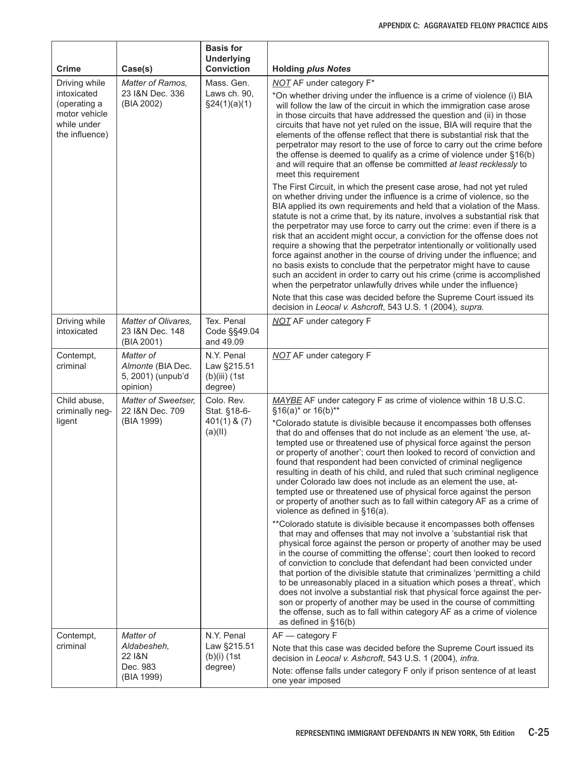| Crime | Case(s) | Basis for Underlying Conviction | Holding *plus Notes* |
|---|---|---|---|
| Driving while intoxicated (operating a motor vehicle while under the influence) | *Matter of Ramos,* 23 I&N Dec. 336 (BIA 2002) | Mass. Gen. Laws ch. 90, §24(1)(a)(1) | ***NOT*** AF under category F* <br><br> *On whether driving under the influence is a crime of violence (i) BIA will follow the law of the circuit in which the immigration case arose in those circuits that have addressed the question and (ii) in those circuits that have not yet ruled on the issue, BIA will require that the elements of the offense reflect that there is substantial risk that the perpetrator may resort to the use of force to carry out the crime before the offense is deemed to qualify as a crime of violence under §16(b) and will require that an offense be committed *at least recklessly* to meet this requirement <br><br> The First Circuit, in which the present case arose, had not yet ruled on whether driving under the influence is a crime of violence, so the BIA applied its own requirements and held that a violation of the Mass. statute is not a crime that, by its nature, involves a substantial risk that the perpetrator may use force to carry out the crime: even if there is a risk that an accident might occur, a conviction for the offense does not require a showing that the perpetrator intentionally or volitionally used force against another in the course of driving under the influence; and no basis exists to conclude that the perpetrator might have to cause such an accident in order to carry out his crime (crime is accomplished when the perpetrator unlawfully drives while under the influence) <br><br> Note that this case was decided before the Supreme Court issued its decision in *Leocal v. Ashcroft*, 543 U.S. 1 (2004)*, supra.* |
| Driving while intoxicated | *Matter of Olivares,* 23 I&N Dec. 148 (BIA 2001) | Tex. Penal Code §§49.04 and 49.09 | ***NOT*** AF under category F |
| Contempt, criminal | *Matter of Almonte* (BIA Dec. 5, 2001) (unpub'd opinion) | N.Y. Penal Law §215.51 (b)(iii) (1st degree) | ***NOT*** AF under category F |
| Child abuse, criminally negligent | *Matter of Sweetser,* 22 I&N Dec. 709 (BIA 1999) | Colo. Rev. Stat. §18-6-401(1) & (7)(a)(II) | ***MAYBE*** AF under category F as crime of violence within 18 U.S.C. §16(a)* or 16(b)** <br><br> *Colorado statute is divisible because it encompasses both offenses that do and offenses that do not include as an element 'the use, attempted use or threatened use of physical force against the person or property of another'; court then looked to record of conviction and found that respondent had been convicted of criminal negligence resulting in death of his child, and ruled that such criminal negligence under Colorado law does not include as an element the use, attempted use or threatened use of physical force against the person or property of another such as to fall within category AF as a crime of violence as defined in §16(a). <br><br> **Colorado statute is divisible because it encompasses both offenses that may and offenses that may not involve a 'substantial risk that physical force against the person or property of another may be used in the course of committing the offense'; court then looked to record of conviction to conclude that defendant had been convicted under that portion of the divisible statute that criminalizes 'permitting a child to be unreasonably placed in a situation which poses a threat', which does not involve a substantial risk that physical force against the person or property of another may be used in the course of committing the offense, such as to fall within category AF as a crime of violence as defined in §16(b) |
| Contempt, criminal | *Matter of Aldabesheh,* 22 I&N Dec. 983 (BIA 1999) | N.Y. Penal Law §215.51 (b)(i) (1st degree) | AF — category F <br><br> Note that this case was decided before the Supreme Court issued its decision in *Leocal v. Ashcroft*, 543 U.S. 1 (2004)*, infra.* <br><br> Note: offense falls under category F only if prison sentence of at least one year imposed |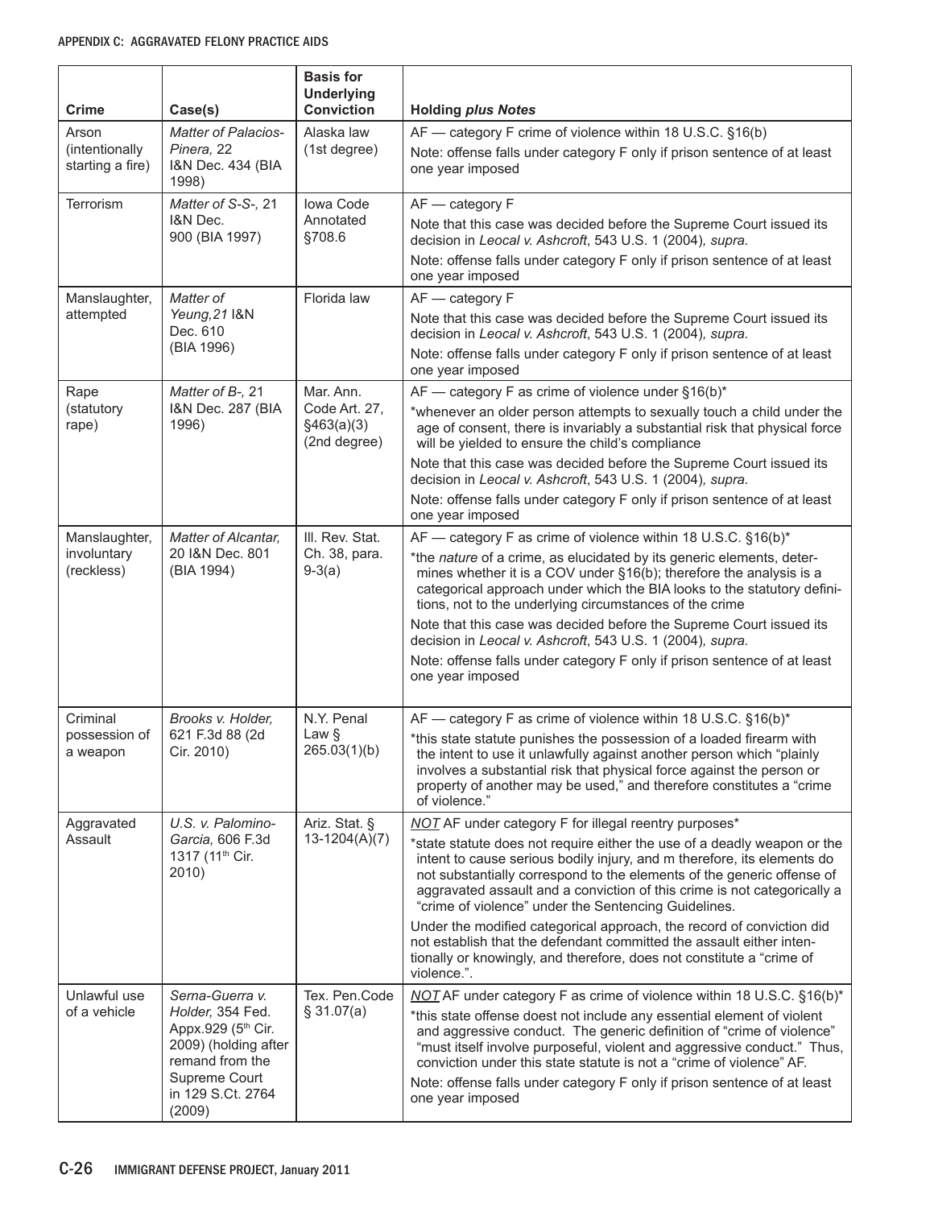| Crime | Case(s) | Basis for Underlying Conviction | Holding *plus Notes* |
|---|---|---|---|
| Arson (intentionally starting a fire) | *Matter of Palacios-Pinera,* 22 I&N Dec. 434 (BIA 1998) | Alaska law (1st degree) | AF — category F crime of violence within 18 U.S.C. §16(b)<br>Note: offense falls under category F only if prison sentence of at least one year imposed |
| Terrorism | *Matter of S-S-,* 21 I&N Dec. 900 (BIA 1997) | Iowa Code Annotated §708.6 | AF — category F<br>Note that this case was decided before the Supreme Court issued its decision in *Leocal v. Ashcroft*, 543 U.S. 1 (2004)*, supra.*<br>Note: offense falls under category F only if prison sentence of at least one year imposed |
| Manslaughter, attempted | *Matter of Yeung,21* I&N Dec. 610 (BIA 1996) | Florida law | AF — category F<br>Note that this case was decided before the Supreme Court issued its decision in *Leocal v. Ashcroft*, 543 U.S. 1 (2004)*, supra.*<br>Note: offense falls under category F only if prison sentence of at least one year imposed |
| Rape (statutory rape) | *Matter of B-,* 21 I&N Dec. 287 (BIA 1996) | Mar. Ann. Code Art. 27, §463(a)(3) (2nd degree) | AF — category F as crime of violence under §16(b)*<br>*whenever an older person attempts to sexually touch a child under the age of consent, there is invariably a substantial risk that physical force will be yielded to ensure the child's compliance<br>Note that this case was decided before the Supreme Court issued its decision in *Leocal v. Ashcroft*, 543 U.S. 1 (2004)*, supra.*<br>Note: offense falls under category F only if prison sentence of at least one year imposed |
| Manslaughter, involuntary (reckless) | *Matter of Alcantar,* 20 I&N Dec. 801 (BIA 1994) | Ill. Rev. Stat. Ch. 38, para. 9-3(a) | AF — category F as crime of violence within 18 U.S.C. §16(b)*<br>*the *nature* of a crime, as elucidated by its generic elements, determines whether it is a COV under §16(b); therefore the analysis is a categorical approach under which the BIA looks to the statutory definitions, not to the underlying circumstances of the crime<br>Note that this case was decided before the Supreme Court issued its decision in *Leocal v. Ashcroft*, 543 U.S. 1 (2004)*, supra.*<br>Note: offense falls under category F only if prison sentence of at least one year imposed |
| Criminal possession of a weapon | *Brooks v. Holder,* 621 F.3d 88 (2d Cir. 2010) | N.Y. Penal Law § 265.03(1)(b) | AF — category F as crime of violence within 18 U.S.C. §16(b)*<br>*this state statute punishes the possession of a loaded firearm with the intent to use it unlawfully against another person which "plainly involves a substantial risk that physical force against the person or property of another may be used," and therefore constitutes a "crime of violence." |
| Aggravated Assault | *U.S. v. Palomino-Garcia,* 606 F.3d 1317 (11th Cir. 2010) | Ariz. Stat. § 13-1204(A)(7) | *NOT* AF under category F for illegal reentry purposes*<br>*state statute does not require either the use of a deadly weapon or the intent to cause serious bodily injury, and m therefore, its elements do not substantially correspond to the elements of the generic offense of aggravated assault and a conviction of this crime is not categorically a "crime of violence" under the Sentencing Guidelines.<br>Under the modified categorical approach, the record of conviction did not establish that the defendant committed the assault either intentionally or knowingly, and therefore, does not constitute a "crime of violence.". |
| Unlawful use of a vehicle | *Serna-Guerra v. Holder,* 354 Fed. Appx.929 (5th Cir. 2009) (holding after remand from the Supreme Court in 129 S.Ct. 2764 (2009) | Tex. Pen.Code § 31.07(a) | *NOT* AF under category F as crime of violence within 18 U.S.C. §16(b)*<br>*this state offense doest not include any essential element of violent and aggressive conduct. The generic definition of "crime of violence" "must itself involve purposeful, violent and aggressive conduct." Thus, conviction under this state statute is not a "crime of violence" AF.<br>Note: offense falls under category F only if prison sentence of at least one year imposed |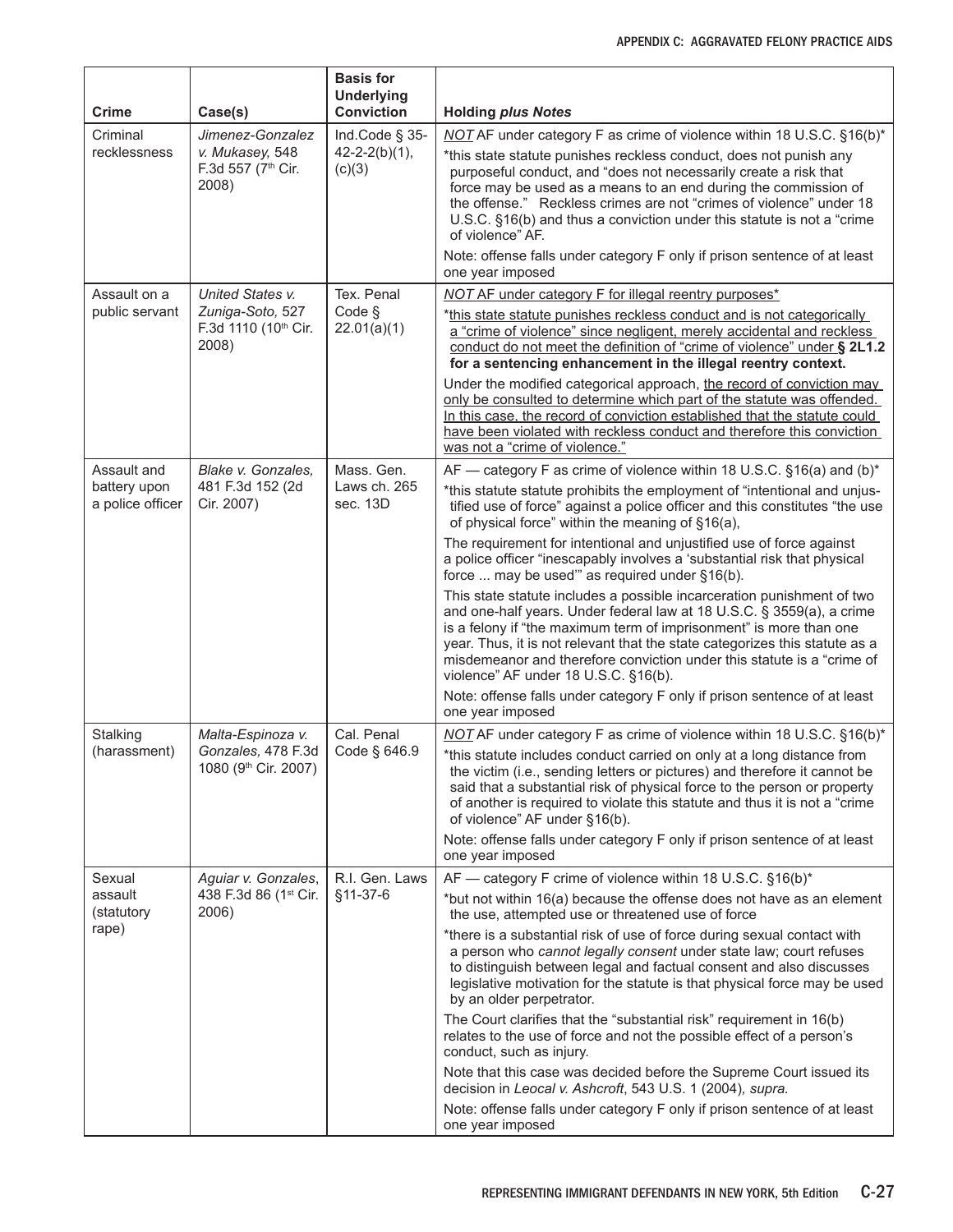| Crime | Case(s) | Basis for Underlying Conviction | Holding *plus Notes* |
|---|---|---|---|
| Criminal recklessness | *Jimenez-Gonzalez v. Mukasey,* 548 F.3d 557 (7th Cir. 2008) | Ind.Code § 35-42-2-2(b)(1), (c)(3) | *NOT* AF under category F as crime of violence within 18 U.S.C. §16(b)* <br><br> *this state statute punishes reckless conduct, does not punish any purposeful conduct, and "does not necessarily create a risk that force may be used as a means to an end during the commission of the offense." Reckless crimes are not "crimes of violence" under 18 U.S.C. §16(b) and thus a conviction under this statute is not a "crime of violence" AF. <br><br> Note: offense falls under category F only if prison sentence of at least one year imposed |
| Assault on a public servant | *United States v. Zuniga-Soto,* 527 F.3d 1110 (10th Cir. 2008) | Tex. Penal Code § 22.01(a)(1) | *NOT* AF under category F for illegal reentry purposes* <br><br> *this state statute punishes reckless conduct and is not categorically a "crime of violence" since negligent, merely accidental and reckless conduct do not meet the definition of "crime of violence" under **§ 2L1.2 for a sentencing enhancement in the illegal reentry context.** <br><br> Under the modified categorical approach, the record of conviction may only be consulted to determine which part of the statute was offended. In this case, the record of conviction established that the statute could have been violated with reckless conduct and therefore this conviction was not a "crime of violence." |
| Assault and battery upon a police officer | *Blake v. Gonzales,* 481 F.3d 152 (2d Cir. 2007) | Mass. Gen. Laws ch. 265 sec. 13D | AF — category F as crime of violence within 18 U.S.C. §16(a) and (b)* <br><br> *this statute statute prohibits the employment of "intentional and unjustified use of force" against a police officer and this constitutes "the use of physical force" within the meaning of §16(a), <br><br> The requirement for intentional and unjustified use of force against a police officer "inescapably involves a 'substantial risk that physical force ... may be used'" as required under §16(b). <br><br> This state statute includes a possible incarceration punishment of two and one-half years. Under federal law at 18 U.S.C. § 3559(a), a crime is a felony if "the maximum term of imprisonment" is more than one year. Thus, it is not relevant that the state categorizes this statute as a misdemeanor and therefore conviction under this statute is a "crime of violence" AF under 18 U.S.C. §16(b). <br><br> Note: offense falls under category F only if prison sentence of at least one year imposed |
| Stalking (harassment) | *Malta-Espinoza v. Gonzales,* 478 F.3d 1080 (9th Cir. 2007) | Cal. Penal Code § 646.9 | *NOT* AF under category F as crime of violence within 18 U.S.C. §16(b)* <br><br> *this statute includes conduct carried on only at a long distance from the victim (i.e., sending letters or pictures) and therefore it cannot be said that a substantial risk of physical force to the person or property of another is required to violate this statute and thus it is not a "crime of violence" AF under §16(b). <br><br> Note: offense falls under category F only if prison sentence of at least one year imposed |
| Sexual assault (statutory rape) | *Aguiar v. Gonzales*, 438 F.3d 86 (1st Cir. 2006) | R.I. Gen. Laws §11-37-6 | AF — category F crime of violence within 18 U.S.C. §16(b)* <br><br> *but not within 16(a) because the offense does not have as an element the use, attempted use or threatened use of force <br><br> *there is a substantial risk of use of force during sexual contact with a person who *cannot legally consent* under state law; court refuses to distinguish between legal and factual consent and also discusses legislative motivation for the statute is that physical force may be used by an older perpetrator. <br><br> The Court clarifies that the "substantial risk" requirement in 16(b) relates to the use of force and not the possible effect of a person's conduct, such as injury. <br><br> Note that this case was decided before the Supreme Court issued its decision in *Leocal v. Ashcroft*, 543 U.S. 1 (2004)*, supra.* <br><br> Note: offense falls under category F only if prison sentence of at least one year imposed |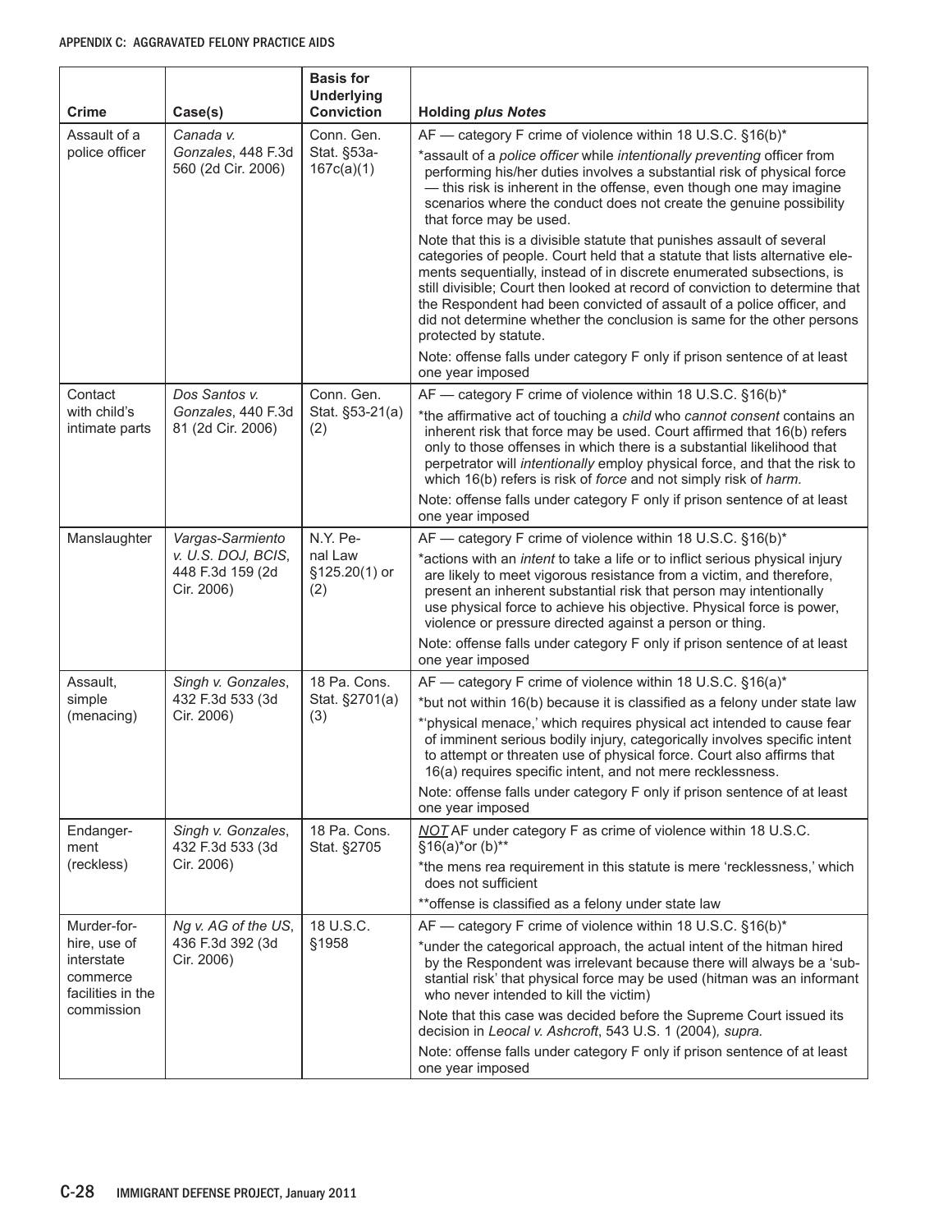| Crime | Case(s) | Basis for Underlying Conviction | Holding *plus Notes* |
|---|---|---|---|
| Assault of a police officer | *Canada v. Gonzales*, 448 F.3d 560 (2d Cir. 2006) | Conn. Gen. Stat. §53a-167c(a)(1) | AF — category F crime of violence within 18 U.S.C. §16(b)*<br>*assault of a *police officer* while *intentionally preventing* officer from performing his/her duties involves a substantial risk of physical force — this risk is inherent in the offense, even though one may imagine scenarios where the conduct does not create the genuine possibility that force may be used.<br>Note that this is a divisible statute that punishes assault of several categories of people. Court held that a statute that lists alternative elements sequentially, instead of in discrete enumerated subsections, is still divisible; Court then looked at record of conviction to determine that the Respondent had been convicted of assault of a police officer, and did not determine whether the conclusion is same for the other persons protected by statute.<br>Note: offense falls under category F only if prison sentence of at least one year imposed |
| Contact with child's intimate parts | *Dos Santos v. Gonzales*, 440 F.3d 81 (2d Cir. 2006) | Conn. Gen. Stat. §53-21(a)(2) | AF — category F crime of violence within 18 U.S.C. §16(b)*<br>*the affirmative act of touching a *child* who *cannot consent* contains an inherent risk that force may be used. Court affirmed that 16(b) refers only to those offenses in which there is a substantial likelihood that perpetrator will *intentionally* employ physical force, and that the risk to which 16(b) refers is risk of *force* and not simply risk of *harm.*<br>Note: offense falls under category F only if prison sentence of at least one year imposed |
| Manslaughter | *Vargas-Sarmiento v. U.S. DOJ, BCIS*, 448 F.3d 159 (2d Cir. 2006) | N.Y. Penal Law §125.20(1) or (2) | AF — category F crime of violence within 18 U.S.C. §16(b)*<br>*actions with an *intent* to take a life or to inflict serious physical injury are likely to meet vigorous resistance from a victim, and therefore, present an inherent substantial risk that person may intentionally use physical force to achieve his objective. Physical force is power, violence or pressure directed against a person or thing.<br>Note: offense falls under category F only if prison sentence of at least one year imposed |
| Assault, simple (menacing) | *Singh v. Gonzales*, 432 F.3d 533 (3d Cir. 2006) | 18 Pa. Cons. Stat. §2701(a)(3) | AF — category F crime of violence within 18 U.S.C. §16(a)*<br>*but not within 16(b) because it is classified as a felony under state law<br>*'physical menace,' which requires physical act intended to cause fear of imminent serious bodily injury, categorically involves specific intent to attempt or threaten use of physical force. Court also affirms that 16(a) requires specific intent, and not mere recklessness.<br>Note: offense falls under category F only if prison sentence of at least one year imposed |
| Endangerment (reckless) | *Singh v. Gonzales*, 432 F.3d 533 (3d Cir. 2006) | 18 Pa. Cons. Stat. §2705 | ***NOT*** AF under category F as crime of violence within 18 U.S.C. §16(a)*or (b)**<br>*the mens rea requirement in this statute is mere 'recklessness,' which does not sufficient<br>**offense is classified as a felony under state law |
| Murder-for-hire, use of interstate commerce facilities in the commission | *Ng v. AG of the US*, 436 F.3d 392 (3d Cir. 2006) | 18 U.S.C. §1958 | AF — category F crime of violence within 18 U.S.C. §16(b)*<br>*under the categorical approach, the actual intent of the hitman hired by the Respondent was irrelevant because there will always be a 'substantial risk' that physical force may be used (hitman was an informant who never intended to kill the victim)<br>Note that this case was decided before the Supreme Court issued its decision in *Leocal v. Ashcroft*, 543 U.S. 1 (2004)*, supra.*<br>Note: offense falls under category F only if prison sentence of at least one year imposed |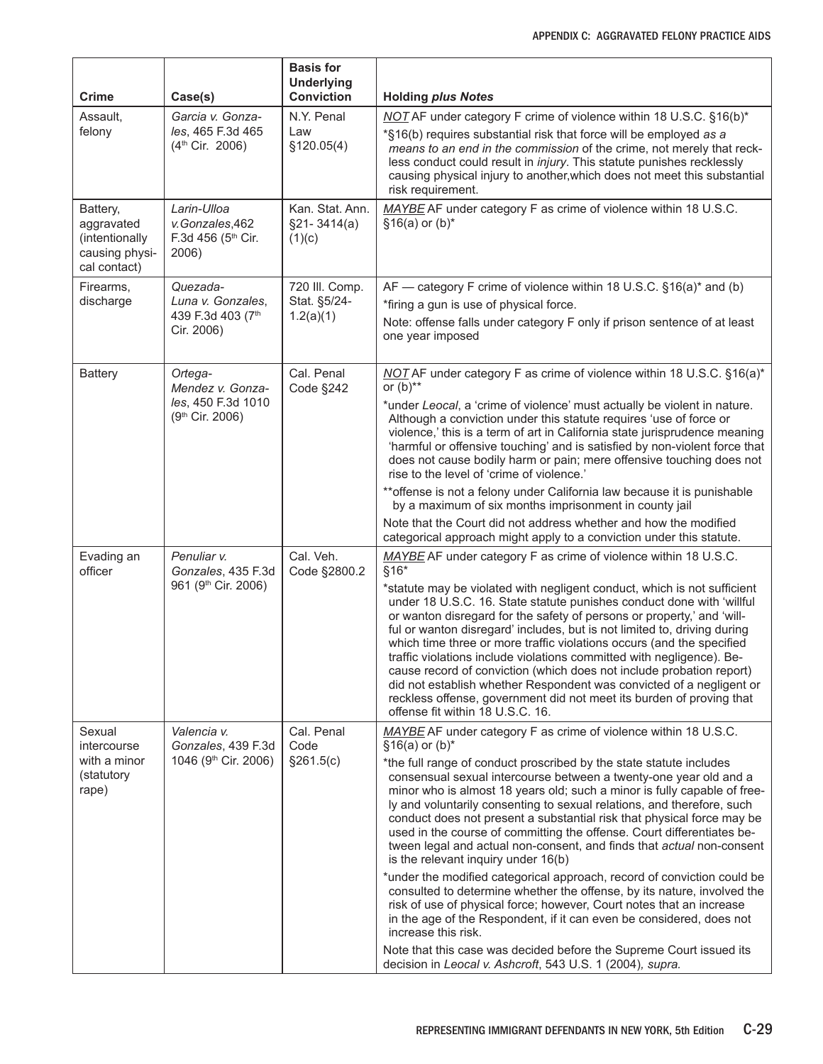| Crime | Case(s) | Basis for Underlying Conviction | Holding *plus Notes* |
|---|---|---|---|
| Assault, felony | *Garcia v. Gonzales*, 465 F.3d 465 (4th Cir. 2006) | N.Y. Penal Law §120.05(4) | *NOT* AF under category F crime of violence within 18 U.S.C. §16(b)*<br>*§16(b) requires substantial risk that force will be employed *as a means to an end in the commission* of the crime, not merely that reckless conduct could result in *injury*. This statute punishes recklessly causing physical injury to another,which does not meet this substantial risk requirement. |
| Battery, aggravated (intentionally causing physical contact) | *Larin-Ulloa v.Gonzales*,462 F.3d 456 (5th Cir. 2006) | Kan. Stat. Ann. §21- 3414(a)(1)(c) | *MAYBE* AF under category F as crime of violence within 18 U.S.C. §16(a) or (b)* |
| Firearms, discharge | *Quezada-Luna v. Gonzales*, 439 F.3d 403 (7th Cir. 2006) | 720 Ill. Comp. Stat. §5/24-1.2(a)(1) | AF — category F crime of violence within 18 U.S.C. §16(a)* and (b)<br>*firing a gun is use of physical force.<br>Note: offense falls under category F only if prison sentence of at least one year imposed |
| Battery | *Ortega-Mendez v. Gonzales*, 450 F.3d 1010 (9th Cir. 2006) | Cal. Penal Code §242 | *NOT* AF under category F as crime of violence within 18 U.S.C. §16(a)* or (b)**<br>*under *Leocal*, a 'crime of violence' must actually be violent in nature. Although a conviction under this statute requires 'use of force or violence,' this is a term of art in California state jurisprudence meaning 'harmful or offensive touching' and is satisfied by non-violent force that does not cause bodily harm or pain; mere offensive touching does not rise to the level of 'crime of violence.'<br>**offense is not a felony under California law because it is punishable by a maximum of six months imprisonment in county jail<br>Note that the Court did not address whether and how the modified categorical approach might apply to a conviction under this statute. |
| Evading an officer | *Penuliar v. Gonzales*, 435 F.3d 961 (9th Cir. 2006) | Cal. Veh. Code §2800.2 | *MAYBE* AF under category F as crime of violence within 18 U.S.C. §16*<br>*statute may be violated with negligent conduct, which is not sufficient under 18 U.S.C. 16. State statute punishes conduct done with 'willful or wanton disregard for the safety of persons or property,' and 'willful or wanton disregard' includes, but is not limited to, driving during which time three or more traffic violations occurs (and the specified traffic violations include violations committed with negligence). Because record of conviction (which does not include probation report) did not establish whether Respondent was convicted of a negligent or reckless offense, government did not meet its burden of proving that offense fit within 18 U.S.C. 16. |
| Sexual intercourse with a minor (statutory rape) | *Valencia v. Gonzales*, 439 F.3d 1046 (9th Cir. 2006) | Cal. Penal Code §261.5(c) | *MAYBE* AF under category F as crime of violence within 18 U.S.C. §16(a) or (b)*<br>*the full range of conduct proscribed by the state statute includes consensual sexual intercourse between a twenty-one year old and a minor who is almost 18 years old; such a minor is fully capable of freely and voluntarily consenting to sexual relations, and therefore, such conduct does not present a substantial risk that physical force may be used in the course of committing the offense. Court differentiates between legal and actual non-consent, and finds that *actual* non-consent is the relevant inquiry under 16(b)<br>*under the modified categorical approach, record of conviction could be consulted to determine whether the offense, by its nature, involved the risk of use of physical force; however, Court notes that an increase in the age of the Respondent, if it can even be considered, does not increase this risk.<br>Note that this case was decided before the Supreme Court issued its decision in *Leocal v. Ashcroft*, 543 U.S. 1 (2004)*, supra.* |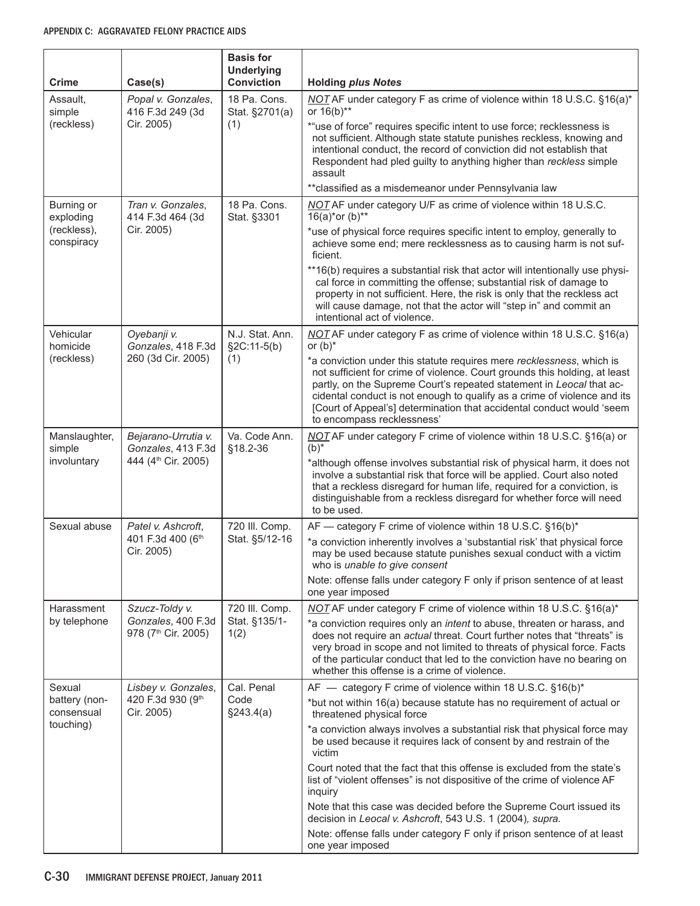| Crime | Case(s) | Basis for Underlying Conviction | Holding *plus Notes* |
|---|---|---|---|
| Assault, simple (reckless) | *Popal v. Gonzales*, 416 F.3d 249 (3d Cir. 2005) | 18 Pa. Cons. Stat. §2701(a)(1) | *NOT* AF under category F as crime of violence within 18 U.S.C. §16(a)* or 16(b)** <br> *"use of force" requires specific intent to use force; recklessness is not sufficient. Although state statute punishes reckless, knowing and intentional conduct, the record of conviction did not establish that Respondent had pled guilty to anything higher than *reckless* simple assault <br> **classified as a misdemeanor under Pennsylvania law |
| Burning or exploding (reckless), conspiracy | *Tran v. Gonzales*, 414 F.3d 464 (3d Cir. 2005) | 18 Pa. Cons. Stat. §3301 | *NOT* AF under category U/F as crime of violence within 18 U.S.C. 16(a)*or (b)** <br> *use of physical force requires specific intent to employ, generally to achieve some end; mere recklessness as to causing harm is not sufficient. <br> **16(b) requires a substantial risk that actor will intentionally use physical force in committing the offense; substantial risk of damage to property in not sufficient. Here, the risk is only that the reckless act will cause damage, not that the actor will "step in" and commit an intentional act of violence. |
| Vehicular homicide (reckless) | *Oyebanji v. Gonzales*, 418 F.3d 260 (3d Cir. 2005) | N.J. Stat. Ann. §2C:11-5(b)(1) | *NOT* AF under category F as crime of violence within 18 U.S.C. §16(a) or (b)* <br> *a conviction under this statute requires mere *recklessness*, which is not sufficient for crime of violence. Court grounds this holding, at least partly, on the Supreme Court's repeated statement in *Leocal* that accidental conduct is not enough to qualify as a crime of violence and its [Court of Appeal's] determination that accidental conduct would 'seem to encompass recklessness' |
| Manslaughter, simple involuntary | *Bejarano-Urrutia v. Gonzales*, 413 F.3d 444 (4th Cir. 2005) | Va. Code Ann. §18.2-36 | *NOT* AF under category F crime of violence within 18 U.S.C. §16(a) or (b)* <br> *although offense involves substantial risk of physical harm, it does not involve a substantial risk that force will be applied. Court also noted that a reckless disregard for human life, required for a conviction, is distinguishable from a reckless disregard for whether force will need to be used. |
| Sexual abuse | *Patel v. Ashcroft*, 401 F.3d 400 (6th Cir. 2005) | 720 Ill. Comp. Stat. §5/12-16 | AF — category F crime of violence within 18 U.S.C. §16(b)* <br> *a conviction inherently involves a 'substantial risk' that physical force may be used because statute punishes sexual conduct with a victim who is *unable to give consent* <br> Note: offense falls under category F only if prison sentence of at least one year imposed |
| Harassment by telephone | *Szucz-Toldy v. Gonzales*, 400 F.3d 978 (7th Cir. 2005) | 720 Ill. Comp. Stat. §135/1-1(2) | *NOT* AF under category F crime of violence within 18 U.S.C. §16(a)* <br> *a conviction requires only an *intent* to abuse, threaten or harass, and does not require an *actual* threat. Court further notes that "threats" is very broad in scope and not limited to threats of physical force. Facts of the particular conduct that led to the conviction have no bearing on whether this offense is a crime of violence. |
| Sexual battery (non-consensual touching) | *Lisbey v. Gonzales*, 420 F.3d 930 (9th Cir. 2005) | Cal. Penal Code §243.4(a) | AF — category F crime of violence within 18 U.S.C. §16(b)* <br> *but not within 16(a) because statute has no requirement of actual or threatened physical force <br> *a conviction always involves a substantial risk that physical force may be used because it requires lack of consent by and restrain of the victim <br> Court noted that the fact that this offense is excluded from the state's list of "violent offenses" is not dispositive of the crime of violence AF inquiry <br> Note that this case was decided before the Supreme Court issued its decision in *Leocal v. Ashcroft*, 543 U.S. 1 (2004), *supra.* <br> Note: offense falls under category F only if prison sentence of at least one year imposed |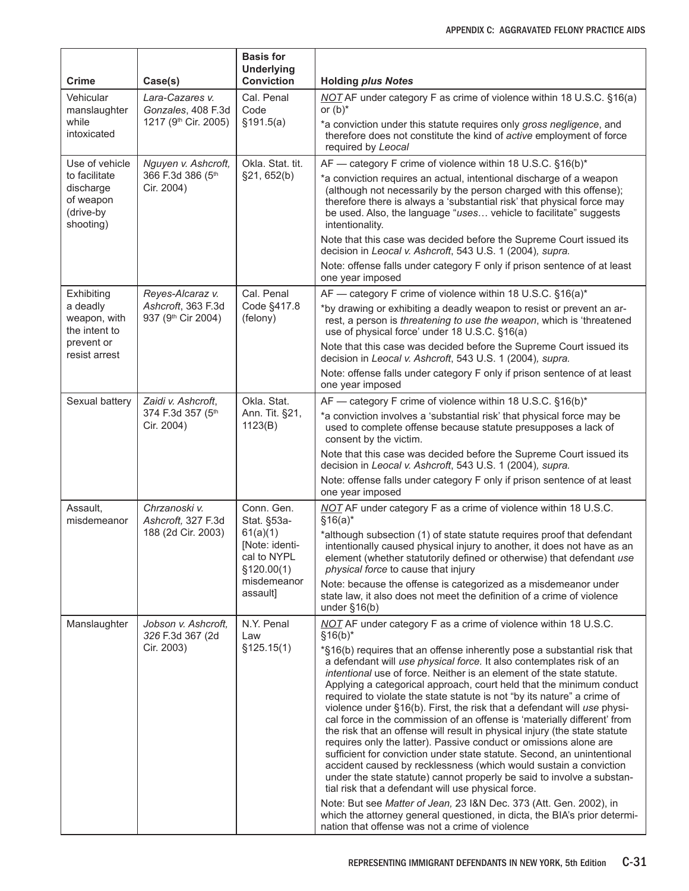| Crime | Case(s) | Basis for Underlying Conviction | Holding *plus Notes* |
|---|---|---|---|
| Vehicular manslaughter while intoxicated | *Lara-Cazares v. Gonzales*, 408 F.3d 1217 (9th Cir. 2005) | Cal. Penal Code §191.5(a) | ***NOT*** AF under category F as crime of violence within 18 U.S.C. §16(a) or (b)*<br>*a conviction under this statute requires only *gross negligence*, and therefore does not constitute the kind of *active* employment of force required by *Leocal* |
| Use of vehicle to facilitate discharge of weapon (drive-by shooting) | *Nguyen v. Ashcroft,* 366 F.3d 386 (5th Cir. 2004) | Okla. Stat. tit. §21, 652(b) | AF — category F crime of violence within 18 U.S.C. §16(b)*<br>*a conviction requires an actual, intentional discharge of a weapon (although not necessarily by the person charged with this offense); therefore there is always a 'substantial risk' that physical force may be used. Also, the language "*uses*… vehicle to facilitate" suggests intentionality.<br>Note that this case was decided before the Supreme Court issued its decision in *Leocal v. Ashcroft*, 543 U.S. 1 (2004)*, supra.*<br>Note: offense falls under category F only if prison sentence of at least one year imposed |
| Exhibiting a deadly weapon, with the intent to prevent or resist arrest | *Reyes-Alcaraz v. Ashcroft*, 363 F.3d 937 (9th Cir 2004) | Cal. Penal Code §417.8 (felony) | AF — category F crime of violence within 18 U.S.C. §16(a)*<br>*by drawing or exhibiting a deadly weapon to resist or prevent an arrest, a person is *threatening to use the weapon*, which is 'threatened use of physical force' under 18 U.S.C. §16(a)<br>Note that this case was decided before the Supreme Court issued its decision in *Leocal v. Ashcroft*, 543 U.S. 1 (2004)*, supra.*<br>Note: offense falls under category F only if prison sentence of at least one year imposed |
| Sexual battery | *Zaidi v. Ashcroft*, 374 F.3d 357 (5th Cir. 2004) | Okla. Stat. Ann. Tit. §21, 1123(B) | AF — category F crime of violence within 18 U.S.C. §16(b)*<br>*a conviction involves a 'substantial risk' that physical force may be used to complete offense because statute presupposes a lack of consent by the victim.<br>Note that this case was decided before the Supreme Court issued its decision in *Leocal v. Ashcroft*, 543 U.S. 1 (2004)*, supra.*<br>Note: offense falls under category F only if prison sentence of at least one year imposed |
| Assault, misdemeanor | *Chrzanoski v. Ashcroft,* 327 F.3d 188 (2d Cir. 2003) | Conn. Gen. Stat. §53a-61(a)(1) [Note: identical to NYPL §120.00(1) misdemeanor assault] | ***NOT*** AF under category F as a crime of violence within 18 U.S.C. §16(a)*<br>*although subsection (1) of state statute requires proof that defendant intentionally caused physical injury to another, it does not have as an element (whether statutorily defined or otherwise) that defendant *use physical force* to cause that injury<br>Note: because the offense is categorized as a misdemeanor under state law, it also does not meet the definition of a crime of violence under §16(b) |
| Manslaughter | *Jobson v. Ashcroft, 326* F.3d 367 (2d Cir. 2003) | N.Y. Penal Law §125.15(1) | ***NOT*** AF under category F as a crime of violence within 18 U.S.C. §16(b)*<br>*§16(b) requires that an offense inherently pose a substantial risk that a defendant will *use physical force.* It also contemplates risk of an *intentional* use of force. Neither is an element of the state statute. Applying a categorical approach, court held that the minimum conduct required to violate the state statute is not "by its nature" a crime of violence under §16(b). First, the risk that a defendant will *use* physical force in the commission of an offense is 'materially different' from the risk that an offense will result in physical injury (the state statute requires only the latter). Passive conduct or omissions alone are sufficient for conviction under state statute. Second, an unintentional accident caused by recklessness (which would sustain a conviction under the state statute) cannot properly be said to involve a substantial risk that a defendant will use physical force.<br>Note: But see *Matter of Jean,* 23 I&N Dec. 373 (Att. Gen. 2002), in which the attorney general questioned, in dicta, the BIA's prior determination that offense was not a crime of violence |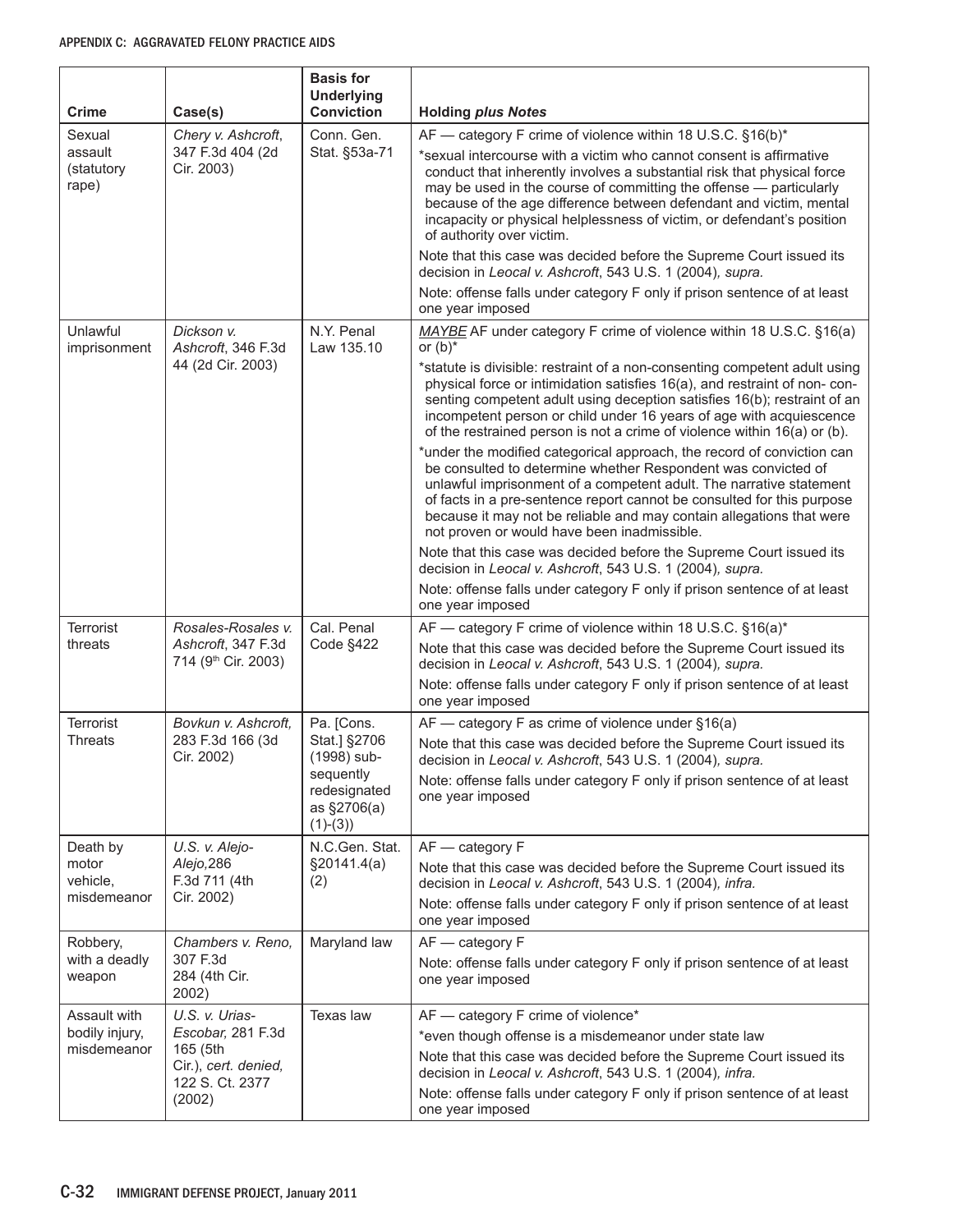| Crime | Case(s) | Basis for Underlying Conviction | Holding *plus Notes* |
|---|---|---|---|
| Sexual assault (statutory rape) | *Chery v. Ashcroft*, 347 F.3d 404 (2d Cir. 2003) | Conn. Gen. Stat. §53a-71 | AF — category F crime of violence within 18 U.S.C. §16(b)* <br> *sexual intercourse with a victim who cannot consent is affirmative conduct that inherently involves a substantial risk that physical force may be used in the course of committing the offense — particularly because of the age difference between defendant and victim, mental incapacity or physical helplessness of victim, or defendant's position of authority over victim. <br> Note that this case was decided before the Supreme Court issued its decision in *Leocal v. Ashcroft*, 543 U.S. 1 (2004)*, supra.* <br> Note: offense falls under category F only if prison sentence of at least one year imposed |
| Unlawful imprisonment | *Dickson v. Ashcroft*, 346 F.3d 44 (2d Cir. 2003) | N.Y. Penal Law 135.10 | ***MAYBE*** AF under category F crime of violence within 18 U.S.C. §16(a) or (b)* <br> *statute is divisible: restraint of a non-consenting competent adult using physical force or intimidation satisfies 16(a), and restraint of non- consenting competent adult using deception satisfies 16(b); restraint of an incompetent person or child under 16 years of age with acquiescence of the restrained person is not a crime of violence within 16(a) or (b). <br> *under the modified categorical approach, the record of conviction can be consulted to determine whether Respondent was convicted of unlawful imprisonment of a competent adult. The narrative statement of facts in a pre-sentence report cannot be consulted for this purpose because it may not be reliable and may contain allegations that were not proven or would have been inadmissible. <br> Note that this case was decided before the Supreme Court issued its decision in *Leocal v. Ashcroft*, 543 U.S. 1 (2004)*, supra.* <br> Note: offense falls under category F only if prison sentence of at least one year imposed |
| Terrorist threats | *Rosales-Rosales v. Ashcroft*, 347 F.3d 714 (9th Cir. 2003) | Cal. Penal Code §422 | AF — category F crime of violence within 18 U.S.C. §16(a)* <br> Note that this case was decided before the Supreme Court issued its decision in *Leocal v. Ashcroft*, 543 U.S. 1 (2004)*, supra.* <br> Note: offense falls under category F only if prison sentence of at least one year imposed |
| Terrorist Threats | *Bovkun v. Ashcroft*, 283 F.3d 166 (3d Cir. 2002) | Pa. [Cons. Stat.] §2706 (1998) subsequently redesignated as §2706(a)(1)-(3)) | AF — category F as crime of violence under §16(a) <br> Note that this case was decided before the Supreme Court issued its decision in *Leocal v. Ashcroft*, 543 U.S. 1 (2004)*, supra.* <br> Note: offense falls under category F only if prison sentence of at least one year imposed |
| Death by motor vehicle, misdemeanor | *U.S. v. Alejo-Alejo*,286 F.3d 711 (4th Cir. 2002) | N.C.Gen. Stat. §20141.4(a)(2) | AF — category F <br> Note that this case was decided before the Supreme Court issued its decision in *Leocal v. Ashcroft*, 543 U.S. 1 (2004)*, infra.* <br> Note: offense falls under category F only if prison sentence of at least one year imposed |
| Robbery, with a deadly weapon | *Chambers v. Reno*, 307 F.3d 284 (4th Cir. 2002) | Maryland law | AF — category F <br> Note: offense falls under category F only if prison sentence of at least one year imposed |
| Assault with bodily injury, misdemeanor | *U.S. v. Urias-Escobar*, 281 F.3d 165 (5th Cir.), *cert. denied*, 122 S. Ct. 2377 (2002) | Texas law | AF — category F crime of violence* <br> *even though offense is a misdemeanor under state law <br> Note that this case was decided before the Supreme Court issued its decision in *Leocal v. Ashcroft*, 543 U.S. 1 (2004)*, infra.* <br> Note: offense falls under category F only if prison sentence of at least one year imposed |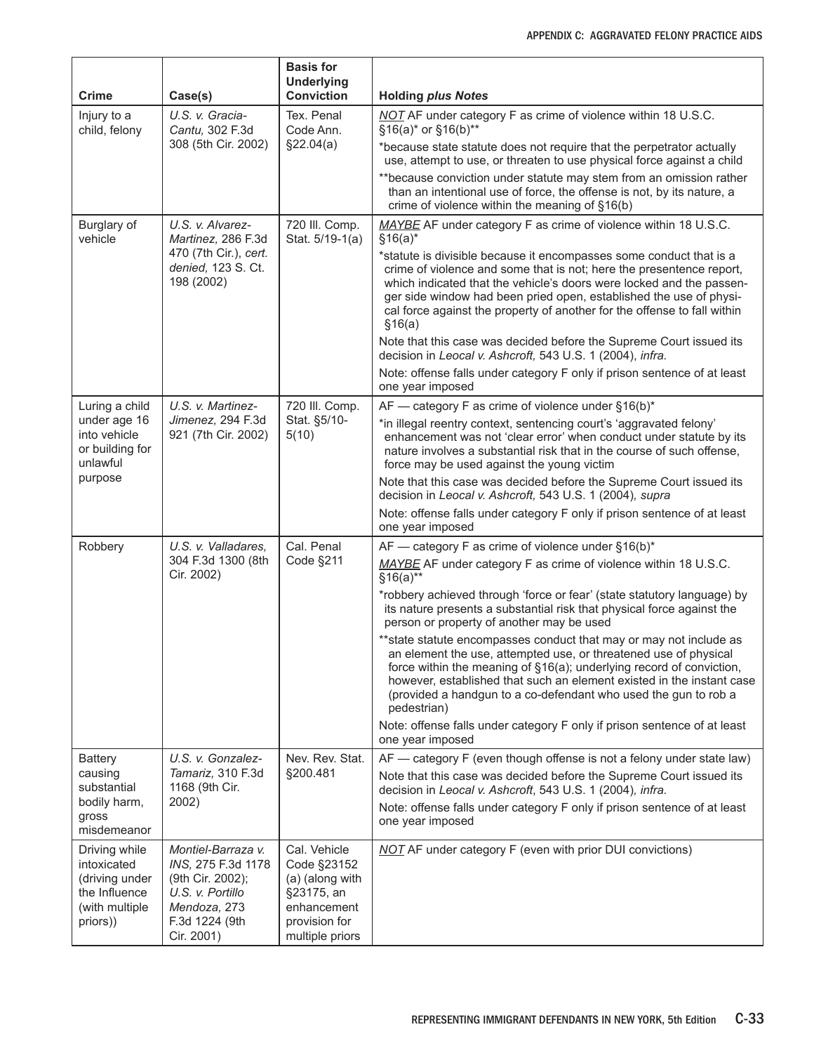| Crime | Case(s) | Basis for Underlying Conviction | Holding *plus Notes* |
|---|---|---|---|
| Injury to a child, felony | *U.S. v. Gracia-Cantu,* 302 F.3d 308 (5th Cir. 2002) | Tex. Penal Code Ann. §22.04(a) | *NOT* AF under category F as crime of violence within 18 U.S.C. §16(a)* or §16(b)**<br>*because state statute does not require that the perpetrator actually use, attempt to use, or threaten to use physical force against a child<br>**because conviction under statute may stem from an omission rather than an intentional use of force, the offense is not, by its nature, a crime of violence within the meaning of §16(b) |
| Burglary of vehicle | *U.S. v. Alvarez-Martinez,* 286 F.3d 470 (7th Cir.), *cert. denied,* 123 S. Ct. 198 (2002) | 720 Ill. Comp. Stat. 5/19-1(a) | *MAYBE* AF under category F as crime of violence within 18 U.S.C. §16(a)*<br>*statute is divisible because it encompasses some conduct that is a crime of violence and some that is not; here the presentence report, which indicated that the vehicle's doors were locked and the passenger side window had been pried open, established the use of physical force against the property of another for the offense to fall within §16(a)<br>Note that this case was decided before the Supreme Court issued its decision in *Leocal v. Ashcroft,* 543 U.S. 1 (2004), *infra.*<br>Note: offense falls under category F only if prison sentence of at least one year imposed |
| Luring a child under age 16 into vehicle or building for unlawful purpose | *U.S. v. Martinez-Jimenez,* 294 F.3d 921 (7th Cir. 2002) | 720 Ill. Comp. Stat. §5/10-5(10) | AF — category F as crime of violence under §16(b)*<br>*in illegal reentry context, sentencing court's 'aggravated felony' enhancement was not 'clear error' when conduct under statute by its nature involves a substantial risk that in the course of such offense, force may be used against the young victim<br>Note that this case was decided before the Supreme Court issued its decision in *Leocal v. Ashcroft,* 543 U.S. 1 (2004), *supra*<br>Note: offense falls under category F only if prison sentence of at least one year imposed |
| Robbery | *U.S. v. Valladares,* 304 F.3d 1300 (8th Cir. 2002) | Cal. Penal Code §211 | AF — category F as crime of violence under §16(b)*<br>*MAYBE* AF under category F as crime of violence within 18 U.S.C. §16(a)**<br>*robbery achieved through 'force or fear' (state statutory language) by its nature presents a substantial risk that physical force against the person or property of another may be used<br>**state statute encompasses conduct that may or may not include as an element the use, attempted use, or threatened use of physical force within the meaning of §16(a); underlying record of conviction, however, established that such an element existed in the instant case (provided a handgun to a co-defendant who used the gun to rob a pedestrian)<br>Note: offense falls under category F only if prison sentence of at least one year imposed |
| Battery causing substantial bodily harm, gross misdemeanor | *U.S. v. Gonzalez-Tamariz,* 310 F.3d 1168 (9th Cir. 2002) | Nev. Rev. Stat. §200.481 | AF — category F (even though offense is not a felony under state law)<br>Note that this case was decided before the Supreme Court issued its decision in *Leocal v. Ashcroft*, 543 U.S. 1 (2004), *infra.*<br>Note: offense falls under category F only if prison sentence of at least one year imposed |
| Driving while intoxicated (driving under the Influence (with multiple priors)) | *Montiel-Barraza v. INS,* 275 F.3d 1178 (9th Cir. 2002); *U.S. v. Portillo Mendoza,* 273 F.3d 1224 (9th Cir. 2001) | Cal. Vehicle Code §23152 (a) (along with §23175, an enhancement provision for multiple priors | *NOT* AF under category F (even with prior DUI convictions) |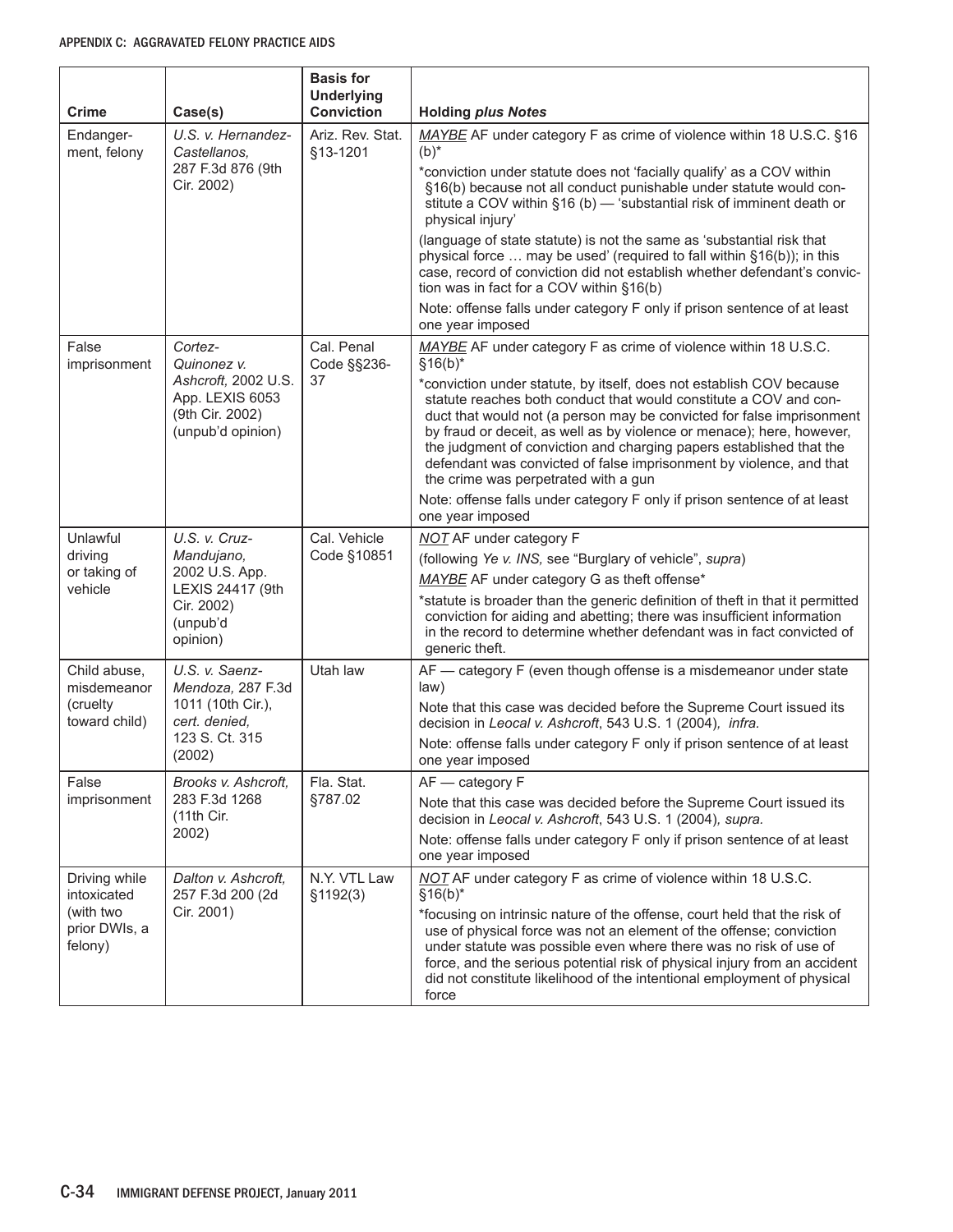| Crime | Case(s) | Basis for Underlying Conviction | Holding *plus Notes* |
|---|---|---|---|
| Endangerment, felony | *U.S. v. Hernandez-Castellanos,* 287 F.3d 876 (9th Cir. 2002) | Ariz. Rev. Stat. §13-1201 | MAYBE AF under category F as crime of violence within 18 U.S.C. §16 (b)*<br>*conviction under statute does not 'facially qualify' as a COV within §16(b) because not all conduct punishable under statute would constitute a COV within §16 (b) — 'substantial risk of imminent death or physical injury'<br>(language of state statute) is not the same as 'substantial risk that physical force … may be used' (required to fall within §16(b)); in this case, record of conviction did not establish whether defendant's conviction was in fact for a COV within §16(b)<br>Note: offense falls under category F only if prison sentence of at least one year imposed |
| False imprisonment | *Cortez-Quinonez v. Ashcroft,* 2002 U.S. App. LEXIS 6053 (9th Cir. 2002) (unpub'd opinion) | Cal. Penal Code §§236-37 | MAYBE AF under category F as crime of violence within 18 U.S.C. §16(b)*<br>*conviction under statute, by itself, does not establish COV because statute reaches both conduct that would constitute a COV and conduct that would not (a person may be convicted for false imprisonment by fraud or deceit, as well as by violence or menace); here, however, the judgment of conviction and charging papers established that the defendant was convicted of false imprisonment by violence, and that the crime was perpetrated with a gun<br>Note: offense falls under category F only if prison sentence of at least one year imposed |
| Unlawful driving or taking of vehicle | *U.S. v. Cruz-Mandujano,* 2002 U.S. App. LEXIS 24417 (9th Cir. 2002) (unpub'd opinion) | Cal. Vehicle Code §10851 | NOT AF under category F<br>(following *Ye v. INS,* see "Burglary of vehicle", *supra*)<br>MAYBE AF under category G as theft offense*<br>*statute is broader than the generic definition of theft in that it permitted conviction for aiding and abetting; there was insufficient information in the record to determine whether defendant was in fact convicted of generic theft. |
| Child abuse, misdemeanor (cruelty toward child) | *U.S. v. Saenz-Mendoza,* 287 F.3d 1011 (10th Cir.), *cert. denied,* 123 S. Ct. 315 (2002) | Utah law | AF — category F (even though offense is a misdemeanor under state law)<br>Note that this case was decided before the Supreme Court issued its decision in *Leocal v. Ashcroft*, 543 U.S. 1 (2004)*, infra.*<br>Note: offense falls under category F only if prison sentence of at least one year imposed |
| False imprisonment | *Brooks v. Ashcroft,* 283 F.3d 1268 (11th Cir. 2002) | Fla. Stat. §787.02 | AF — category F<br>Note that this case was decided before the Supreme Court issued its decision in *Leocal v. Ashcroft*, 543 U.S. 1 (2004)*, supra.*<br>Note: offense falls under category F only if prison sentence of at least one year imposed |
| Driving while intoxicated (with two prior DWIs, a felony) | *Dalton v. Ashcroft,* 257 F.3d 200 (2d Cir. 2001) | N.Y. VTL Law §1192(3) | NOT AF under category F as crime of violence within 18 U.S.C. §16(b)*<br>*focusing on intrinsic nature of the offense, court held that the risk of use of physical force was not an element of the offense; conviction under statute was possible even where there was no risk of use of force, and the serious potential risk of physical injury from an accident did not constitute likelihood of the intentional employment of physical force |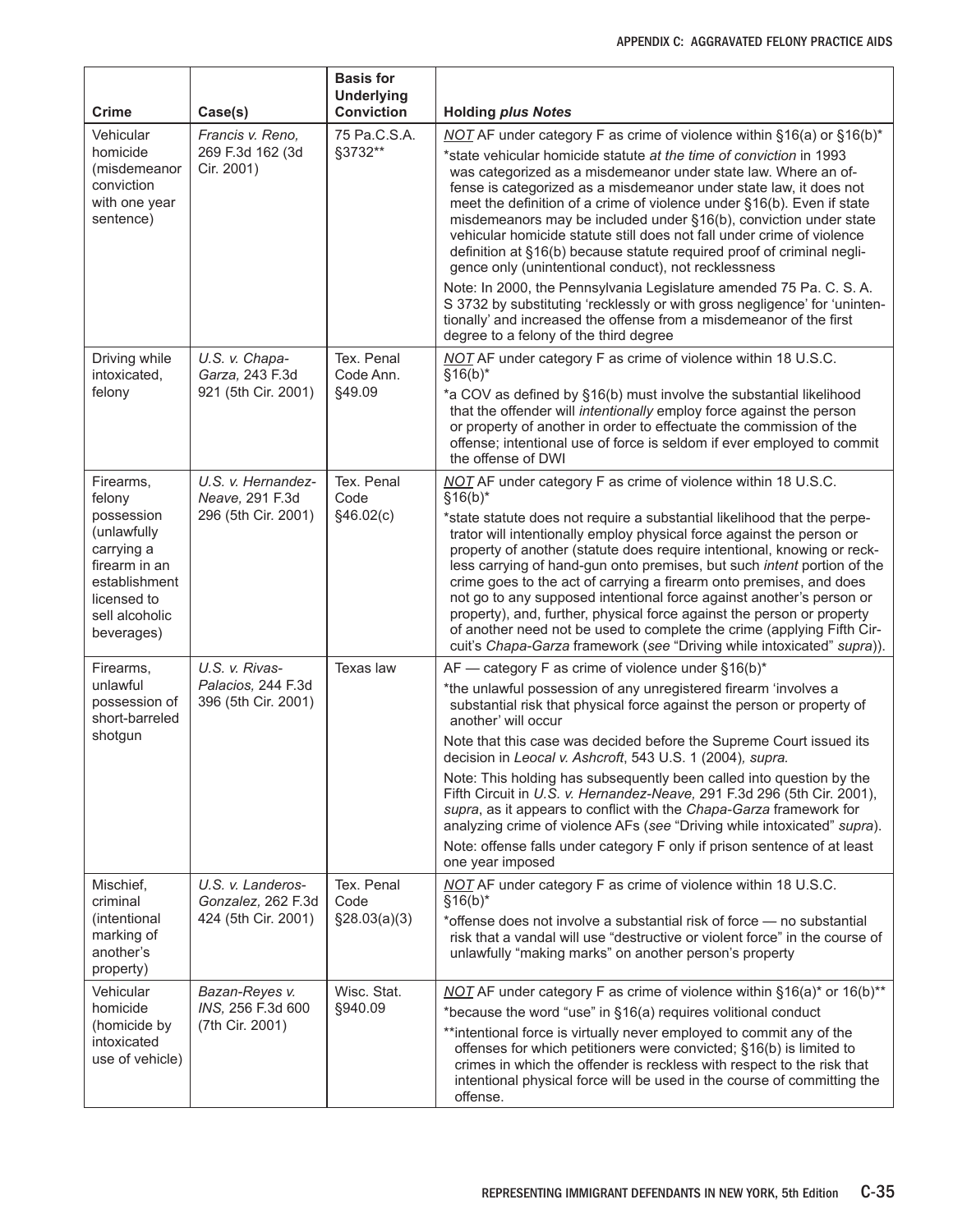| Crime | Case(s) | Basis for Underlying Conviction | Holding *plus Notes* |
|---|---|---|---|
| Vehicular homicide (misdemeanor conviction with one year sentence) | *Francis v. Reno,* 269 F.3d 162 (3d Cir. 2001) | 75 Pa.C.S.A. §3732** | *NOT* AF under category F as crime of violence within §16(a) or §16(b)*<br>*state vehicular homicide statute *at the time of conviction* in 1993 was categorized as a misdemeanor under state law. Where an offense is categorized as a misdemeanor under state law, it does not meet the definition of a crime of violence under §16(b). Even if state misdemeanors may be included under §16(b), conviction under state vehicular homicide statute still does not fall under crime of violence definition at §16(b) because statute required proof of criminal negligence only (unintentional conduct), not recklessness<br>Note: In 2000, the Pennsylvania Legislature amended 75 Pa. C. S. A. S 3732 by substituting 'recklessly or with gross negligence' for 'unintentionally' and increased the offense from a misdemeanor of the first degree to a felony of the third degree |
| Driving while intoxicated, felony | *U.S. v. Chapa-Garza,* 243 F.3d 921 (5th Cir. 2001) | Tex. Penal Code Ann. §49.09 | *NOT* AF under category F as crime of violence within 18 U.S.C. §16(b)*<br>*a COV as defined by §16(b) must involve the substantial likelihood that the offender will *intentionally* employ force against the person or property of another in order to effectuate the commission of the offense; intentional use of force is seldom if ever employed to commit the offense of DWI |
| Firearms, felony possession (unlawfully carrying a firearm in an establishment licensed to sell alcoholic beverages) | *U.S. v. Hernandez-Neave,* 291 F.3d 296 (5th Cir. 2001) | Tex. Penal Code §46.02(c) | *NOT* AF under category F as crime of violence within 18 U.S.C. §16(b)*<br>*state statute does not require a substantial likelihood that the perpetrator will intentionally employ physical force against the person or property of another (statute does require intentional, knowing or reckless carrying of hand-gun onto premises, but such *intent* portion of the crime goes to the act of carrying a firearm onto premises, and does not go to any supposed intentional force against another's person or property), and, further, physical force against the person or property of another need not be used to complete the crime (applying Fifth Circuit's *Chapa-Garza* framework (*see* "Driving while intoxicated" *supra*)). |
| Firearms, unlawful possession of short-barreled shotgun | *U.S. v. Rivas-Palacios,* 244 F.3d 396 (5th Cir. 2001) | Texas law | AF — category F as crime of violence under §16(b)*<br>*the unlawful possession of any unregistered firearm 'involves a substantial risk that physical force against the person or property of another' will occur<br>Note that this case was decided before the Supreme Court issued its decision in *Leocal v. Ashcroft*, 543 U.S. 1 (2004)*, supra.*<br>Note: This holding has subsequently been called into question by the Fifth Circuit in *U.S. v. Hernandez-Neave,* 291 F.3d 296 (5th Cir. 2001), *supra*, as it appears to conflict with the *Chapa-Garza* framework for analyzing crime of violence AFs (*see* "Driving while intoxicated" *supra*).<br>Note: offense falls under category F only if prison sentence of at least one year imposed |
| Mischief, criminal (intentional marking of another's property) | *U.S. v. Landeros-Gonzalez,* 262 F.3d 424 (5th Cir. 2001) | Tex. Penal Code §28.03(a)(3) | *NOT* AF under category F as crime of violence within 18 U.S.C. §16(b)*<br>*offense does not involve a substantial risk of force — no substantial risk that a vandal will use "destructive or violent force" in the course of unlawfully "making marks" on another person's property |
| Vehicular homicide (homicide by intoxicated use of vehicle) | *Bazan-Reyes v. INS,* 256 F.3d 600 (7th Cir. 2001) | Wisc. Stat. §940.09 | *NOT* AF under category F as crime of violence within §16(a)* or 16(b)**<br>*because the word "use" in §16(a) requires volitional conduct<br>**intentional force is virtually never employed to commit any of the offenses for which petitioners were convicted; §16(b) is limited to crimes in which the offender is reckless with respect to the risk that intentional physical force will be used in the course of committing the offense. |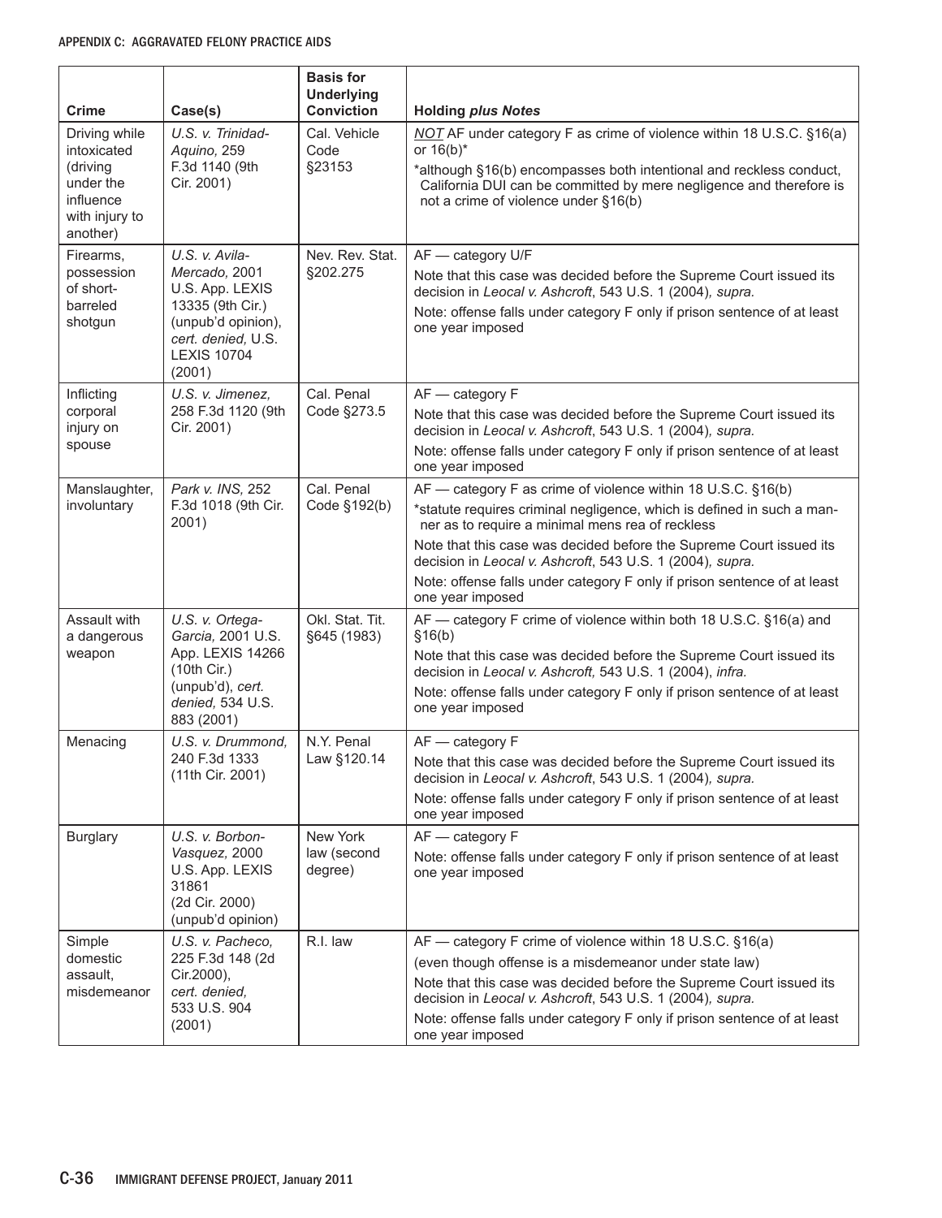| Crime | Case(s) | Basis for Underlying Conviction | Holding *plus Notes* |
|---|---|---|---|
| Driving while intoxicated (driving under the influence with injury to another) | *U.S. v. Trinidad-Aquino,* 259 F.3d 1140 (9th Cir. 2001) | Cal. Vehicle Code §23153 | *NOT* AF under category F as crime of violence within 18 U.S.C. §16(a) or 16(b)*<br><br>*although §16(b) encompasses both intentional and reckless conduct, California DUI can be committed by mere negligence and therefore is not a crime of violence under §16(b) |
| Firearms, possession of short-barreled shotgun | *U.S. v. Avila-Mercado,* 2001 U.S. App. LEXIS 13335 (9th Cir.) (unpub'd opinion), *cert. denied,* U.S. LEXIS 10704 (2001) | Nev. Rev. Stat. §202.275 | AF — category U/F<br><br>Note that this case was decided before the Supreme Court issued its decision in *Leocal v. Ashcroft*, 543 U.S. 1 (2004)*, supra.*<br><br>Note: offense falls under category F only if prison sentence of at least one year imposed |
| Inflicting corporal injury on spouse | *U.S. v. Jimenez,* 258 F.3d 1120 (9th Cir. 2001) | Cal. Penal Code §273.5 | AF — category F<br><br>Note that this case was decided before the Supreme Court issued its decision in *Leocal v. Ashcroft*, 543 U.S. 1 (2004)*, supra.*<br><br>Note: offense falls under category F only if prison sentence of at least one year imposed |
| Manslaughter, involuntary | *Park v. INS,* 252 F.3d 1018 (9th Cir. 2001) | Cal. Penal Code §192(b) | AF — category F as crime of violence within 18 U.S.C. §16(b)<br><br>*statute requires criminal negligence, which is defined in such a manner as to require a minimal mens rea of reckless<br><br>Note that this case was decided before the Supreme Court issued its decision in *Leocal v. Ashcroft*, 543 U.S. 1 (2004)*, supra.*<br><br>Note: offense falls under category F only if prison sentence of at least one year imposed |
| Assault with a dangerous weapon | *U.S. v. Ortega-Garcia,* 2001 U.S. App. LEXIS 14266 (10th Cir.) (unpub'd), *cert. denied,* 534 U.S. 883 (2001) | Okl. Stat. Tit. §645 (1983) | AF — category F crime of violence within both 18 U.S.C. §16(a) and §16(b)<br><br>Note that this case was decided before the Supreme Court issued its decision in *Leocal v. Ashcroft,* 543 U.S. 1 (2004), *infra.*<br><br>Note: offense falls under category F only if prison sentence of at least one year imposed |
| Menacing | *U.S. v. Drummond,* 240 F.3d 1333 (11th Cir. 2001) | N.Y. Penal Law §120.14 | AF — category F<br><br>Note that this case was decided before the Supreme Court issued its decision in *Leocal v. Ashcroft*, 543 U.S. 1 (2004)*, supra.*<br><br>Note: offense falls under category F only if prison sentence of at least one year imposed |
| Burglary | *U.S. v. Borbon-Vasquez,* 2000 U.S. App. LEXIS 31861 (2d Cir. 2000) (unpub'd opinion) | New York law (second degree) | AF — category F<br><br>Note: offense falls under category F only if prison sentence of at least one year imposed |
| Simple domestic assault, misdemeanor | *U.S. v. Pacheco,* 225 F.3d 148 (2d Cir.2000), *cert. denied,* 533 U.S. 904 (2001) | R.I. law | AF — category F crime of violence within 18 U.S.C. §16(a)<br><br>(even though offense is a misdemeanor under state law)<br><br>Note that this case was decided before the Supreme Court issued its decision in *Leocal v. Ashcroft*, 543 U.S. 1 (2004)*, supra.*<br><br>Note: offense falls under category F only if prison sentence of at least one year imposed |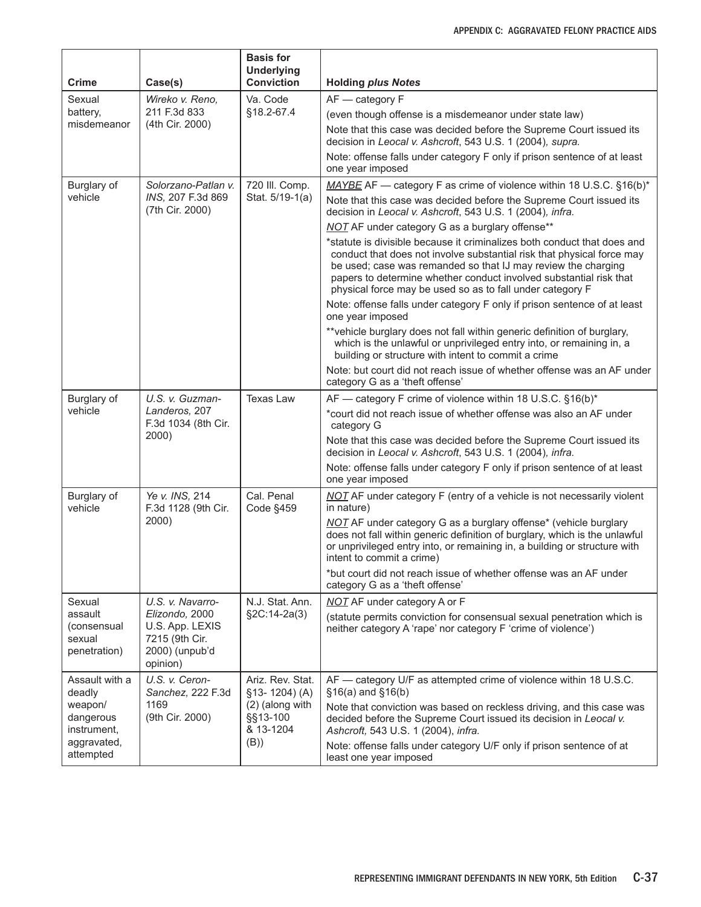| Crime | Case(s) | Basis for Underlying Conviction | Holding *plus Notes* |
|---|---|---|---|
| Sexual battery, misdemeanor | *Wireko v. Reno,* 211 F.3d 833 (4th Cir. 2000) | Va. Code §18.2-67.4 | AF — category F<br>(even though offense is a misdemeanor under state law)<br>Note that this case was decided before the Supreme Court issued its decision in *Leocal v. Ashcroft*, 543 U.S. 1 (2004)*, supra.*<br>Note: offense falls under category F only if prison sentence of at least one year imposed |
| Burglary of vehicle | *Solorzano-Patlan v. INS,* 207 F.3d 869 (7th Cir. 2000) | 720 Ill. Comp. Stat. 5/19-1(a) | _MAYBE_ AF — category F as crime of violence within 18 U.S.C. §16(b)*<br>Note that this case was decided before the Supreme Court issued its decision in *Leocal v. Ashcroft*, 543 U.S. 1 (2004)*, infra.*<br>_NOT_ AF under category G as a burglary offense**<br>*statute is divisible because it criminalizes both conduct that does and conduct that does not involve substantial risk that physical force may be used; case was remanded so that IJ may review the charging papers to determine whether conduct involved substantial risk that physical force may be used so as to fall under category F<br>Note: offense falls under category F only if prison sentence of at least one year imposed<br>**vehicle burglary does not fall within generic definition of burglary, which is the unlawful or unprivileged entry into, or remaining in, a building or structure with intent to commit a crime<br>Note: but court did not reach issue of whether offense was an AF under category G as a 'theft offense' |
| Burglary of vehicle | *U.S. v. Guzman-Landeros,* 207 F.3d 1034 (8th Cir. 2000) | Texas Law | AF — category F crime of violence within 18 U.S.C. §16(b)*<br>*court did not reach issue of whether offense was also an AF under category G<br>Note that this case was decided before the Supreme Court issued its decision in *Leocal v. Ashcroft*, 543 U.S. 1 (2004)*, infra.*<br>Note: offense falls under category F only if prison sentence of at least one year imposed |
| Burglary of vehicle | *Ye v. INS,* 214 F.3d 1128 (9th Cir. 2000) | Cal. Penal Code §459 | _NOT_ AF under category F (entry of a vehicle is not necessarily violent in nature)<br>_NOT_ AF under category G as a burglary offense* (vehicle burglary does not fall within generic definition of burglary, which is the unlawful or unprivileged entry into, or remaining in, a building or structure with intent to commit a crime)<br>*but court did not reach issue of whether offense was an AF under category G as a 'theft offense' |
| Sexual assault (consensual sexual penetration) | *U.S. v. Navarro-Elizondo,* 2000 U.S. App. LEXIS 7215 (9th Cir. 2000) (unpub'd opinion) | N.J. Stat. Ann. §2C:14-2a(3) | _NOT_ AF under category A or F<br>(statute permits conviction for consensual sexual penetration which is neither category A 'rape' nor category F 'crime of violence') |
| Assault with a deadly weapon/ dangerous instrument, aggravated, attempted | *U.S. v. Ceron-Sanchez,* 222 F.3d 1169 (9th Cir. 2000) | Ariz. Rev. Stat. §13- 1204) (A)(2) (along with §§13-100 & 13-1204 (B)) | AF — category U/F as attempted crime of violence within 18 U.S.C. §16(a) and §16(b)<br>Note that conviction was based on reckless driving, and this case was decided before the Supreme Court issued its decision in *Leocal v. Ashcroft,* 543 U.S. 1 (2004), *infra.*<br>Note: offense falls under category U/F only if prison sentence of at least one year imposed |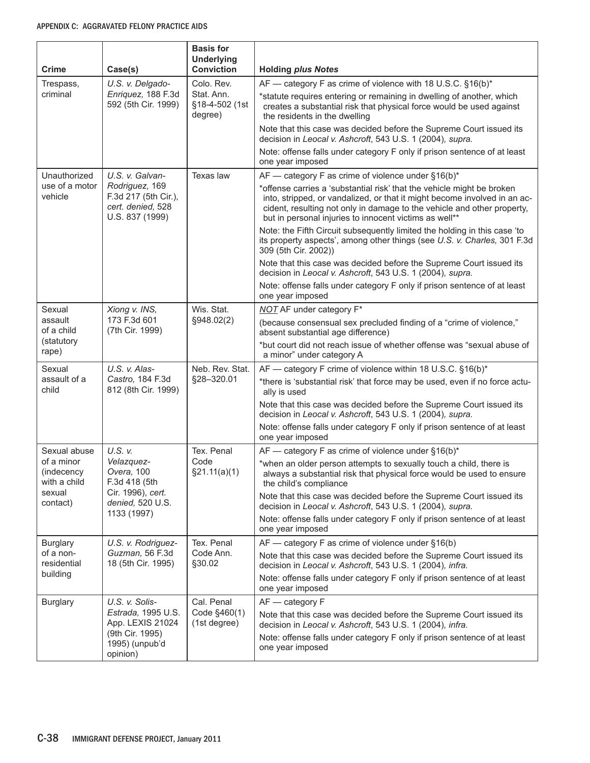| Crime | Case(s) | Basis for Underlying Conviction | Holding *plus Notes* |
|---|---|---|---|
| Trespass, criminal | *U.S. v. Delgado-Enriquez,* 188 F.3d 592 (5th Cir. 1999) | Colo. Rev. Stat. Ann. §18-4-502 (1st degree) | AF — category F as crime of violence with 18 U.S.C. §16(b)* <br> *statute requires entering or remaining in dwelling of another, which creates a substantial risk that physical force would be used against the residents in the dwelling <br> Note that this case was decided before the Supreme Court issued its decision in *Leocal v. Ashcroft*, 543 U.S. 1 (2004)*, supra.* <br> Note: offense falls under category F only if prison sentence of at least one year imposed |
| Unauthorized use of a motor vehicle | *U.S. v. Galvan-Rodriguez,* 169 F.3d 217 (5th Cir.), *cert. denied,* 528 U.S. 837 (1999) | Texas law | AF — category F as crime of violence under §16(b)* <br> *offense carries a 'substantial risk' that the vehicle might be broken into, stripped, or vandalized, or that it might become involved in an accident, resulting not only in damage to the vehicle and other property, but in personal injuries to innocent victims as well** <br> Note: the Fifth Circuit subsequently limited the holding in this case 'to its property aspects', among other things (see *U.S. v. Charles,* 301 F.3d 309 (5th Cir. 2002)) <br> Note that this case was decided before the Supreme Court issued its decision in *Leocal v. Ashcroft*, 543 U.S. 1 (2004)*, supra.* <br> Note: offense falls under category F only if prison sentence of at least one year imposed |
| Sexual assault of a child (statutory rape) | *Xiong v. INS,* 173 F.3d 601 (7th Cir. 1999) | Wis. Stat. §948.02(2) | ***NOT*** AF under category F* <br> (because consensual sex precluded finding of a "crime of violence," absent substantial age difference) <br> *but court did not reach issue of whether offense was "sexual abuse of a minor" under category A |
| Sexual assault of a child | *U.S. v. Alas-Castro,* 184 F.3d 812 (8th Cir. 1999) | Neb. Rev. Stat. §28–320.01 | AF — category F crime of violence within 18 U.S.C. §16(b)* <br> *there is 'substantial risk' that force may be used, even if no force actually is used <br> Note that this case was decided before the Supreme Court issued its decision in *Leocal v. Ashcroft*, 543 U.S. 1 (2004)*, supra.* <br> Note: offense falls under category F only if prison sentence of at least one year imposed |
| Sexual abuse of a minor (indecency with a child sexual contact) | *U.S. v. Velazquez-Overa,* 100 F.3d 418 (5th Cir. 1996), *cert. denied,* 520 U.S. 1133 (1997) | Tex. Penal Code §21.11(a)(1) | AF — category F as crime of violence under §16(b)* <br> *when an older person attempts to sexually touch a child, there is always a substantial risk that physical force would be used to ensure the child's compliance <br> Note that this case was decided before the Supreme Court issued its decision in *Leocal v. Ashcroft*, 543 U.S. 1 (2004)*, supra.* <br> Note: offense falls under category F only if prison sentence of at least one year imposed |
| Burglary of a non-residential building | *U.S. v. Rodriguez-Guzman,* 56 F.3d 18 (5th Cir. 1995) | Tex. Penal Code Ann. §30.02 | AF — category F as crime of violence under §16(b) <br> Note that this case was decided before the Supreme Court issued its decision in *Leocal v. Ashcroft*, 543 U.S. 1 (2004)*, infra.* <br> Note: offense falls under category F only if prison sentence of at least one year imposed |
| Burglary | *U.S. v. Solis-Estrada,* 1995 U.S. App. LEXIS 21024 (9th Cir. 1995) 1995) (unpub'd opinion) | Cal. Penal Code §460(1) (1st degree) | AF — category F <br> Note that this case was decided before the Supreme Court issued its decision in *Leocal v. Ashcroft*, 543 U.S. 1 (2004)*, infra.* <br> Note: offense falls under category F only if prison sentence of at least one year imposed |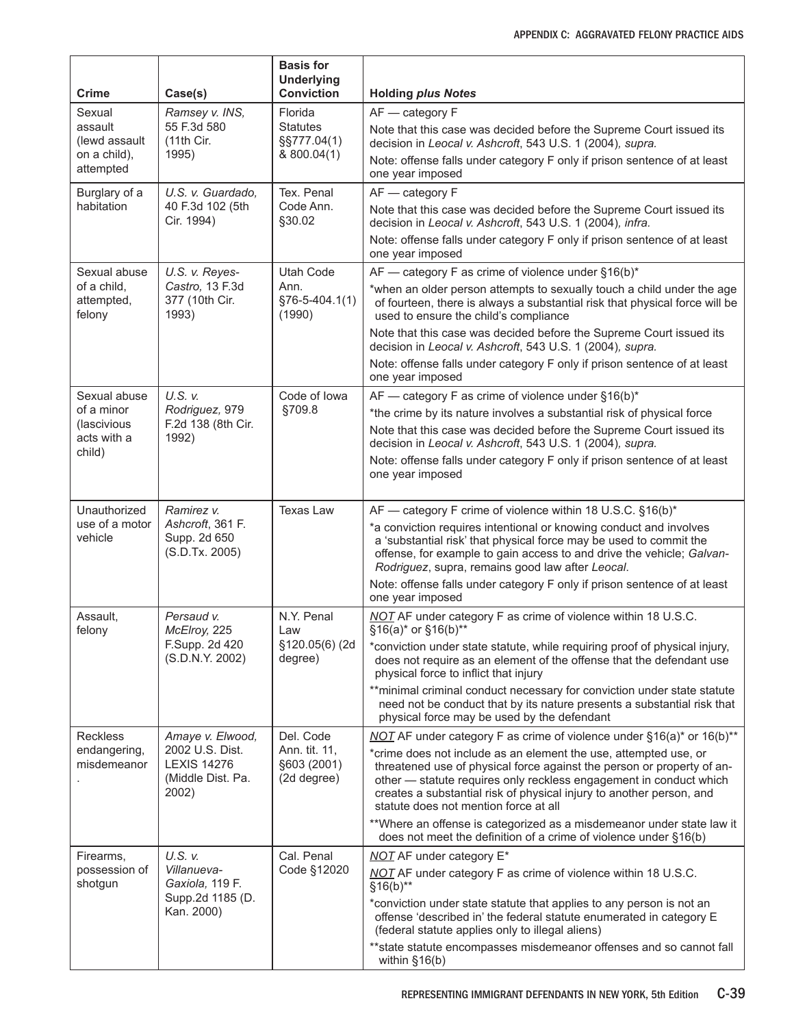| Crime | Case(s) | Basis for Underlying Conviction | Holding *plus Notes* |
|---|---|---|---|
| Sexual assault (lewd assault on a child), attempted | *Ramsey v. INS,* 55 F.3d 580 (11th Cir. 1995) | Florida Statutes §§777.04(1) & 800.04(1) | AF — category F<br>Note that this case was decided before the Supreme Court issued its decision in *Leocal v. Ashcroft*, 543 U.S. 1 (2004), *supra.*<br>Note: offense falls under category F only if prison sentence of at least one year imposed |
| Burglary of a habitation | *U.S. v. Guardado,* 40 F.3d 102 (5th Cir. 1994) | Tex. Penal Code Ann. §30.02 | AF — category F<br>Note that this case was decided before the Supreme Court issued its decision in *Leocal v. Ashcroft*, 543 U.S. 1 (2004), *infra.*<br>Note: offense falls under category F only if prison sentence of at least one year imposed |
| Sexual abuse of a child, attempted, felony | *U.S. v. Reyes-Castro,* 13 F.3d 377 (10th Cir. 1993) | Utah Code Ann. §76-5-404.1(1) (1990) | AF — category F as crime of violence under §16(b)*<br>*when an older person attempts to sexually touch a child under the age of fourteen, there is always a substantial risk that physical force will be used to ensure the child's compliance<br>Note that this case was decided before the Supreme Court issued its decision in *Leocal v. Ashcroft*, 543 U.S. 1 (2004), *supra.*<br>Note: offense falls under category F only if prison sentence of at least one year imposed |
| Sexual abuse of a minor (lascivious acts with a child) | *U.S. v. Rodriguez,* 979 F.2d 138 (8th Cir. 1992) | Code of Iowa §709.8 | AF — category F as crime of violence under §16(b)*<br>*the crime by its nature involves a substantial risk of physical force<br>Note that this case was decided before the Supreme Court issued its decision in *Leocal v. Ashcroft*, 543 U.S. 1 (2004), *supra.*<br>Note: offense falls under category F only if prison sentence of at least one year imposed |
| Unauthorized use of a motor vehicle | *Ramirez v. Ashcroft*, 361 F. Supp. 2d 650 (S.D.Tx. 2005) | Texas Law | AF — category F crime of violence within 18 U.S.C. §16(b)*<br>*a conviction requires intentional or knowing conduct and involves a 'substantial risk' that physical force may be used to commit the offense, for example to gain access to and drive the vehicle; *Galvan-Rodriguez*, supra, remains good law after *Leocal*.<br>Note: offense falls under category F only if prison sentence of at least one year imposed |
| Assault, felony | *Persaud v. McElroy,* 225 F.Supp. 2d 420 (S.D.N.Y. 2002) | N.Y. Penal Law §120.05(6) (2d degree) | *NOT* AF under category F as crime of violence within 18 U.S.C. §16(a)* or §16(b)**<br>*conviction under state statute, while requiring proof of physical injury, does not require as an element of the offense that the defendant use physical force to inflict that injury<br>**minimal criminal conduct necessary for conviction under state statute need not be conduct that by its nature presents a substantial risk that physical force may be used by the defendant |
| Reckless endangering, misdemeanor. | *Amaye v. Elwood,* 2002 U.S. Dist. LEXIS 14276 (Middle Dist. Pa. 2002) | Del. Code Ann. tit. 11, §603 (2001) (2d degree) | *NOT* AF under category F as crime of violence under §16(a)* or 16(b)**<br>*crime does not include as an element the use, attempted use, or threatened use of physical force against the person or property of another — statute requires only reckless engagement in conduct which creates a substantial risk of physical injury to another person, and statute does not mention force at all<br>**Where an offense is categorized as a misdemeanor under state law it does not meet the definition of a crime of violence under §16(b) |
| Firearms, possession of shotgun | *U.S. v. Villanueva-Gaxiola,* 119 F. Supp.2d 1185 (D. Kan. 2000) | Cal. Penal Code §12020 | *NOT* AF under category E*<br>*NOT* AF under category F as crime of violence within 18 U.S.C. §16(b)**<br>*conviction under state statute that applies to any person is not an offense 'described in' the federal statute enumerated in category E (federal statute applies only to illegal aliens)<br>**state statute encompasses misdemeanor offenses and so cannot fall within §16(b) |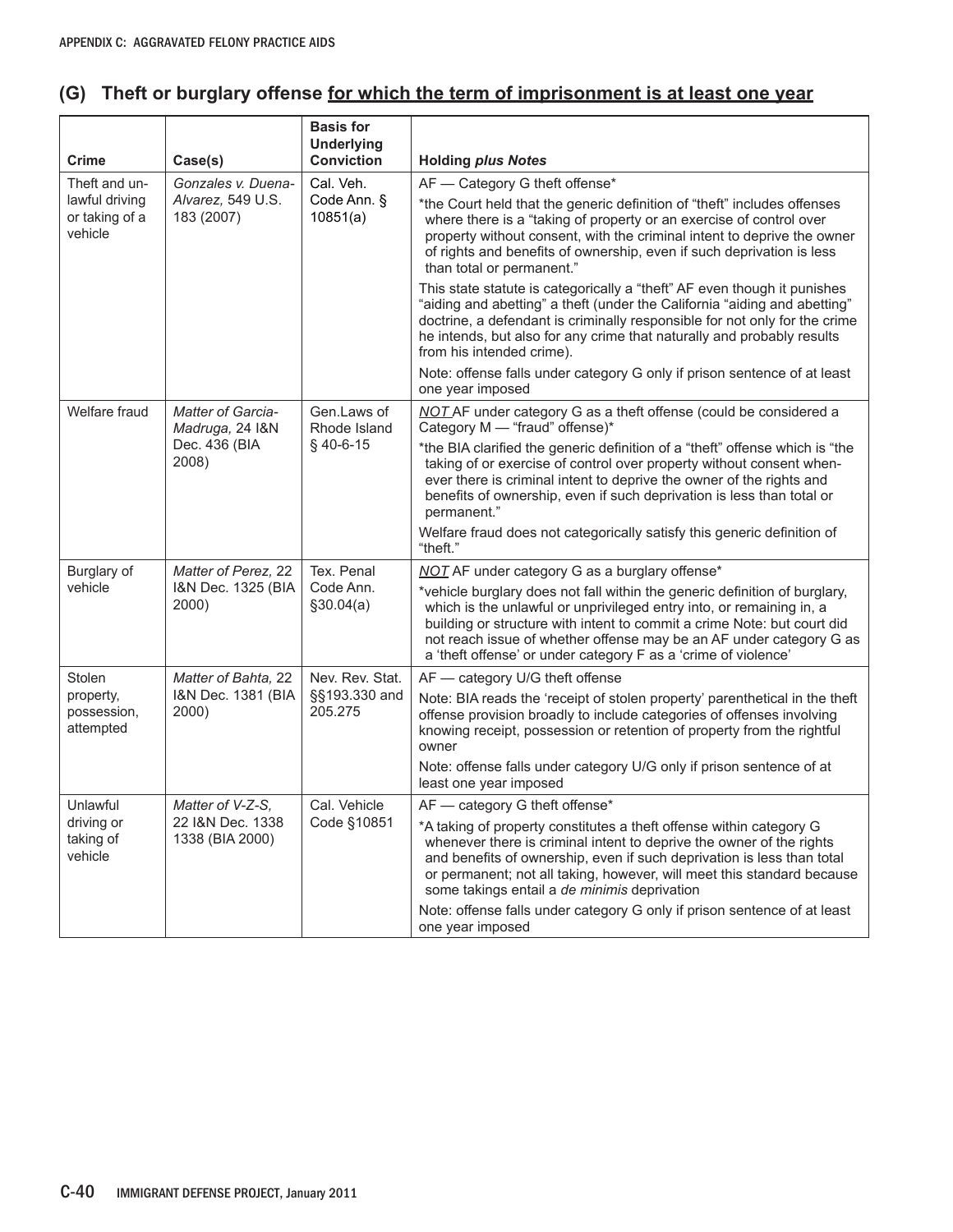## (G) Theft or burglary offense <u>for which the term of imprisonment is at least one year</u>

| Crime | Case(s) | Basis for Underlying Conviction | Holding *plus Notes* |
|---|---|---|---|
| Theft and unlawful driving or taking of a vehicle | *Gonzales v. Duena-Alvarez,* 549 U.S. 183 (2007) | Cal. Veh. Code Ann. § 10851(a) | AF — Category G theft offense*<br>*the Court held that the generic definition of "theft" includes offenses where there is a "taking of property or an exercise of control over property without consent, with the criminal intent to deprive the owner of rights and benefits of ownership, even if such deprivation is less than total or permanent."<br>This state statute is categorically a "theft" AF even though it punishes "aiding and abetting" a theft (under the California "aiding and abetting" doctrine, a defendant is criminally responsible for not only for the crime he intends, but also for any crime that naturally and probably results from his intended crime).<br>Note: offense falls under category G only if prison sentence of at least one year imposed |
| Welfare fraud | *Matter of Garcia-Madruga,* 24 I&N Dec. 436 (BIA 2008) | Gen.Laws of Rhode Island § 40-6-15 | ***NOT*** AF under category G as a theft offense (could be considered a Category M — "fraud" offense)*<br>*the BIA clarified the generic definition of a "theft" offense which is "the taking of or exercise of control over property without consent whenever there is criminal intent to deprive the owner of the rights and benefits of ownership, even if such deprivation is less than total or permanent."<br>Welfare fraud does not categorically satisfy this generic definition of "theft." |
| Burglary of vehicle | *Matter of Perez,* 22 I&N Dec. 1325 (BIA 2000) | Tex. Penal Code Ann. §30.04(a) | ***NOT*** AF under category G as a burglary offense*<br>*vehicle burglary does not fall within the generic definition of burglary, which is the unlawful or unprivileged entry into, or remaining in, a building or structure with intent to commit a crime Note: but court did not reach issue of whether offense may be an AF under category G as a 'theft offense' or under category F as a 'crime of violence' |
| Stolen property, possession, attempted | *Matter of Bahta,* 22 I&N Dec. 1381 (BIA 2000) | Nev. Rev. Stat. §§193.330 and 205.275 | AF — category U/G theft offense<br>Note: BIA reads the 'receipt of stolen property' parenthetical in the theft offense provision broadly to include categories of offenses involving knowing receipt, possession or retention of property from the rightful owner<br>Note: offense falls under category U/G only if prison sentence of at least one year imposed |
| Unlawful driving or taking of vehicle | *Matter of V-Z-S,* 22 I&N Dec. 1338 1338 (BIA 2000) | Cal. Vehicle Code §10851 | AF — category G theft offense*<br>*A taking of property constitutes a theft offense within category G whenever there is criminal intent to deprive the owner of the rights and benefits of ownership, even if such deprivation is less than total or permanent; not all taking, however, will meet this standard because some takings entail a *de minimis* deprivation<br>Note: offense falls under category G only if prison sentence of at least one year imposed |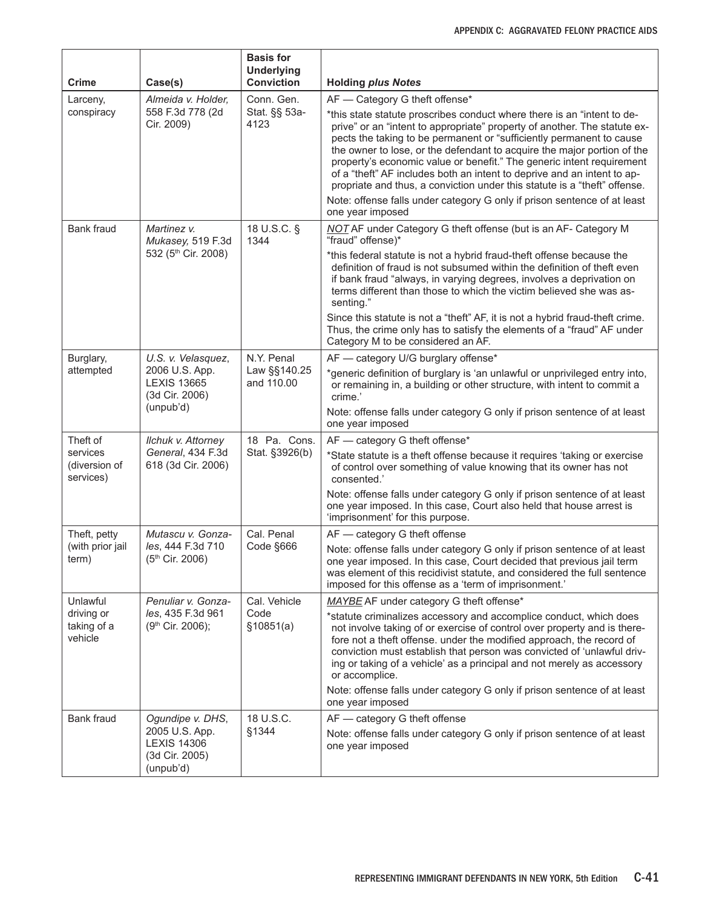| Crime | Case(s) | Basis for Underlying Conviction | Holding *plus Notes* |
|---|---|---|---|
| Larceny, conspiracy | *Almeida v. Holder,* 558 F.3d 778 (2d Cir. 2009) | Conn. Gen. Stat. §§ 53a-4123 | AF — Category G theft offense*<br><br>*this state statute proscribes conduct where there is an "intent to deprive" or an "intent to appropriate" property of another. The statute expects the taking to be permanent or "sufficiently permanent to cause the owner to lose, or the defendant to acquire the major portion of the property's economic value or benefit." The generic intent requirement of a "theft" AF includes both an intent to deprive and an intent to appropriate and thus, a conviction under this statute is a "theft" offense.<br><br>Note: offense falls under category G only if prison sentence of at least one year imposed |
| Bank fraud | *Martinez v. Mukasey,* 519 F.3d 532 (5th Cir. 2008) | 18 U.S.C. § 1344 | *<u>NOT</u>* AF under Category G theft offense (but is an AF- Category M "fraud" offense)*<br><br>*this federal statute is not a hybrid fraud-theft offense because the definition of fraud is not subsumed within the definition of theft even if bank fraud "always, in varying degrees, involves a deprivation on terms different than those to which the victim believed she was assenting."<br><br>Since this statute is not a "theft" AF, it is not a hybrid fraud-theft crime. Thus, the crime only has to satisfy the elements of a "fraud" AF under Category M to be considered an AF. |
| Burglary, attempted | *U.S. v. Velasquez,* 2006 U.S. App. LEXIS 13665 (3d Cir. 2006) (unpub'd) | N.Y. Penal Law §§140.25 and 110.00 | AF — category U/G burglary offense*<br><br>*generic definition of burglary is 'an unlawful or unprivileged entry into, or remaining in, a building or other structure, with intent to commit a crime.'<br><br>Note: offense falls under category G only if prison sentence of at least one year imposed |
| Theft of services (diversion of services) | *Ilchuk v. Attorney General,* 434 F.3d 618 (3d Cir. 2006) | 18 Pa. Cons. Stat. §3926(b) | AF — category G theft offense*<br><br>*State statute is a theft offense because it requires 'taking or exercise of control over something of value knowing that its owner has not consented.'<br><br>Note: offense falls under category G only if prison sentence of at least one year imposed. In this case, Court also held that house arrest is 'imprisonment' for this purpose. |
| Theft, petty (with prior jail term) | *Mutascu v. Gonzales,* 444 F.3d 710 (5th Cir. 2006) | Cal. Penal Code §666 | AF — category G theft offense<br><br>Note: offense falls under category G only if prison sentence of at least one year imposed. In this case, Court decided that previous jail term was element of this recidivist statute, and considered the full sentence imposed for this offense as a 'term of imprisonment.' |
| Unlawful driving or taking of a vehicle | *Penuliar v. Gonzales,* 435 F.3d 961 (9th Cir. 2006); | Cal. Vehicle Code §10851(a) | *<u>MAYBE</u>* AF under category G theft offense*<br><br>*statute criminalizes accessory and accomplice conduct, which does not involve taking of or exercise of control over property and is therefore not a theft offense. under the modified approach, the record of conviction must establish that person was convicted of 'unlawful driving or taking of a vehicle' as a principal and not merely as accessory or accomplice.<br><br>Note: offense falls under category G only if prison sentence of at least one year imposed |
| Bank fraud | *Ogundipe v. DHS,* 2005 U.S. App. LEXIS 14306 (3d Cir. 2005) (unpub'd) | 18 U.S.C. §1344 | AF — category G theft offense<br><br>Note: offense falls under category G only if prison sentence of at least one year imposed |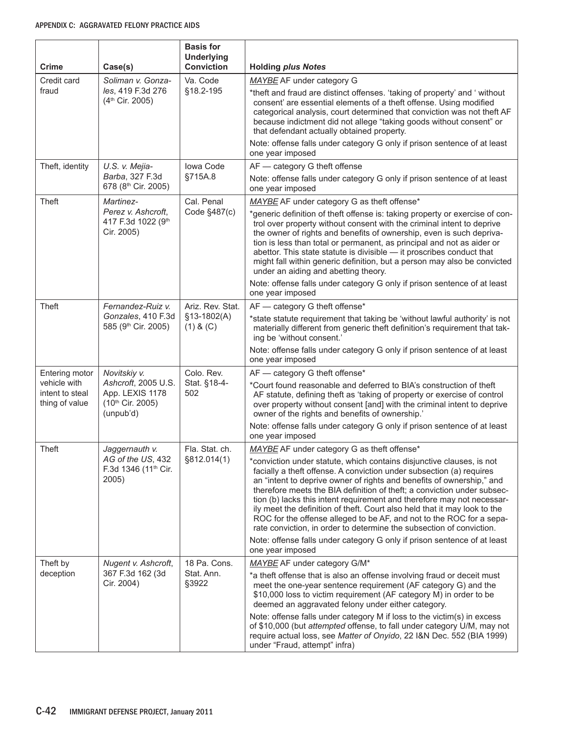| Crime | Case(s) | Basis for Underlying Conviction | Holding *plus Notes* |
| --- | --- | --- | --- |
| Credit card fraud | *Soliman v. Gonzales*, 419 F.3d 276 (4th Cir. 2005) | Va. Code §18.2-195 | *MAYBE* AF under category G<br>*theft and fraud are distinct offenses. 'taking of property' and ' without consent' are essential elements of a theft offense. Using modified categorical analysis, court determined that conviction was not theft AF because indictment did not allege "taking goods without consent" or that defendant actually obtained property.<br>Note: offense falls under category G only if prison sentence of at least one year imposed |
| Theft, identity | *U.S. v. Mejia-Barba*, 327 F.3d 678 (8th Cir. 2005) | Iowa Code §715A.8 | AF — category G theft offense<br>Note: offense falls under category G only if prison sentence of at least one year imposed |
| Theft | *Martinez-Perez v. Ashcroft*, 417 F.3d 1022 (9th Cir. 2005) | Cal. Penal Code §487(c) | *MAYBE* AF under category G as theft offense*<br>*generic definition of theft offense is: taking property or exercise of control over property without consent with the criminal intent to deprive the owner of rights and benefits of ownership, even is such deprivation is less than total or permanent, as principal and not as aider or abettor. This state statute is divisible — it proscribes conduct that might fall within generic definition, but a person may also be convicted under an aiding and abetting theory.<br>Note: offense falls under category G only if prison sentence of at least one year imposed |
| Theft | *Fernandez-Ruiz v. Gonzales*, 410 F.3d 585 (9th Cir. 2005) | Ariz. Rev. Stat. §13-1802(A) (1) & (C) | AF — category G theft offense*<br>*state statute requirement that taking be 'without lawful authority' is not materially different from generic theft definition's requirement that taking be 'without consent.'<br>Note: offense falls under category G only if prison sentence of at least one year imposed |
| Entering motor vehicle with intent to steal thing of value | *Novitskiy v. Ashcroft*, 2005 U.S. App. LEXIS 1178 (10th Cir. 2005) (unpub'd) | Colo. Rev. Stat. §18-4-502 | AF — category G theft offense*<br>*Court found reasonable and deferred to BIA's construction of theft AF statute, defining theft as 'taking of property or exercise of control over property without consent [and] with the criminal intent to deprive owner of the rights and benefits of ownership.'<br>Note: offense falls under category G only if prison sentence of at least one year imposed |
| Theft | *Jaggernauth v. AG of the US*, 432 F.3d 1346 (11th Cir. 2005) | Fla. Stat. ch. §812.014(1) | *MAYBE* AF under category G as theft offense*<br>*conviction under statute, which contains disjunctive clauses, is not facially a theft offense. A conviction under subsection (a) requires an "intent to deprive owner of rights and benefits of ownership," and therefore meets the BIA definition of theft; a conviction under subsection (b) lacks this intent requirement and therefore may not necessarily meet the definition of theft. Court also held that it may look to the ROC for the offense alleged to be AF, and not to the ROC for a separate conviction, in order to determine the subsection of conviction.<br>Note: offense falls under category G only if prison sentence of at least one year imposed |
| Theft by deception | *Nugent v. Ashcroft*, 367 F.3d 162 (3d Cir. 2004) | 18 Pa. Cons. Stat. Ann. §3922 | *MAYBE* AF under category G/M*<br>*a theft offense that is also an offense involving fraud or deceit must meet the one-year sentence requirement (AF category G) and the $10,000 loss to victim requirement (AF category M) in order to be deemed an aggravated felony under either category.<br>Note: offense falls under category M if loss to the victim(s) in excess of $10,000 (but *attempted* offense, to fall under category U/M, may not require actual loss, see *Matter of Onyido*, 22 I&N Dec. 552 (BIA 1999) under "Fraud, attempt" infra) |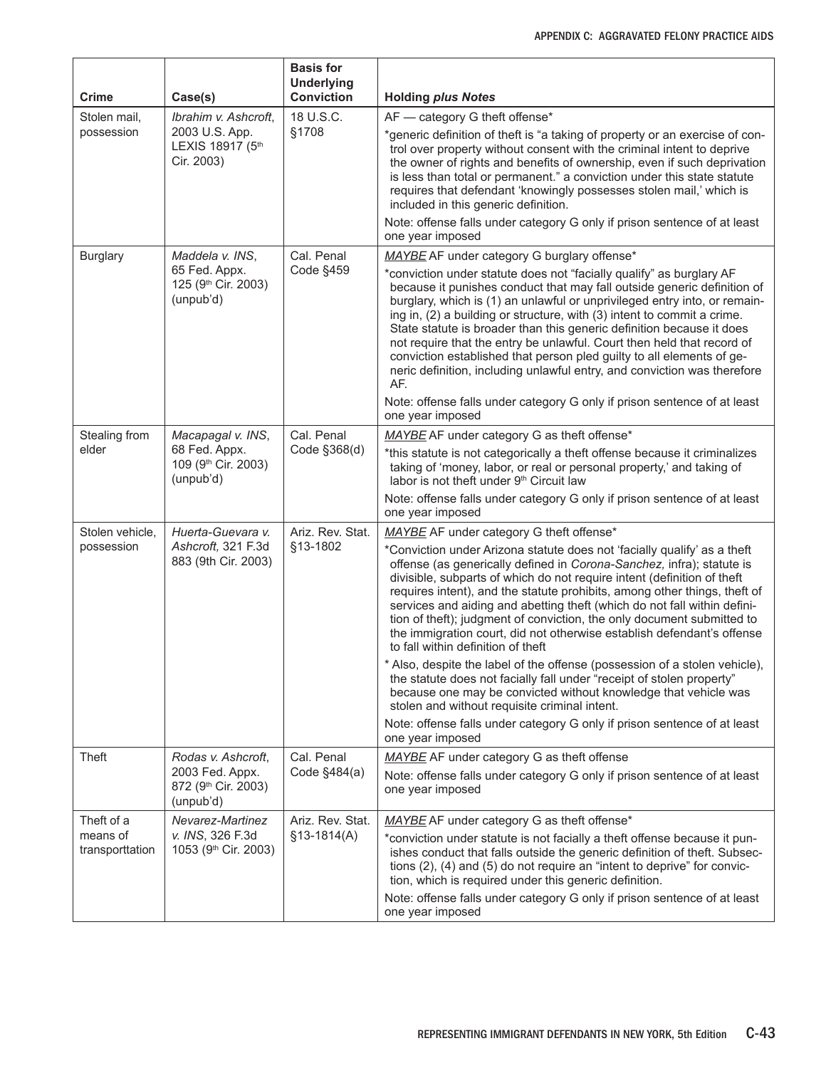| Crime | Case(s) | Basis for Underlying Conviction | Holding *plus Notes* |
|---|---|---|---|
| Stolen mail, possession | *Ibrahim v. Ashcroft*, 2003 U.S. App. LEXIS 18917 (5th Cir. 2003) | 18 U.S.C. §1708 | AF — category G theft offense*<br>*generic definition of theft is "a taking of property or an exercise of control over property without consent with the criminal intent to deprive the owner of rights and benefits of ownership, even if such deprivation is less than total or permanent." a conviction under this state statute requires that defendant 'knowingly possesses stolen mail,' which is included in this generic definition.<br>Note: offense falls under category G only if prison sentence of at least one year imposed |
| Burglary | *Maddela v. INS*, 65 Fed. Appx. 125 (9th Cir. 2003) (unpub'd) | Cal. Penal Code §459 | <u>*MAYBE*</u> AF under category G burglary offense*<br>*conviction under statute does not "facially qualify" as burglary AF because it punishes conduct that may fall outside generic definition of burglary, which is (1) an unlawful or unprivileged entry into, or remaining in, (2) a building or structure, with (3) intent to commit a crime. State statute is broader than this generic definition because it does not require that the entry be unlawful. Court then held that record of conviction established that person pled guilty to all elements of generic definition, including unlawful entry, and conviction was therefore AF.<br>Note: offense falls under category G only if prison sentence of at least one year imposed |
| Stealing from elder | *Macapagal v. INS*, 68 Fed. Appx. 109 (9th Cir. 2003) (unpub'd) | Cal. Penal Code §368(d) | <u>*MAYBE*</u> AF under category G as theft offense*<br>*this statute is not categorically a theft offense because it criminalizes taking of 'money, labor, or real or personal property,' and taking of labor is not theft under 9th Circuit law<br>Note: offense falls under category G only if prison sentence of at least one year imposed |
| Stolen vehicle, possession | *Huerta-Guevara v. Ashcroft,* 321 F.3d 883 (9th Cir. 2003) | Ariz. Rev. Stat. §13-1802 | <u>*MAYBE*</u> AF under category G theft offense*<br>*Conviction under Arizona statute does not 'facially qualify' as a theft offense (as generically defined in *Corona-Sanchez,* infra); statute is divisible, subparts of which do not require intent (definition of theft requires intent), and the statute prohibits, among other things, theft of services and aiding and abetting theft (which do not fall within definition of theft); judgment of conviction, the only document submitted to the immigration court, did not otherwise establish defendant's offense to fall within definition of theft<br>* Also, despite the label of the offense (possession of a stolen vehicle), the statute does not facially fall under "receipt of stolen property" because one may be convicted without knowledge that vehicle was stolen and without requisite criminal intent.<br>Note: offense falls under category G only if prison sentence of at least one year imposed |
| Theft | *Rodas v. Ashcroft*, 2003 Fed. Appx. 872 (9th Cir. 2003) (unpub'd) | Cal. Penal Code §484(a) | <u>*MAYBE*</u> AF under category G as theft offense<br>Note: offense falls under category G only if prison sentence of at least one year imposed |
| Theft of a means of transporttation | *Nevarez-Martinez v. INS*, 326 F.3d 1053 (9th Cir. 2003) | Ariz. Rev. Stat. §13-1814(A) | <u>*MAYBE*</u> AF under category G as theft offense*<br>*conviction under statute is not facially a theft offense because it punishes conduct that falls outside the generic definition of theft. Subsections (2), (4) and (5) do not require an "intent to deprive" for conviction, which is required under this generic definition.<br>Note: offense falls under category G only if prison sentence of at least one year imposed |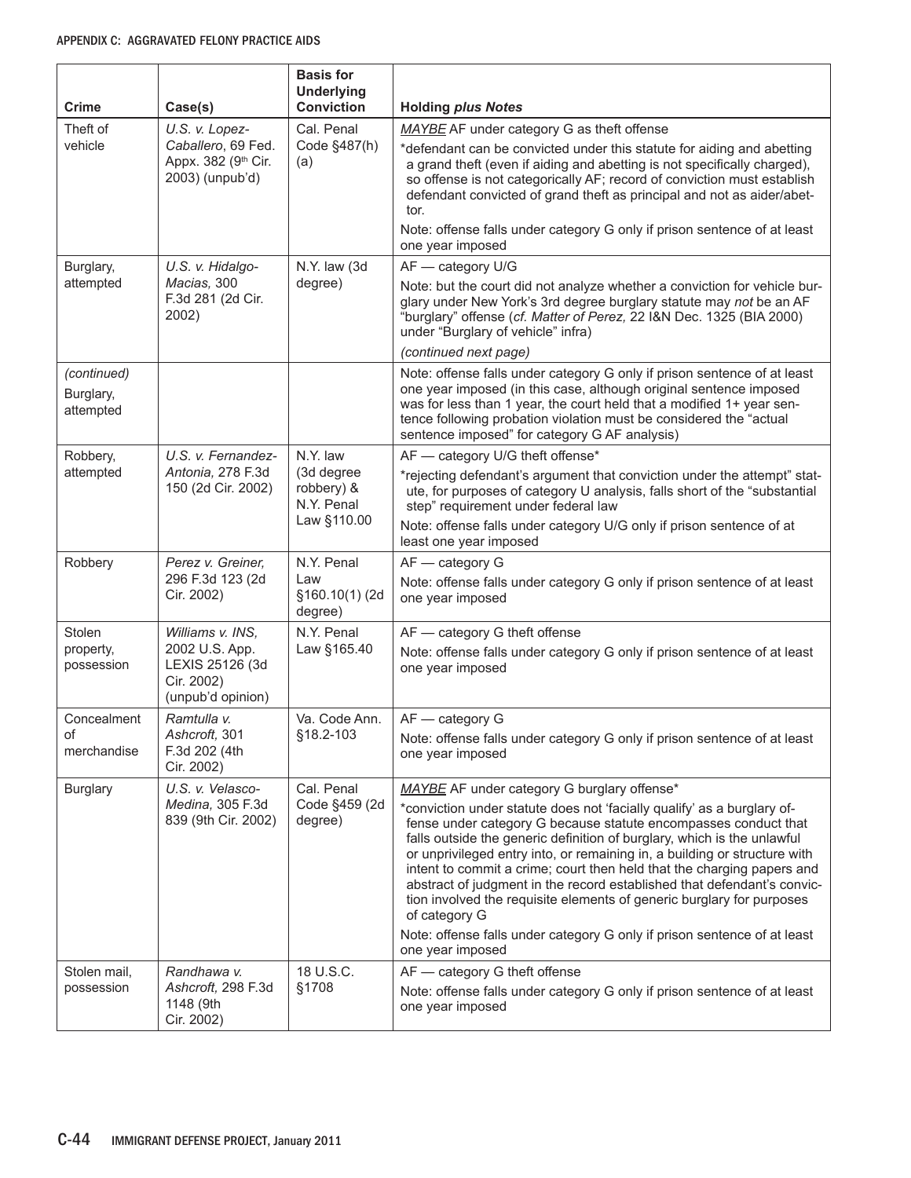| Crime | Case(s) | Basis for Underlying Conviction | Holding *plus Notes* |
|---|---|---|---|
| Theft of vehicle | *U.S. v. Lopez-Caballero*, 69 Fed. Appx. 382 (9th Cir. 2003) (unpub'd) | Cal. Penal Code §487(h)(a) | *MAYBE* AF under category G as theft offense<br>*defendant can be convicted under this statute for aiding and abetting a grand theft (even if aiding and abetting is not specifically charged), so offense is not categorically AF; record of conviction must establish defendant convicted of grand theft as principal and not as aider/abettor.<br>Note: offense falls under category G only if prison sentence of at least one year imposed |
| Burglary, attempted | *U.S. v. Hidalgo-Macias,* 300 F.3d 281 (2d Cir. 2002) | N.Y. law (3d degree) | AF — category U/G<br>Note: but the court did not analyze whether a conviction for vehicle burglary under New York's 3rd degree burglary statute may *not* be an AF "burglary" offense (*cf. Matter of Perez,* 22 I&N Dec. 1325 (BIA 2000) under "Burglary of vehicle" infra)<br>Note: offense falls under category G only if prison sentence of at least one year imposed (in this case, although original sentence imposed was for less than 1 year, the court held that a modified 1+ year sentence following probation violation must be considered the "actual sentence imposed" for category G AF analysis) |
| Robbery, attempted | *U.S. v. Fernandez-Antonia,* 278 F.3d 150 (2d Cir. 2002) | N.Y. law (3d degree robbery) & N.Y. Penal Law §110.00 | AF — category U/G theft offense*<br>*rejecting defendant's argument that conviction under the attempt" statute, for purposes of category U analysis, falls short of the "substantial step" requirement under federal law<br>Note: offense falls under category U/G only if prison sentence of at least one year imposed |
| Robbery | *Perez v. Greiner,* 296 F.3d 123 (2d Cir. 2002) | N.Y. Penal Law §160.10(1) (2d degree) | AF — category G<br>Note: offense falls under category G only if prison sentence of at least one year imposed |
| Stolen property, possession | *Williams v. INS,* 2002 U.S. App. LEXIS 25126 (3d Cir. 2002) (unpub'd opinion) | N.Y. Penal Law §165.40 | AF — category G theft offense<br>Note: offense falls under category G only if prison sentence of at least one year imposed |
| Concealment of merchandise | *Ramtulla v. Ashcroft,* 301 F.3d 202 (4th Cir. 2002) | Va. Code Ann. §18.2-103 | AF — category G<br>Note: offense falls under category G only if prison sentence of at least one year imposed |
| Burglary | *U.S. v. Velasco-Medina,* 305 F.3d 839 (9th Cir. 2002) | Cal. Penal Code §459 (2d degree) | *MAYBE* AF under category G burglary offense*<br>*conviction under statute does not 'facially qualify' as a burglary offense under category G because statute encompasses conduct that falls outside the generic definition of burglary, which is the unlawful or unprivileged entry into, or remaining in, a building or structure with intent to commit a crime; court then held that the charging papers and abstract of judgment in the record established that defendant's conviction involved the requisite elements of generic burglary for purposes of category G<br>Note: offense falls under category G only if prison sentence of at least one year imposed |
| Stolen mail, possession | *Randhawa v. Ashcroft,* 298 F.3d 1148 (9th Cir. 2002) | 18 U.S.C. §1708 | AF — category G theft offense<br>Note: offense falls under category G only if prison sentence of at least one year imposed |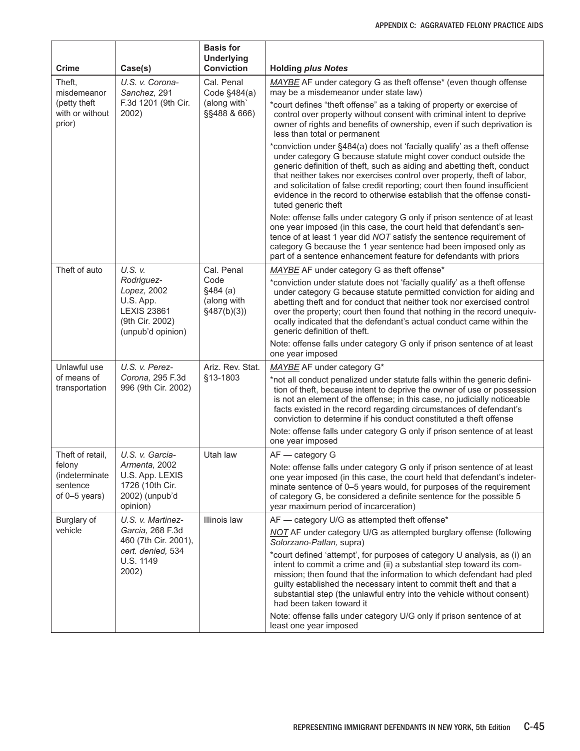| Crime | Case(s) | Basis for Underlying Conviction | Holding *plus Notes* |
|---|---|---|---|
| Theft, misdemeanor (petty theft with or without prior) | *U.S. v. Corona-Sanchez,* 291 F.3d 1201 (9th Cir. 2002) | Cal. Penal Code §484(a) (along with` §§488 & 666) | *MAYBE* AF under category G as theft offense* (even though offense may be a misdemeanor under state law)<br><br>*court defines "theft offense" as a taking of property or exercise of control over property without consent with criminal intent to deprive owner of rights and benefits of ownership, even if such deprivation is less than total or permanent<br><br>*conviction under §484(a) does not 'facially qualify' as a theft offense under category G because statute might cover conduct outside the generic definition of theft, such as aiding and abetting theft, conduct that neither takes nor exercises control over property, theft of labor, and solicitation of false credit reporting; court then found insufficient evidence in the record to otherwise establish that the offense constituted generic theft<br><br>Note: offense falls under category G only if prison sentence of at least one year imposed (in this case, the court held that defendant's sentence of at least 1 year did *NOT* satisfy the sentence requirement of category G because the 1 year sentence had been imposed only as part of a sentence enhancement feature for defendants with priors |
| Theft of auto | *U.S. v. Rodriguez-Lopez,* 2002 U.S. App. LEXIS 23861 (9th Cir. 2002) (unpub'd opinion) | Cal. Penal Code §484 (a) (along with §487(b)(3)) | *MAYBE* AF under category G as theft offense*<br><br>*conviction under statute does not 'facially qualify' as a theft offense under category G because statute permitted conviction for aiding and abetting theft and for conduct that neither took nor exercised control over the property; court then found that nothing in the record unequivocally indicated that the defendant's actual conduct came within the generic definition of theft.<br><br>Note: offense falls under category G only if prison sentence of at least one year imposed |
| Unlawful use of means of transportation | *U.S. v. Perez-Corona,* 295 F.3d 996 (9th Cir. 2002) | Ariz. Rev. Stat. §13-1803 | *MAYBE* AF under category G*<br><br>*not all conduct penalized under statute falls within the generic definition of theft, because intent to deprive the owner of use or possession is not an element of the offense; in this case, no judicially noticeable facts existed in the record regarding circumstances of defendant's conviction to determine if his conduct constituted a theft offense<br><br>Note: offense falls under category G only if prison sentence of at least one year imposed |
| Theft of retail, felony (indeterminate sentence of 0–5 years) | *U.S. v. Garcia-Armenta,* 2002 U.S. App. LEXIS 1726 (10th Cir. 2002) (unpub'd opinion) | Utah law | AF — category G<br><br>Note: offense falls under category G only if prison sentence of at least one year imposed (in this case, the court held that defendant's indeterminate sentence of 0–5 years would, for purposes of the requirement of category G, be considered a definite sentence for the possible 5 year maximum period of incarceration) |
| Burglary of vehicle | *U.S. v. Martinez-Garcia,* 268 F.3d 460 (7th Cir. 2001), *cert. denied,* 534 U.S. 1149 2002) | Illinois law | AF — category U/G as attempted theft offense*<br><br>*NOT* AF under category U/G as attempted burglary offense (following *Solorzano-Patlan,* supra)<br><br>*court defined 'attempt', for purposes of category U analysis, as (i) an intent to commit a crime and (ii) a substantial step toward its commission; then found that the information to which defendant had pled guilty established the necessary intent to commit theft and that a substantial step (the unlawful entry into the vehicle without consent) had been taken toward it<br><br>Note: offense falls under category U/G only if prison sentence of at least one year imposed |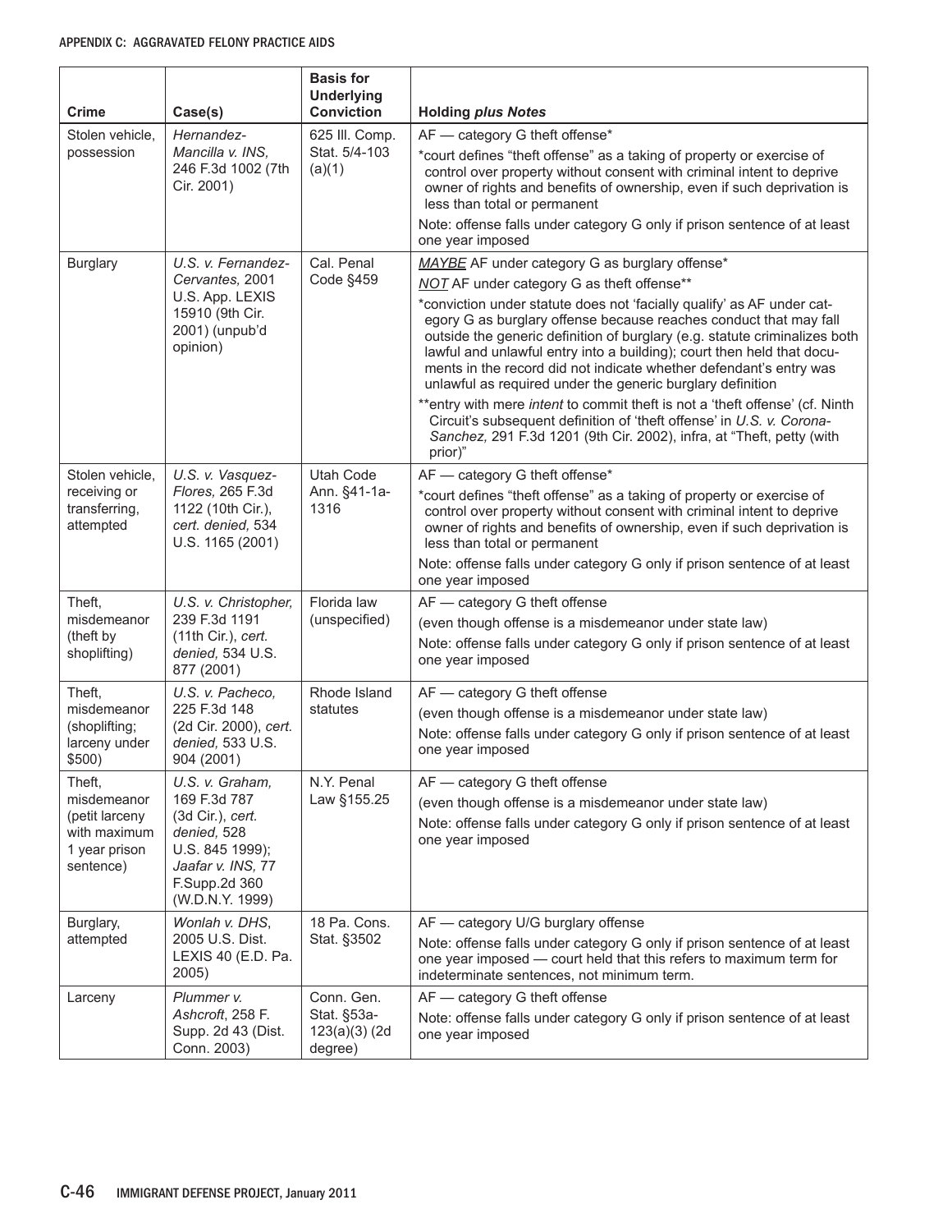| Crime | Case(s) | Basis for Underlying Conviction | Holding *plus Notes* |
|---|---|---|---|
| Stolen vehicle, possession | *Hernandez-Mancilla v. INS,* 246 F.3d 1002 (7th Cir. 2001) | 625 Ill. Comp. Stat. 5/4-103 (a)(1) | AF — category G theft offense*<br>*court defines "theft offense" as a taking of property or exercise of control over property without consent with criminal intent to deprive owner of rights and benefits of ownership, even if such deprivation is less than total or permanent<br>Note: offense falls under category G only if prison sentence of at least one year imposed |
| Burglary | *U.S. v. Fernandez-Cervantes,* 2001 U.S. App. LEXIS 15910 (9th Cir. 2001) (unpub'd opinion) | Cal. Penal Code §459 | ***MAYBE*** AF under category G as burglary offense*<br>***NOT*** AF under category G as theft offense**<br>*conviction under statute does not 'facially qualify' as AF under category G as burglary offense because reaches conduct that may fall outside the generic definition of burglary (e.g. statute criminalizes both lawful and unlawful entry into a building); court then held that documents in the record did not indicate whether defendant's entry was unlawful as required under the generic burglary definition<br>**entry with mere *intent* to commit theft is not a 'theft offense' (cf. Ninth Circuit's subsequent definition of 'theft offense' in *U.S. v. Corona-Sanchez,* 291 F.3d 1201 (9th Cir. 2002), infra, at "Theft, petty (with prior)" |
| Stolen vehicle, receiving or transferring, attempted | *U.S. v. Vasquez-Flores,* 265 F.3d 1122 (10th Cir.), *cert. denied,* 534 U.S. 1165 (2001) | Utah Code Ann. §41-1a-1316 | AF — category G theft offense*<br>*court defines "theft offense" as a taking of property or exercise of control over property without consent with criminal intent to deprive owner of rights and benefits of ownership, even if such deprivation is less than total or permanent<br>Note: offense falls under category G only if prison sentence of at least one year imposed |
| Theft, misdemeanor (theft by shoplifting) | *U.S. v. Christopher,* 239 F.3d 1191 (11th Cir.), *cert. denied,* 534 U.S. 877 (2001) | Florida law (unspecified) | AF — category G theft offense<br>(even though offense is a misdemeanor under state law)<br>Note: offense falls under category G only if prison sentence of at least one year imposed |
| Theft, misdemeanor (shoplifting; larceny under $500) | *U.S. v. Pacheco,* 225 F.3d 148 (2d Cir. 2000), *cert. denied,* 533 U.S. 904 (2001) | Rhode Island statutes | AF — category G theft offense<br>(even though offense is a misdemeanor under state law)<br>Note: offense falls under category G only if prison sentence of at least one year imposed |
| Theft, misdemeanor (petit larceny with maximum 1 year prison sentence) | *U.S. v. Graham,* 169 F.3d 787 (3d Cir.), *cert. denied,* 528 U.S. 845 1999); *Jaafar v. INS,* 77 F.Supp.2d 360 (W.D.N.Y. 1999) | N.Y. Penal Law §155.25 | AF — category G theft offense<br>(even though offense is a misdemeanor under state law)<br>Note: offense falls under category G only if prison sentence of at least one year imposed |
| Burglary, attempted | *Wonlah v. DHS*, 2005 U.S. Dist. LEXIS 40 (E.D. Pa. 2005) | 18 Pa. Cons. Stat. §3502 | AF — category U/G burglary offense<br>Note: offense falls under category G only if prison sentence of at least one year imposed — court held that this refers to maximum term for indeterminate sentences, not minimum term. |
| Larceny | *Plummer v. Ashcroft*, 258 F. Supp. 2d 43 (Dist. Conn. 2003) | Conn. Gen. Stat. §53a-123(a)(3) (2d degree) | AF — category G theft offense<br>Note: offense falls under category G only if prison sentence of at least one year imposed |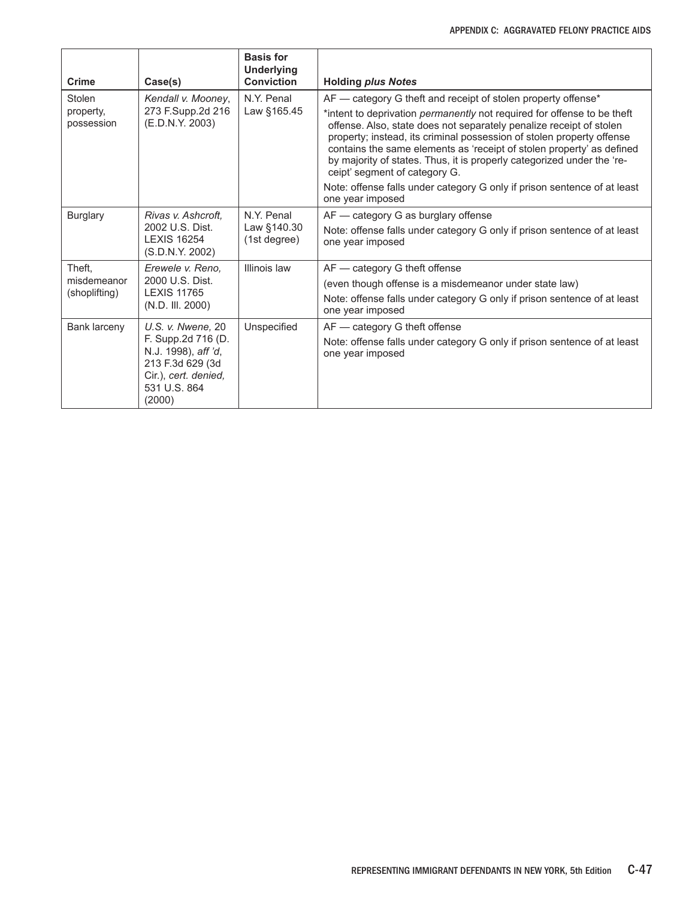| Crime | Case(s) | Basis for Underlying Conviction | Holding *plus Notes* |
|---|---|---|---|
| Stolen property, possession | *Kendall v. Mooney*, 273 F.Supp.2d 216 (E.D.N.Y. 2003) | N.Y. Penal Law §165.45 | AF — category G theft and receipt of stolen property offense*<br>*intent to deprivation *permanently* not required for offense to be theft offense. Also, state does not separately penalize receipt of stolen property; instead, its criminal possession of stolen property offense contains the same elements as 'receipt of stolen property' as defined by majority of states. Thus, it is properly categorized under the 'receipt' segment of category G.<br>Note: offense falls under category G only if prison sentence of at least one year imposed |
| Burglary | *Rivas v. Ashcroft,* 2002 U.S. Dist. LEXIS 16254 (S.D.N.Y. 2002) | N.Y. Penal Law §140.30 (1st degree) | AF — category G as burglary offense<br>Note: offense falls under category G only if prison sentence of at least one year imposed |
| Theft, misdemeanor (shoplifting) | *Erewele v. Reno,* 2000 U.S. Dist. LEXIS 11765 (N.D. Ill. 2000) | Illinois law | AF — category G theft offense<br>(even though offense is a misdemeanor under state law)<br>Note: offense falls under category G only if prison sentence of at least one year imposed |
| Bank larceny | *U.S. v. Nwene,* 20 F. Supp.2d 716 (D. N.J. 1998), *aff 'd*, 213 F.3d 629 (3d Cir.), *cert. denied,* 531 U.S. 864 (2000) | Unspecified | AF — category G theft offense<br>Note: offense falls under category G only if prison sentence of at least one year imposed |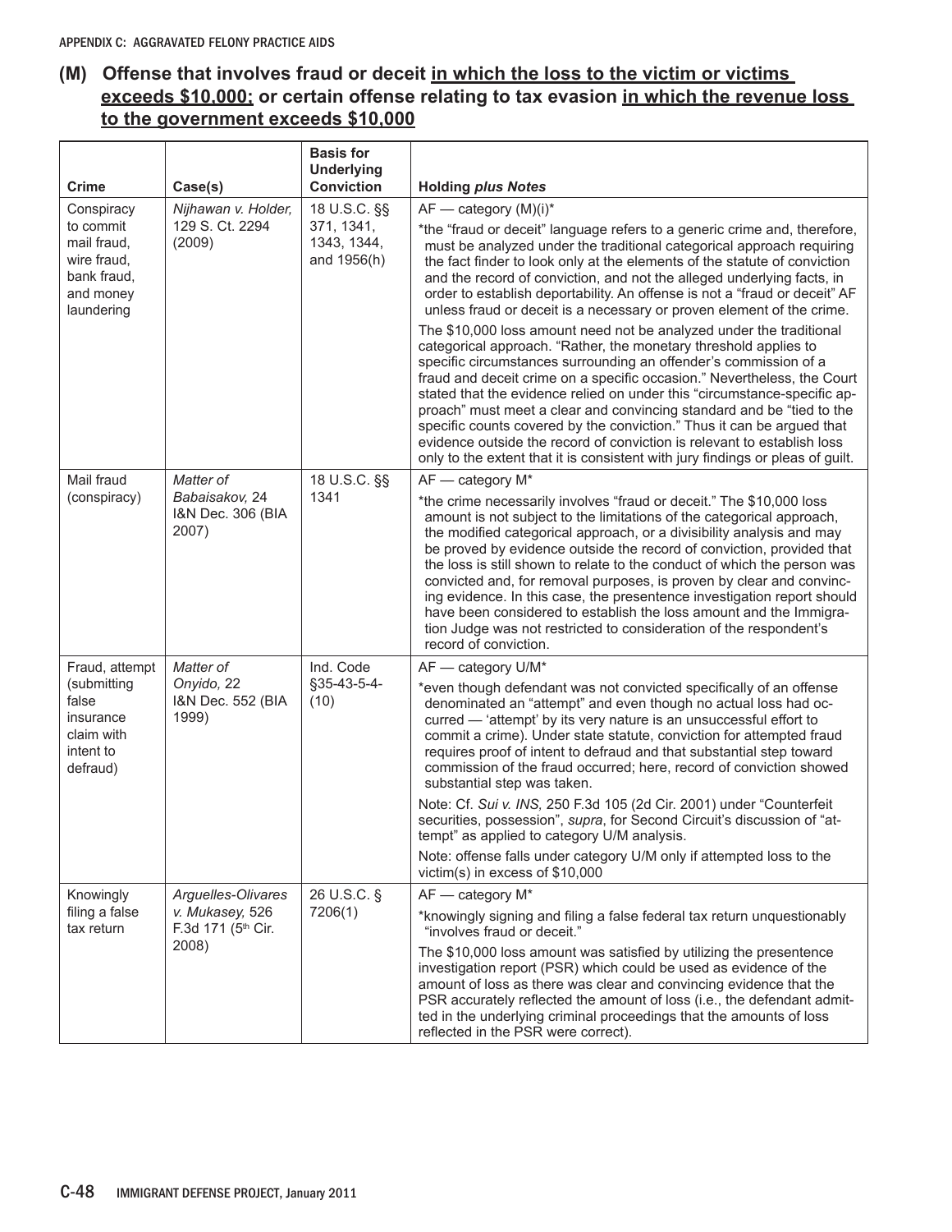## (M) Offense that involves fraud or deceit <u>in which the loss to the victim or victims exceeds $10,000;</u> or certain offense relating to tax evasion <u>in which the revenue loss to the government exceeds $10,000</u>

| Crime | Case(s) | Basis for Underlying Conviction | Holding *plus Notes* |
|---|---|---|---|
| Conspiracy to commit mail fraud, wire fraud, bank fraud, and money laundering | *Nijhawan v. Holder,* 129 S. Ct. 2294 (2009) | 18 U.S.C. §§ 371, 1341, 1343, 1344, and 1956(h) | AF — category (M)(i)*<br><br>*the "fraud or deceit" language refers to a generic crime and, therefore, must be analyzed under the traditional categorical approach requiring the fact finder to look only at the elements of the statute of conviction and the record of conviction, and not the alleged underlying facts, in order to establish deportability. An offense is not a "fraud or deceit" AF unless fraud or deceit is a necessary or proven element of the crime.<br><br>The $10,000 loss amount need not be analyzed under the traditional categorical approach. "Rather, the monetary threshold applies to specific circumstances surrounding an offender's commission of a fraud and deceit crime on a specific occasion." Nevertheless, the Court stated that the evidence relied on under this "circumstance-specific approach" must meet a clear and convincing standard and be "tied to the specific counts covered by the conviction." Thus it can be argued that evidence outside the record of conviction is relevant to establish loss only to the extent that it is consistent with jury findings or pleas of guilt. |
| Mail fraud (conspiracy) | *Matter of Babaisakov,* 24 I&N Dec. 306 (BIA 2007) | 18 U.S.C. §§ 1341 | AF — category M*<br><br>*the crime necessarily involves "fraud or deceit." The $10,000 loss amount is not subject to the limitations of the categorical approach, the modified categorical approach, or a divisibility analysis and may be proved by evidence outside the record of conviction, provided that the loss is still shown to relate to the conduct of which the person was convicted and, for removal purposes, is proven by clear and convincing evidence. In this case, the presentence investigation report should have been considered to establish the loss amount and the Immigration Judge was not restricted to consideration of the respondent's record of conviction. |
| Fraud, attempt (submitting false insurance claim with intent to defraud) | *Matter of Onyido,* 22 I&N Dec. 552 (BIA 1999) | Ind. Code §35-43-5-4-(10) | AF — category U/M*<br><br>*even though defendant was not convicted specifically of an offense denominated an "attempt" and even though no actual loss had occurred — 'attempt' by its very nature is an unsuccessful effort to commit a crime). Under state statute, conviction for attempted fraud requires proof of intent to defraud and that substantial step toward commission of the fraud occurred; here, record of conviction showed substantial step was taken.<br><br>Note: Cf. *Sui v. INS,* 250 F.3d 105 (2d Cir. 2001) under "Counterfeit securities, possession", *supra*, for Second Circuit's discussion of "attempt" as applied to category U/M analysis.<br><br>Note: offense falls under category U/M only if attempted loss to the victim(s) in excess of $10,000 |
| Knowingly filing a false tax return | *Arguelles-Olivares v. Mukasey,* 526 F.3d 171 (5th Cir. 2008) | 26 U.S.C. § 7206(1) | AF — category M*<br><br>*knowingly signing and filing a false federal tax return unquestionably "involves fraud or deceit."<br><br>The $10,000 loss amount was satisfied by utilizing the presentence investigation report (PSR) which could be used as evidence of the amount of loss as there was clear and convincing evidence that the PSR accurately reflected the amount of loss (i.e., the defendant admitted in the underlying criminal proceedings that the amounts of loss reflected in the PSR were correct). |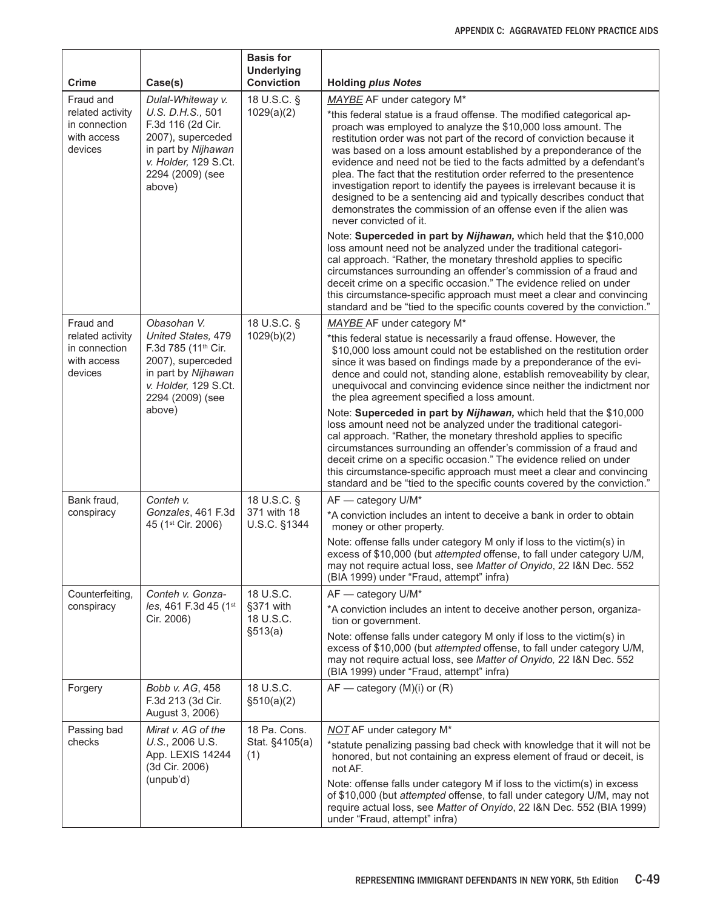| Crime | Case(s) | Basis for Underlying Conviction | Holding *plus Notes* |
|---|---|---|---|
| Fraud and related activity in connection with access devices | *Dulal-Whiteway v. U.S. D.H.S.,* 501 F.3d 116 (2d Cir. 2007), superceded in part by *Nijhawan v. Holder,* 129 S.Ct. 2294 (2009) (see above) | 18 U.S.C. § 1029(a)(2) | *MAYBE* AF under category M*<br>*this federal statue is a fraud offense. The modified categorical approach was employed to analyze the $10,000 loss amount. The restitution order was not part of the record of conviction because it was based on a loss amount established by a preponderance of the evidence and need not be tied to the facts admitted by a defendant's plea. The fact that the restitution order referred to the presentence investigation report to identify the payees is irrelevant because it is designed to be a sentencing aid and typically describes conduct that demonstrates the commission of an offense even if the alien was never convicted of it.<br>Note: **Superceded in part by *Nijhawan,*** which held that the $10,000 loss amount need not be analyzed under the traditional categorical approach. "Rather, the monetary threshold applies to specific circumstances surrounding an offender's commission of a fraud and deceit crime on a specific occasion." The evidence relied on under this circumstance-specific approach must meet a clear and convincing standard and be "tied to the specific counts covered by the conviction." |
| Fraud and related activity in connection with access devices | *Obasohan V. United States,* 479 F.3d 785 (11th Cir. 2007), superceded in part by *Nijhawan v. Holder,* 129 S.Ct. 2294 (2009) (see above) | 18 U.S.C. § 1029(b)(2) | *MAYBE* AF under category M*<br>*this federal statue is necessarily a fraud offense. However, the $10,000 loss amount could not be established on the restitution order since it was based on findings made by a preponderance of the evidence and could not, standing alone, establish removeability by clear, unequivocal and convincing evidence since neither the indictment nor the plea agreement specified a loss amount.<br>Note: **Superceded in part by *Nijhawan,*** which held that the $10,000 loss amount need not be analyzed under the traditional categorical approach. "Rather, the monetary threshold applies to specific circumstances surrounding an offender's commission of a fraud and deceit crime on a specific occasion." The evidence relied on under this circumstance-specific approach must meet a clear and convincing standard and be "tied to the specific counts covered by the conviction." |
| Bank fraud, conspiracy | *Conteh v. Gonzales*, 461 F.3d 45 (1st Cir. 2006) | 18 U.S.C. § 371 with 18 U.S.C. §1344 | AF — category U/M*<br>*A conviction includes an intent to deceive a bank in order to obtain money or other property.<br>Note: offense falls under category M only if loss to the victim(s) in excess of $10,000 (but *attempted* offense, to fall under category U/M, may not require actual loss, see *Matter of Onyido*, 22 I&N Dec. 552 (BIA 1999) under "Fraud, attempt" infra) |
| Counterfeiting, conspiracy | *Conteh v. Gonzales*, 461 F.3d 45 (1st Cir. 2006) | 18 U.S.C. §371 with 18 U.S.C. §513(a) | AF — category U/M*<br>*A conviction includes an intent to deceive another person, organization or government.<br>Note: offense falls under category M only if loss to the victim(s) in excess of $10,000 (but *attempted* offense, to fall under category U/M, may not require actual loss, see *Matter of Onyido,* 22 I&N Dec. 552 (BIA 1999) under "Fraud, attempt" infra) |
| Forgery | *Bobb v. AG*, 458 F.3d 213 (3d Cir. August 3, 2006) | 18 U.S.C. §510(a)(2) | AF — category (M)(i) or (R) |
| Passing bad checks | *Mirat v. AG of the U.S.*, 2006 U.S. App. LEXIS 14244 (3d Cir. 2006) (unpub'd) | 18 Pa. Cons. Stat. §4105(a)(1) | *NOT* AF under category M*<br>*statute penalizing passing bad check with knowledge that it will not be honored, but not containing an express element of fraud or deceit, is not AF.<br>Note: offense falls under category M if loss to the victim(s) in excess of $10,000 (but *attempted* offense, to fall under category U/M, may not require actual loss, see *Matter of Onyido*, 22 I&N Dec. 552 (BIA 1999) under "Fraud, attempt" infra) |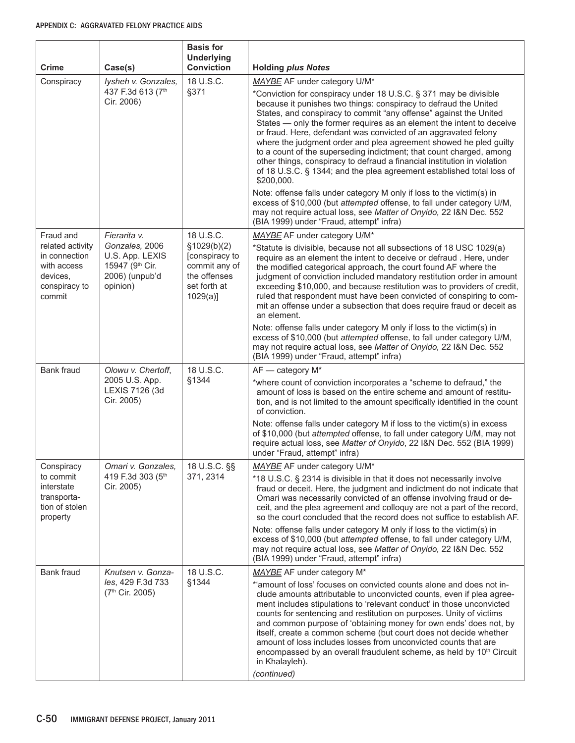| Crime | Case(s) | Basis for Underlying Conviction | Holding *plus Notes* |
| --- | --- | --- | --- |
| Conspiracy | *Iysheh v. Gonzales,* 437 F.3d 613 (7th Cir. 2006) | 18 U.S.C. §371 | *MAYBE* AF under category U/M*<br><br>*Conviction for conspiracy under 18 U.S.C. § 371 may be divisible because it punishes two things: conspiracy to defraud the United States, and conspiracy to commit "any offense" against the United States — only the former requires as an element the intent to deceive or fraud. Here, defendant was convicted of an aggravated felony where the judgment order and plea agreement showed he pled guilty to a count of the superseding indictment; that count charged, among other things, conspiracy to defraud a financial institution in violation of 18 U.S.C. § 1344; and the plea agreement established total loss of $200,000.<br><br>Note: offense falls under category M only if loss to the victim(s) in excess of $10,000 (but *attempted* offense, to fall under category U/M, may not require actual loss, see *Matter of Onyido,* 22 I&N Dec. 552 (BIA 1999) under "Fraud, attempt" infra) |
| Fraud and related activity in connection with access devices, conspiracy to commit | *Fierarita v. Gonzales,* 2006 U.S. App. LEXIS 15947 (9th Cir. 2006) (unpub'd opinion) | 18 U.S.C. §1029(b)(2) [conspiracy to commit any of the offenses set forth at 1029(a)] | *MAYBE* AF under category U/M*<br><br>*Statute is divisible, because not all subsections of 18 USC 1029(a) require as an element the intent to deceive or defraud . Here, under the modified categorical approach, the court found AF where the judgment of conviction included mandatory restitution order in amount exceeding $10,000, and because restitution was to providers of credit, ruled that respondent must have been convicted of conspiring to commit an offense under a subsection that does require fraud or deceit as an element.<br><br>Note: offense falls under category M only if loss to the victim(s) in excess of $10,000 (but *attempted* offense, to fall under category U/M, may not require actual loss, see *Matter of Onyido,* 22 I&N Dec. 552 (BIA 1999) under "Fraud, attempt" infra) |
| Bank fraud | *Olowu v. Chertoff,* 2005 U.S. App. LEXIS 7126 (3d Cir. 2005) | 18 U.S.C. §1344 | AF — category M*<br><br>*where count of conviction incorporates a "scheme to defraud," the amount of loss is based on the entire scheme and amount of restitution, and is not limited to the amount specifically identified in the count of conviction.<br><br>Note: offense falls under category M if loss to the victim(s) in excess of $10,000 (but *attempted* offense, to fall under category U/M, may not require actual loss, see *Matter of Onyido*, 22 I&N Dec. 552 (BIA 1999) under "Fraud, attempt" infra) |
| Conspiracy to commit interstate transportation of stolen property | *Omari v. Gonzales,* 419 F.3d 303 (5th Cir. 2005) | 18 U.S.C. §§ 371, 2314 | *MAYBE* AF under category U/M*<br><br>*18 U.S.C. § 2314 is divisible in that it does not necessarily involve fraud or deceit. Here, the judgment and indictment do not indicate that Omari was necessarily convicted of an offense involving fraud or deceit, and the plea agreement and colloquy are not a part of the record, so the court concluded that the record does not suffice to establish AF.<br><br>Note: offense falls under category M only if loss to the victim(s) in excess of $10,000 (but *attempted* offense, to fall under category U/M, may not require actual loss, see *Matter of Onyido,* 22 I&N Dec. 552 (BIA 1999) under "Fraud, attempt" infra) |
| Bank fraud | *Knutsen v. Gonzales*, 429 F.3d 733 (7th Cir. 2005) | 18 U.S.C. §1344 | *MAYBE* AF under category M*<br><br>*'amount of loss' focuses on convicted counts alone and does not include amounts attributable to unconvicted counts, even if plea agreement includes stipulations to 'relevant conduct' in those unconvicted counts for sentencing and restitution on purposes. Unity of victims and common purpose of 'obtaining money for own ends' does not, by itself, create a common scheme (but court does not decide whether amount of loss includes losses from unconvicted counts that are encompassed by an overall fraudulent scheme, as held by 10th Circuit in Khalayleh).<br><br>*(continued)* |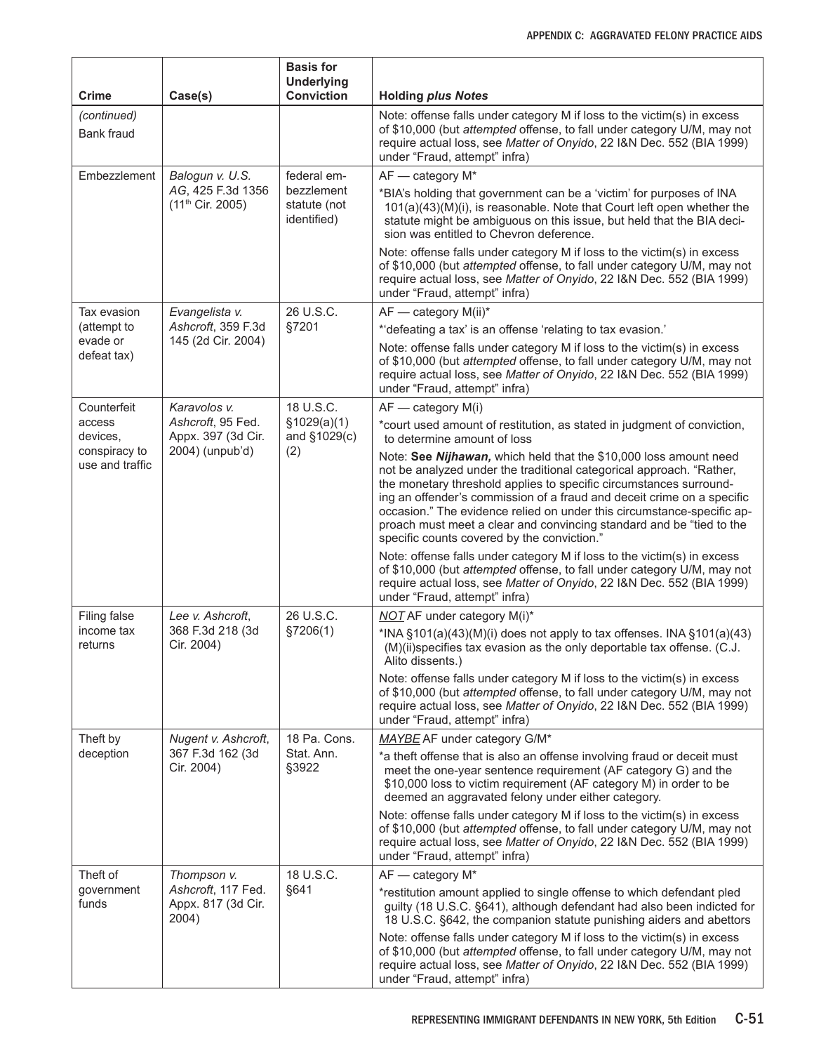| Crime | Case(s) | Basis for Underlying Conviction | Holding *plus Notes* |
|---|---|---|---|
| *(continued)* Bank fraud | | | Note: offense falls under category M if loss to the victim(s) in excess of $10,000 (but *attempted* offense, to fall under category U/M, may not require actual loss, see *Matter of Onyido*, 22 I&N Dec. 552 (BIA 1999) under "Fraud, attempt" infra) |
| Embezzlement | *Balogun v. U.S. AG*, 425 F.3d 1356 (11th Cir. 2005) | federal embezzlement statute (not identified) | AF — category M* <br> *BIA's holding that government can be a 'victim' for purposes of INA 101(a)(43)(M)(i), is reasonable. Note that Court left open whether the statute might be ambiguous on this issue, but held that the BIA decision was entitled to Chevron deference. <br> Note: offense falls under category M if loss to the victim(s) in excess of $10,000 (but *attempted* offense, to fall under category U/M, may not require actual loss, see *Matter of Onyido*, 22 I&N Dec. 552 (BIA 1999) under "Fraud, attempt" infra) |
| Tax evasion (attempt to evade or defeat tax) | *Evangelista v. Ashcroft*, 359 F.3d 145 (2d Cir. 2004) | 26 U.S.C. §7201 | AF — category M(ii)* <br> *'defeating a tax' is an offense 'relating to tax evasion.' <br> Note: offense falls under category M if loss to the victim(s) in excess of $10,000 (but *attempted* offense, to fall under category U/M, may not require actual loss, see *Matter of Onyido*, 22 I&N Dec. 552 (BIA 1999) under "Fraud, attempt" infra) |
| Counterfeit access devices, conspiracy to use and traffic | *Karavolos v. Ashcroft*, 95 Fed. Appx. 397 (3d Cir. 2004) (unpub'd) | 18 U.S.C. §1029(a)(1) and §1029(c)(2) | AF — category M(i) <br> *court used amount of restitution, as stated in judgment of conviction, to determine amount of loss <br> Note: **See *Nijhawan*,** which held that the $10,000 loss amount need not be analyzed under the traditional categorical approach. "Rather, the monetary threshold applies to specific circumstances surrounding an offender's commission of a fraud and deceit crime on a specific occasion." The evidence relied on under this circumstance-specific approach must meet a clear and convincing standard and be "tied to the specific counts covered by the conviction." <br> Note: offense falls under category M if loss to the victim(s) in excess of $10,000 (but *attempted* offense, to fall under category U/M, may not require actual loss, see *Matter of Onyido*, 22 I&N Dec. 552 (BIA 1999) under "Fraud, attempt" infra) |
| Filing false income tax returns | *Lee v. Ashcroft*, 368 F.3d 218 (3d Cir. 2004) | 26 U.S.C. §7206(1) | ***NOT*** AF under category M(i)* <br> *INA §101(a)(43)(M)(i) does not apply to tax offenses. INA §101(a)(43)(M)(ii)specifies tax evasion as the only deportable tax offense. (C.J. Alito dissents.) <br> Note: offense falls under category M if loss to the victim(s) in excess of $10,000 (but *attempted* offense, to fall under category U/M, may not require actual loss, see *Matter of Onyido*, 22 I&N Dec. 552 (BIA 1999) under "Fraud, attempt" infra) |
| Theft by deception | *Nugent v. Ashcroft*, 367 F.3d 162 (3d Cir. 2004) | 18 Pa. Cons. Stat. Ann. §3922 | ***MAYBE*** AF under category G/M* <br> *a theft offense that is also an offense involving fraud or deceit must meet the one-year sentence requirement (AF category G) and the $10,000 loss to victim requirement (AF category M) in order to be deemed an aggravated felony under either category. <br> Note: offense falls under category M if loss to the victim(s) in excess of $10,000 (but *attempted* offense, to fall under category U/M, may not require actual loss, see *Matter of Onyido*, 22 I&N Dec. 552 (BIA 1999) under "Fraud, attempt" infra) |
| Theft of government funds | *Thompson v. Ashcroft*, 117 Fed. Appx. 817 (3d Cir. 2004) | 18 U.S.C. §641 | AF — category M* <br> *restitution amount applied to single offense to which defendant pled guilty (18 U.S.C. §641), although defendant had also been indicted for 18 U.S.C. §642, the companion statute punishing aiders and abettors <br> Note: offense falls under category M if loss to the victim(s) in excess of $10,000 (but *attempted* offense, to fall under category U/M, may not require actual loss, see *Matter of Onyido*, 22 I&N Dec. 552 (BIA 1999) under "Fraud, attempt" infra) |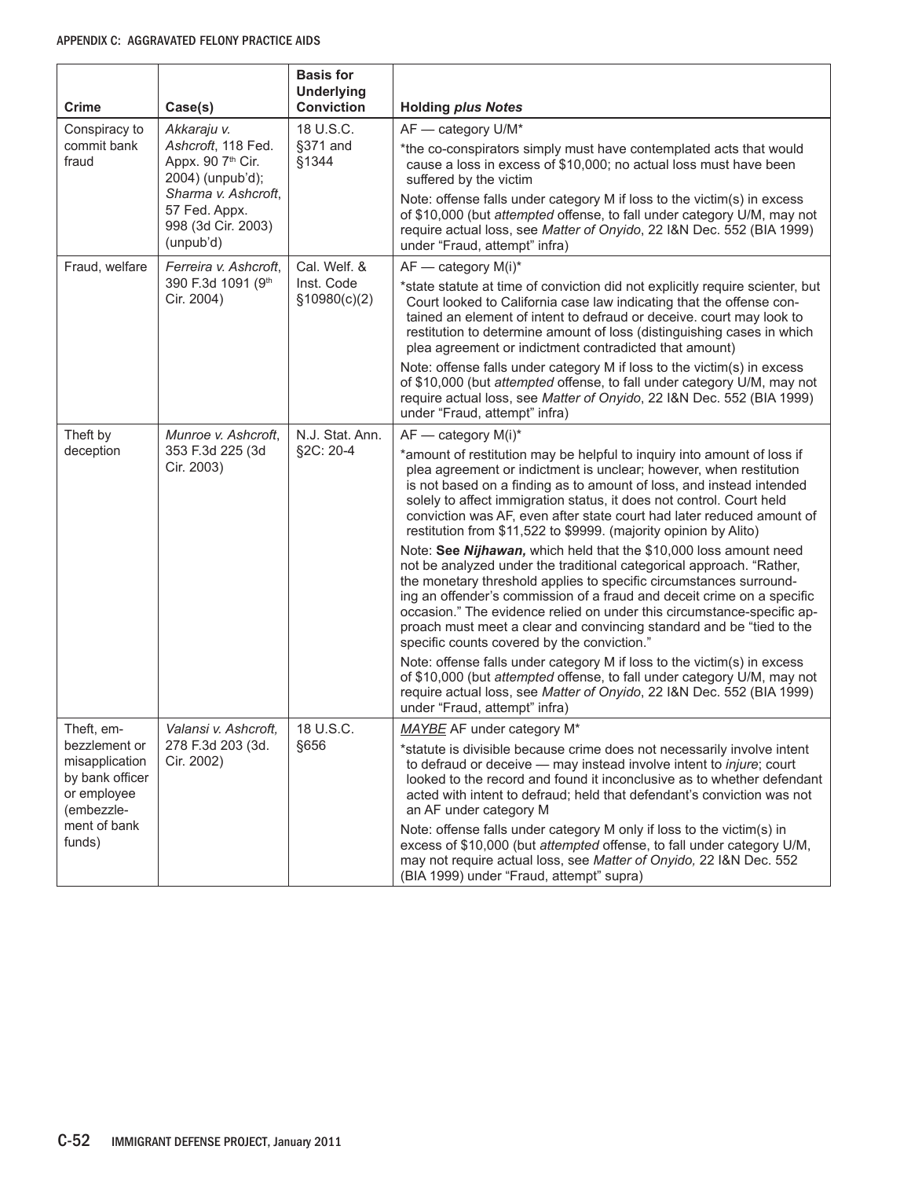| Crime | Case(s) | Basis for Underlying Conviction | Holding *plus Notes* |
|---|---|---|---|
| Conspiracy to commit bank fraud | *Akkaraju v. Ashcroft*, 118 Fed. Appx. 90 7th Cir. 2004) (unpub'd); *Sharma v. Ashcroft*, 57 Fed. Appx. 998 (3d Cir. 2003) (unpub'd) | 18 U.S.C. §371 and §1344 | AF — category U/M* <br><br> *the co-conspirators simply must have contemplated acts that would cause a loss in excess of $10,000; no actual loss must have been suffered by the victim <br><br> Note: offense falls under category M if loss to the victim(s) in excess of $10,000 (but *attempted* offense, to fall under category U/M, may not require actual loss, see *Matter of Onyido*, 22 I&N Dec. 552 (BIA 1999) under "Fraud, attempt" infra) |
| Fraud, welfare | *Ferreira v. Ashcroft*, 390 F.3d 1091 (9th Cir. 2004) | Cal. Welf. & Inst. Code §10980(c)(2) | AF — category M(i)* <br><br> *state statute at time of conviction did not explicitly require scienter, but Court looked to California case law indicating that the offense contained an element of intent to defraud or deceive. court may look to restitution to determine amount of loss (distinguishing cases in which plea agreement or indictment contradicted that amount) <br><br> Note: offense falls under category M if loss to the victim(s) in excess of $10,000 (but *attempted* offense, to fall under category U/M, may not require actual loss, see *Matter of Onyido*, 22 I&N Dec. 552 (BIA 1999) under "Fraud, attempt" infra) |
| Theft by deception | *Munroe v. Ashcroft*, 353 F.3d 225 (3d Cir. 2003) | N.J. Stat. Ann. §2C: 20-4 | AF — category M(i)* <br><br> *amount of restitution may be helpful to inquiry into amount of loss if plea agreement or indictment is unclear; however, when restitution is not based on a finding as to amount of loss, and instead intended solely to affect immigration status, it does not control. Court held conviction was AF, even after state court had later reduced amount of restitution from $11,522 to $9999. (majority opinion by Alito) <br><br> Note: **See *Nijhawan*,** which held that the $10,000 loss amount need not be analyzed under the traditional categorical approach. "Rather, the monetary threshold applies to specific circumstances surrounding an offender's commission of a fraud and deceit crime on a specific occasion." The evidence relied on under this circumstance-specific approach must meet a clear and convincing standard and be "tied to the specific counts covered by the conviction." <br><br> Note: offense falls under category M if loss to the victim(s) in excess of $10,000 (but *attempted* offense, to fall under category U/M, may not require actual loss, see *Matter of Onyido*, 22 I&N Dec. 552 (BIA 1999) under "Fraud, attempt" infra) |
| Theft, embezzlement or misapplication by bank officer or employee (embezzlement of bank funds) | *Valansi v. Ashcroft*, 278 F.3d 203 (3d. Cir. 2002) | 18 U.S.C. §656 | *MAYBE* AF under category M* <br><br> *statute is divisible because crime does not necessarily involve intent to defraud or deceive — may instead involve intent to *injure*; court looked to the record and found it inconclusive as to whether defendant acted with intent to defraud; held that defendant's conviction was not an AF under category M <br><br> Note: offense falls under category M only if loss to the victim(s) in excess of $10,000 (but *attempted* offense, to fall under category U/M, may not require actual loss, see *Matter of Onyido,* 22 I&N Dec. 552 (BIA 1999) under "Fraud, attempt" supra) |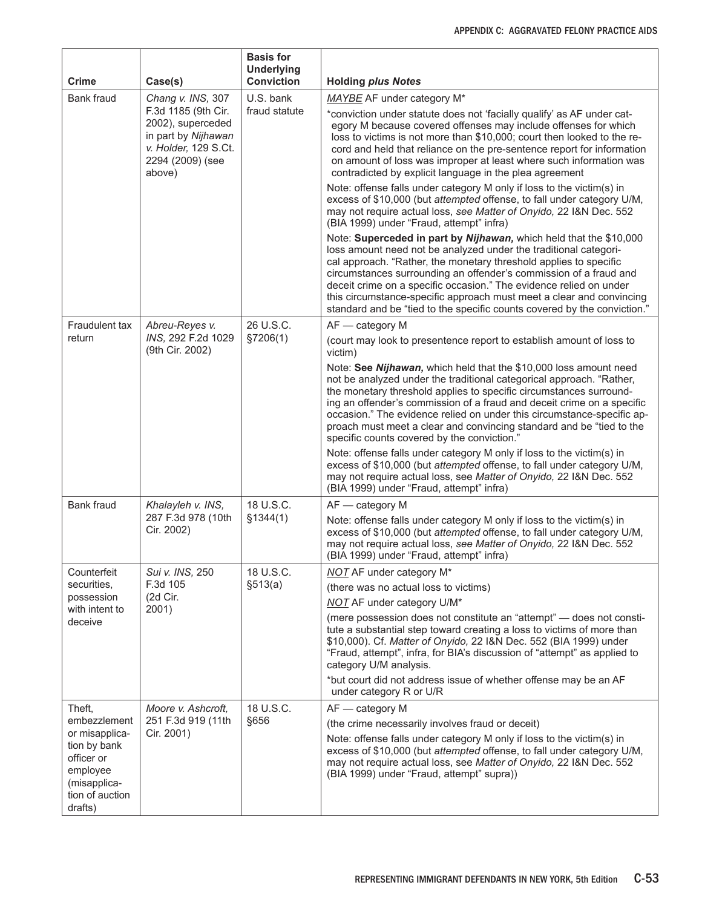| Crime | Case(s) | Basis for Underlying Conviction | Holding *plus Notes* |
|---|---|---|---|
| Bank fraud | *Chang v. INS,* 307 F.3d 1185 (9th Cir. 2002), superceded in part by *Nijhawan v. Holder,* 129 S.Ct. 2294 (2009) (see above) | U.S. bank fraud statute | *MAYBE* AF under category M*<br><br>*conviction under statute does not 'facially qualify' as AF under category M because covered offenses may include offenses for which loss to victims is not more than $10,000; court then looked to the record and held that reliance on the pre-sentence report for information on amount of loss was improper at least where such information was contradicted by explicit language in the plea agreement<br><br>Note: offense falls under category M only if loss to the victim(s) in excess of $10,000 (but *attempted* offense, to fall under category U/M, may not require actual loss, *see Matter of Onyido,* 22 I&N Dec. 552 (BIA 1999) under "Fraud, attempt" infra)<br><br>Note: **Superceded in part by *Nijhawan,*** which held that the $10,000 loss amount need not be analyzed under the traditional categorical approach. "Rather, the monetary threshold applies to specific circumstances surrounding an offender's commission of a fraud and deceit crime on a specific occasion." The evidence relied on under this circumstance-specific approach must meet a clear and convincing standard and be "tied to the specific counts covered by the conviction." |
| Fraudulent tax return | *Abreu-Reyes v. INS,* 292 F.2d 1029 (9th Cir. 2002) | 26 U.S.C. §7206(1) | AF — category M<br><br>(court may look to presentence report to establish amount of loss to victim)<br><br>Note: **See *Nijhawan,*** which held that the $10,000 loss amount need not be analyzed under the traditional categorical approach. "Rather, the monetary threshold applies to specific circumstances surrounding an offender's commission of a fraud and deceit crime on a specific occasion." The evidence relied on under this circumstance-specific approach must meet a clear and convincing standard and be "tied to the specific counts covered by the conviction."<br><br>Note: offense falls under category M only if loss to the victim(s) in excess of $10,000 (but *attempted* offense, to fall under category U/M, may not require actual loss, see *Matter of Onyido,* 22 I&N Dec. 552 (BIA 1999) under "Fraud, attempt" infra) |
| Bank fraud | *Khalayleh v. INS,* 287 F.3d 978 (10th Cir. 2002) | 18 U.S.C. §1344(1) | AF — category M<br><br>Note: offense falls under category M only if loss to the victim(s) in excess of $10,000 (but *attempted* offense, to fall under category U/M, may not require actual loss, *see Matter of Onyido,* 22 I&N Dec. 552 (BIA 1999) under "Fraud, attempt" infra) |
| Counterfeit securities, possession with intent to deceive | *Sui v. INS,* 250 F.3d 105 (2d Cir. 2001) | 18 U.S.C. §513(a) | *NOT* AF under category M*<br><br>(there was no actual loss to victims)<br><br>*NOT* AF under category U/M*<br><br>(mere possession does not constitute an "attempt" — does not constitute a substantial step toward creating a loss to victims of more than $10,000). Cf. *Matter of Onyido,* 22 I&N Dec. 552 (BIA 1999) under "Fraud, attempt", infra, for BIA's discussion of "attempt" as applied to category U/M analysis.<br><br>*but court did not address issue of whether offense may be an AF under category R or U/R |
| Theft, embezzlement or misapplication by bank officer or employee (misapplication of auction drafts) | *Moore v. Ashcroft,* 251 F.3d 919 (11th Cir. 2001) | 18 U.S.C. §656 | AF — category M<br><br>(the crime necessarily involves fraud or deceit)<br><br>Note: offense falls under category M only if loss to the victim(s) in excess of $10,000 (but *attempted* offense, to fall under category U/M, may not require actual loss, see *Matter of Onyido,* 22 I&N Dec. 552 (BIA 1999) under "Fraud, attempt" supra)) |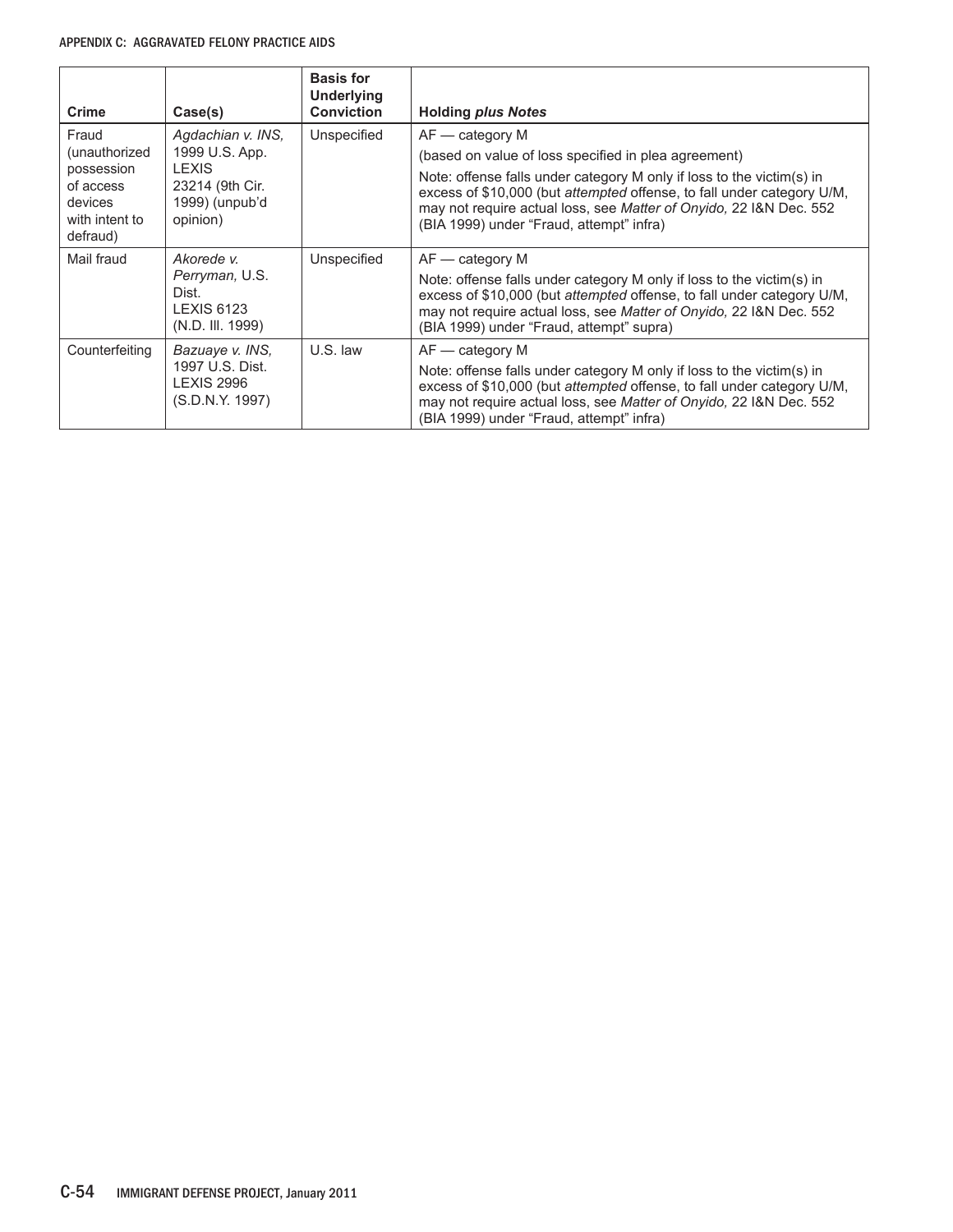| Crime | Case(s) | Basis for Underlying Conviction | Holding *plus Notes* |
|---|---|---|---|
| Fraud (unauthorized possession of access devices with intent to defraud) | *Agdachian v. INS,* 1999 U.S. App. LEXIS 23214 (9th Cir. 1999) (unpub'd opinion) | Unspecified | AF — category M<br>(based on value of loss specified in plea agreement)<br>Note: offense falls under category M only if loss to the victim(s) in excess of $10,000 (but *attempted* offense, to fall under category U/M, may not require actual loss, see *Matter of Onyido,* 22 I&N Dec. 552 (BIA 1999) under "Fraud, attempt" infra) |
| Mail fraud | *Akorede v. Perryman,* U.S. Dist. LEXIS 6123 (N.D. Ill. 1999) | Unspecified | AF — category M<br>Note: offense falls under category M only if loss to the victim(s) in excess of $10,000 (but *attempted* offense, to fall under category U/M, may not require actual loss, see *Matter of Onyido,* 22 I&N Dec. 552 (BIA 1999) under "Fraud, attempt" supra) |
| Counterfeiting | *Bazuaye v. INS,* 1997 U.S. Dist. LEXIS 2996 (S.D.N.Y. 1997) | U.S. law | AF — category M<br>Note: offense falls under category M only if loss to the victim(s) in excess of $10,000 (but *attempted* offense, to fall under category U/M, may not require actual loss, see *Matter of Onyido,* 22 I&N Dec. 552 (BIA 1999) under "Fraud, attempt" infra) |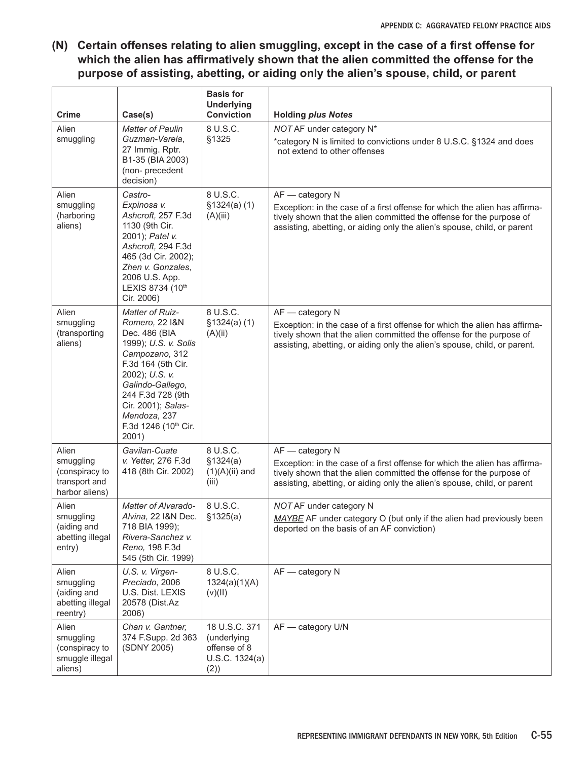## (N) Certain offenses relating to alien smuggling, except in the case of a first offense for which the alien has affirmatively shown that the alien committed the offense for the purpose of assisting, abetting, or aiding only the alien's spouse, child, or parent

| Crime | Case(s) | Basis for Underlying Conviction | Holding *plus Notes* |
|---|---|---|---|
| Alien smuggling | *Matter of Paulin Guzman-Varela*, 27 Immig. Rptr. B1-35 (BIA 2003) (non- precedent decision) | 8 U.S.C. §1325 | ***NOT*** AF under category N* <br> *category N is limited to convictions under 8 U.S.C. §1324 and does not extend to other offenses |
| Alien smuggling (harboring aliens) | *Castro-Expinosa v. Ashcroft,* 257 F.3d 1130 (9th Cir. 2001); *Patel v. Ashcroft,* 294 F.3d 465 (3d Cir. 2002); *Zhen v. Gonzales*, 2006 U.S. App. LEXIS 8734 (10th Cir. 2006) | 8 U.S.C. §1324(a) (1)(A)(iii) | AF — category N <br> Exception: in the case of a first offense for which the alien has affirmatively shown that the alien committed the offense for the purpose of assisting, abetting, or aiding only the alien's spouse, child, or parent |
| Alien smuggling (transporting aliens) | *Matter of Ruiz-Romero,* 22 I&N Dec. 486 (BIA 1999); *U.S. v. Solis Campozano,* 312 F.3d 164 (5th Cir. 2002); *U.S. v. Galindo-Gallego,* 244 F.3d 728 (9th Cir. 2001); *Salas-Mendoza,* 237 F.3d 1246 (10th Cir. 2001) | 8 U.S.C. §1324(a) (1)(A)(ii) | AF — category N <br> Exception: in the case of a first offense for which the alien has affirmatively shown that the alien committed the offense for the purpose of assisting, abetting, or aiding only the alien's spouse, child, or parent. |
| Alien smuggling (conspiracy to transport and harbor aliens) | *Gavilan-Cuate v. Yetter,* 276 F.3d 418 (8th Cir. 2002) | 8 U.S.C. §1324(a) (1)(A)(ii) and (iii) | AF — category N <br> Exception: in the case of a first offense for which the alien has affirmatively shown that the alien committed the offense for the purpose of assisting, abetting, or aiding only the alien's spouse, child, or parent |
| Alien smuggling (aiding and abetting illegal entry) | *Matter of Alvarado-Alvina,* 22 I&N Dec. 718 BIA 1999); *Rivera-Sanchez v. Reno,* 198 F.3d 545 (5th Cir. 1999) | 8 U.S.C. §1325(a) | ***NOT*** AF under category N <br> ***MAYBE*** AF under category O (but only if the alien had previously been deported on the basis of an AF conviction) |
| Alien smuggling (aiding and abetting illegal reentry) | *U.S. v. Virgen-Preciado*, 2006 U.S. Dist. LEXIS 20578 (Dist.Az 2006) | 8 U.S.C. 1324(a)(1)(A)(v)(II) | AF — category N |
| Alien smuggling (conspiracy to smuggle illegal aliens) | *Chan v. Gantner,* 374 F.Supp. 2d 363 (SDNY 2005) | 18 U.S.C. 371 (underlying offense of 8 U.S.C. 1324(a)(2)) | AF — category U/N |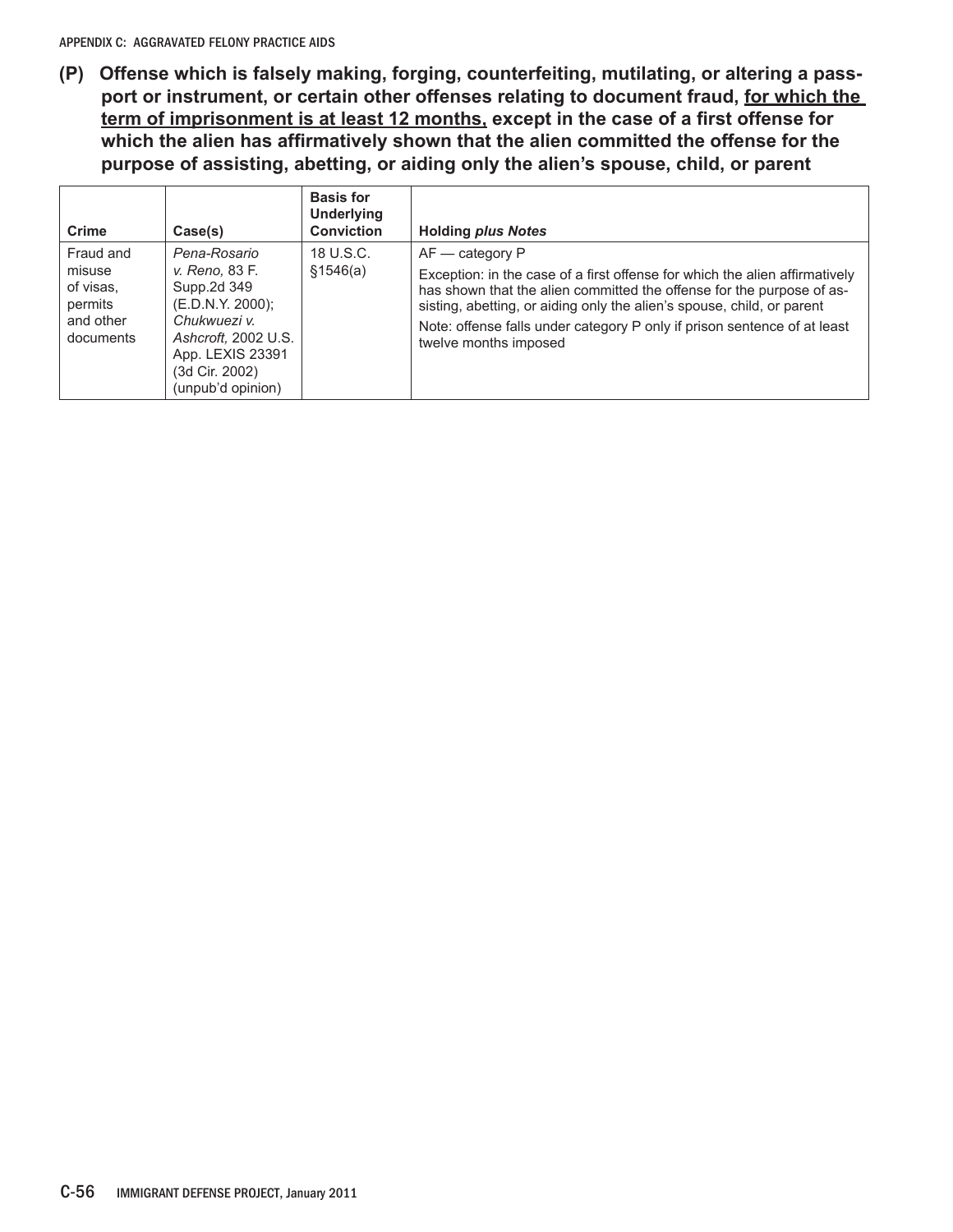## (P) Offense which is falsely making, forging, counterfeiting, mutilating, or altering a passport or instrument, or certain other offenses relating to document fraud, <u>for which the term of imprisonment is at least 12 months,</u> except in the case of a first offense for which the alien has affirmatively shown that the alien committed the offense for the purpose of assisting, abetting, or aiding only the alien's spouse, child, or parent

| Crime | Case(s) | Basis for Underlying Conviction | Holding *plus Notes* |
|---|---|---|---|
| Fraud and misuse of visas, permits and other documents | *Pena-Rosario v. Reno,* 83 F. Supp.2d 349 (E.D.N.Y. 2000); *Chukwuezi v. Ashcroft,* 2002 U.S. App. LEXIS 23391 (3d Cir. 2002) (unpub'd opinion) | 18 U.S.C. §1546(a) | AF — category P<br>Exception: in the case of a first offense for which the alien affirmatively has shown that the alien committed the offense for the purpose of assisting, abetting, or aiding only the alien's spouse, child, or parent<br>Note: offense falls under category P only if prison sentence of at least twelve months imposed |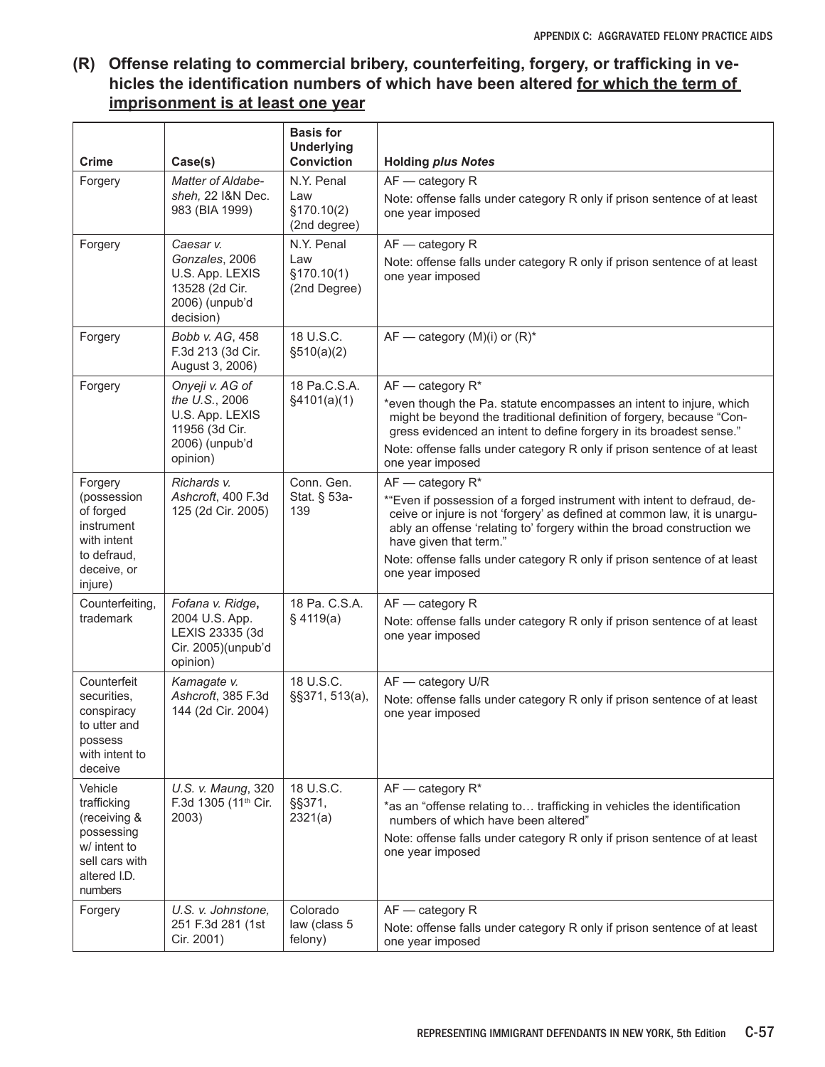## (R) Offense relating to commercial bribery, counterfeiting, forgery, or trafficking in vehicles the identification numbers of which have been altered <u>for which the term of imprisonment is at least one year</u>

| Crime | Case(s) | Basis for Underlying Conviction | Holding *plus Notes* |
|---|---|---|---|
| Forgery | *Matter of Aldabesheh,* 22 I&N Dec. 983 (BIA 1999) | N.Y. Penal Law §170.10(2) (2nd degree) | AF — category R<br>Note: offense falls under category R only if prison sentence of at least one year imposed |
| Forgery | *Caesar v. Gonzales*, 2006 U.S. App. LEXIS 13528 (2d Cir. 2006) (unpub'd decision) | N.Y. Penal Law §170.10(1) (2nd Degree) | AF — category R<br>Note: offense falls under category R only if prison sentence of at least one year imposed |
| Forgery | *Bobb v. AG*, 458 F.3d 213 (3d Cir. August 3, 2006) | 18 U.S.C. §510(a)(2) | AF — category (M)(i) or (R)* |
| Forgery | *Onyeji v. AG of the U.S.*, 2006 U.S. App. LEXIS 11956 (3d Cir. 2006) (unpub'd opinion) | 18 Pa.C.S.A. §4101(a)(1) | AF — category R*<br>*even though the Pa. statute encompasses an intent to injure, which might be beyond the traditional definition of forgery, because "Congress evidenced an intent to define forgery in its broadest sense."<br>Note: offense falls under category R only if prison sentence of at least one year imposed |
| Forgery (possession of forged instrument with intent to defraud, deceive, or injure) | *Richards v. Ashcroft*, 400 F.3d 125 (2d Cir. 2005) | Conn. Gen. Stat. § 53a-139 | AF — category R*<br>*"Even if possession of a forged instrument with intent to defraud, deceive or injure is not 'forgery' as defined at common law, it is unarguably an offense 'relating to' forgery within the broad construction we have given that term."<br>Note: offense falls under category R only if prison sentence of at least one year imposed |
| Counterfeiting, trademark | *Fofana v. Ridge*, 2004 U.S. App. LEXIS 23335 (3d Cir. 2005)(unpub'd opinion) | 18 Pa. C.S.A. § 4119(a) | AF — category R<br>Note: offense falls under category R only if prison sentence of at least one year imposed |
| Counterfeit securities, conspiracy to utter and possess with intent to deceive | *Kamagate v. Ashcroft*, 385 F.3d 144 (2d Cir. 2004) | 18 U.S.C. §§371, 513(a), | AF — category U/R<br>Note: offense falls under category R only if prison sentence of at least one year imposed |
| Vehicle trafficking (receiving & possessing w/ intent to sell cars with altered I.D. numbers | *U.S. v. Maung*, 320 F.3d 1305 (11th Cir. 2003) | 18 U.S.C. §§371, 2321(a) | AF — category R*<br>*as an "offense relating to… trafficking in vehicles the identification numbers of which have been altered"<br>Note: offense falls under category R only if prison sentence of at least one year imposed |
| Forgery | *U.S. v. Johnstone,* 251 F.3d 281 (1st Cir. 2001) | Colorado law (class 5 felony) | AF — category R<br>Note: offense falls under category R only if prison sentence of at least one year imposed |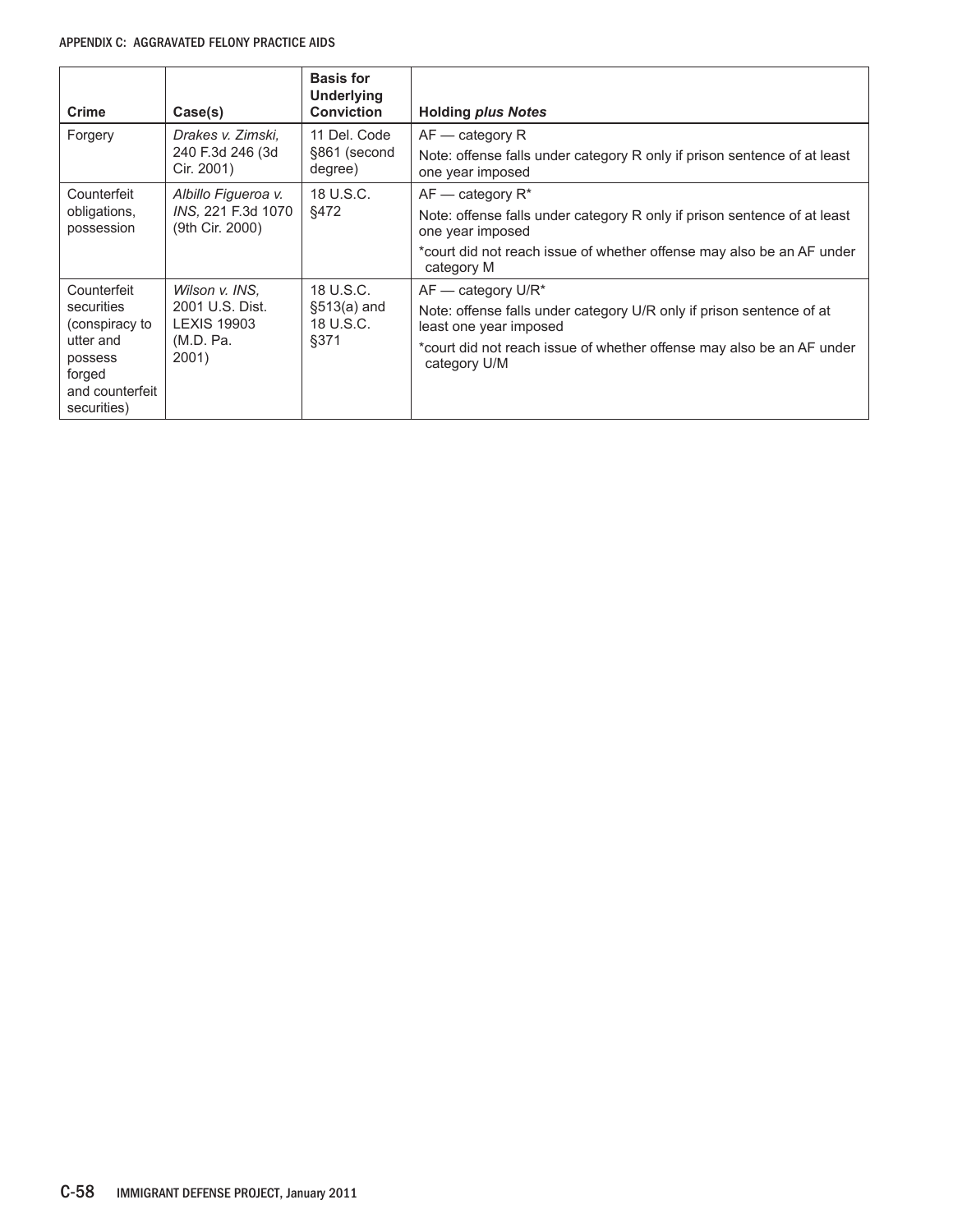| Crime | Case(s) | Basis for Underlying Conviction | Holding *plus Notes* |
| --- | --- | --- | --- |
| Forgery | *Drakes v. Zimski*, 240 F.3d 246 (3d Cir. 2001) | 11 Del. Code §861 (second degree) | AF — category R<br><br>Note: offense falls under category R only if prison sentence of at least one year imposed |
| Counterfeit obligations, possession | *Albillo Figueroa v. INS*, 221 F.3d 1070 (9th Cir. 2000) | 18 U.S.C. §472 | AF — category R*<br><br>Note: offense falls under category R only if prison sentence of at least one year imposed<br><br>*court did not reach issue of whether offense may also be an AF under category M |
| Counterfeit securities (conspiracy to utter and possess forged and counterfeit securities) | *Wilson v. INS*, 2001 U.S. Dist. LEXIS 19903 (M.D. Pa. 2001) | 18 U.S.C. §513(a) and 18 U.S.C. §371 | AF — category U/R*<br><br>Note: offense falls under category U/R only if prison sentence of at least one year imposed<br><br>*court did not reach issue of whether offense may also be an AF under category U/M |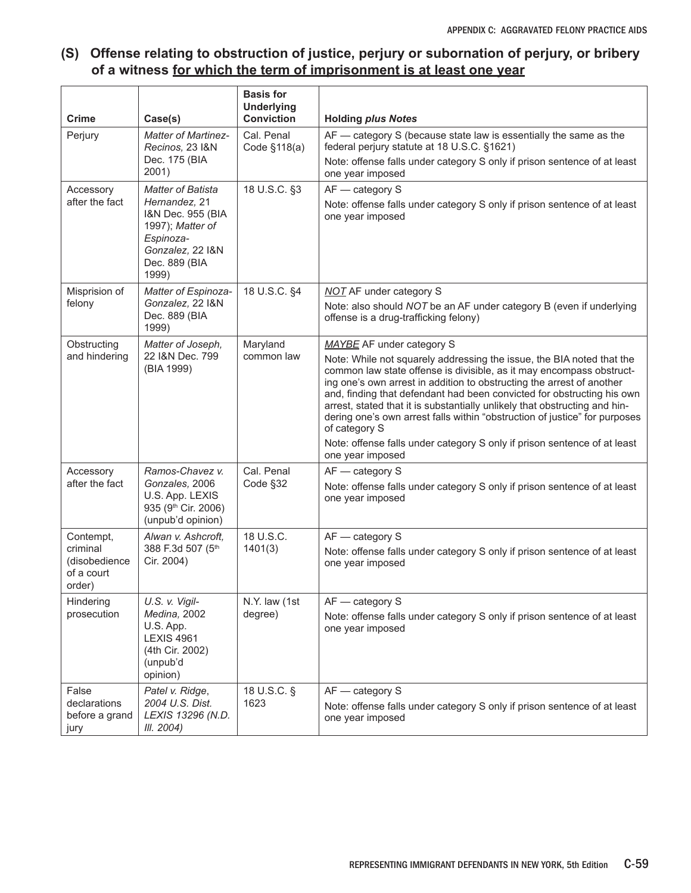## (S) Offense relating to obstruction of justice, perjury or subornation of perjury, or bribery of a witness for which the term of imprisonment is at least one year

| Crime | Case(s) | Basis for Underlying Conviction | Holding *plus Notes* |
|---|---|---|---|
| Perjury | *Matter of Martinez-Recinos,* 23 I&N Dec. 175 (BIA 2001) | Cal. Penal Code §118(a) | AF — category S (because state law is essentially the same as the federal perjury statute at 18 U.S.C. §1621)<br>Note: offense falls under category S only if prison sentence of at least one year imposed |
| Accessory after the fact | *Matter of Batista Hernandez,* 21 I&N Dec. 955 (BIA 1997); *Matter of Espinoza-Gonzalez,* 22 I&N Dec. 889 (BIA 1999) | 18 U.S.C. §3 | AF — category S<br>Note: offense falls under category S only if prison sentence of at least one year imposed |
| Misprision of felony | *Matter of Espinoza-Gonzalez,* 22 I&N Dec. 889 (BIA 1999) | 18 U.S.C. §4 | ***NOT*** AF under category S<br>Note: also should *NOT* be an AF under category B (even if underlying offense is a drug-trafficking felony) |
| Obstructing and hindering | *Matter of Joseph,* 22 I&N Dec. 799 (BIA 1999) | Maryland common law | ***MAYBE*** AF under category S<br>Note: While not squarely addressing the issue, the BIA noted that the common law state offense is divisible, as it may encompass obstructing one's own arrest in addition to obstructing the arrest of another and, finding that defendant had been convicted for obstructing his own arrest, stated that it is substantially unlikely that obstructing and hindering one's own arrest falls within "obstruction of justice" for purposes of category S<br>Note: offense falls under category S only if prison sentence of at least one year imposed |
| Accessory after the fact | *Ramos-Chavez v. Gonzales,* 2006 U.S. App. LEXIS 935 (9th Cir. 2006) (unpub'd opinion) | Cal. Penal Code §32 | AF — category S<br>Note: offense falls under category S only if prison sentence of at least one year imposed |
| Contempt, criminal (disobedience of a court order) | *Alwan v. Ashcroft,* 388 F.3d 507 (5th Cir. 2004) | 18 U.S.C. 1401(3) | AF — category S<br>Note: offense falls under category S only if prison sentence of at least one year imposed |
| Hindering prosecution | *U.S. v. Vigil-Medina,* 2002 U.S. App. LEXIS 4961 (4th Cir. 2002) (unpub'd opinion) | N.Y. law (1st degree) | AF — category S<br>Note: offense falls under category S only if prison sentence of at least one year imposed |
| False declarations before a grand jury | *Patel v. Ridge, 2004 U.S. Dist. LEXIS 13296 (N.D. Ill. 2004)* | 18 U.S.C. § 1623 | AF — category S<br>Note: offense falls under category S only if prison sentence of at least one year imposed |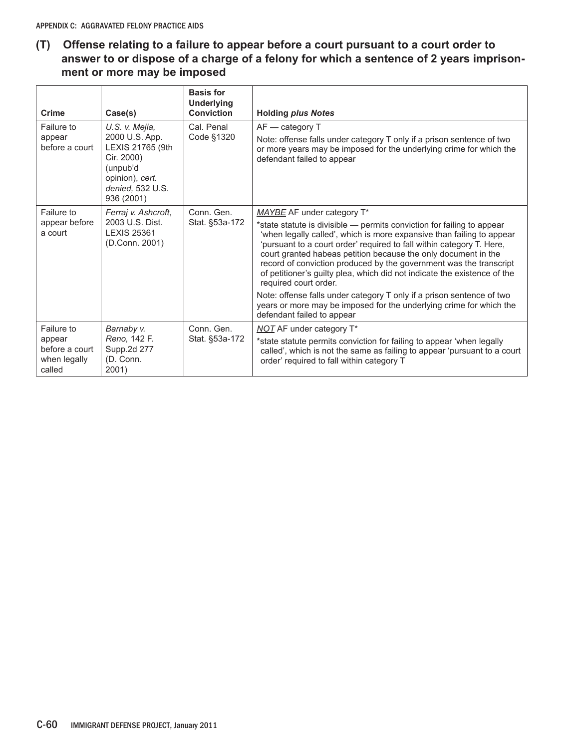## (T) Offense relating to a failure to appear before a court pursuant to a court order to answer to or dispose of a charge of a felony for which a sentence of 2 years imprisonment or more may be imposed

| Crime | Case(s) | Basis for Underlying Conviction | Holding *plus Notes* |
| --- | --- | --- | --- |
| Failure to appear before a court | *U.S. v. Mejia,* 2000 U.S. App. LEXIS 21765 (9th Cir. 2000) (unpub'd opinion), *cert. denied,* 532 U.S. 936 (2001) | Cal. Penal Code §1320 | AF — category T<br>Note: offense falls under category T only if a prison sentence of two or more years may be imposed for the underlying crime for which the defendant failed to appear |
| Failure to appear before a court | *Ferraj v. Ashcroft*, 2003 U.S. Dist. LEXIS 25361 (D.Conn. 2001) | Conn. Gen. Stat. §53a-172 | ***MAYBE*** AF under category T*<br>*state statute is divisible — permits conviction for failing to appear 'when legally called', which is more expansive than failing to appear 'pursuant to a court order' required to fall within category T. Here, court granted habeas petition because the only document in the record of conviction produced by the government was the transcript of petitioner's guilty plea, which did not indicate the existence of the required court order.<br>Note: offense falls under category T only if a prison sentence of two years or more may be imposed for the underlying crime for which the defendant failed to appear |
| Failure to appear before a court when legally called | *Barnaby v. Reno,* 142 F. Supp.2d 277 (D. Conn. 2001) | Conn. Gen. Stat. §53a-172 | ***NOT*** AF under category T*<br>*state statute permits conviction for failing to appear 'when legally called', which is not the same as failing to appear 'pursuant to a court order' required to fall within category T |